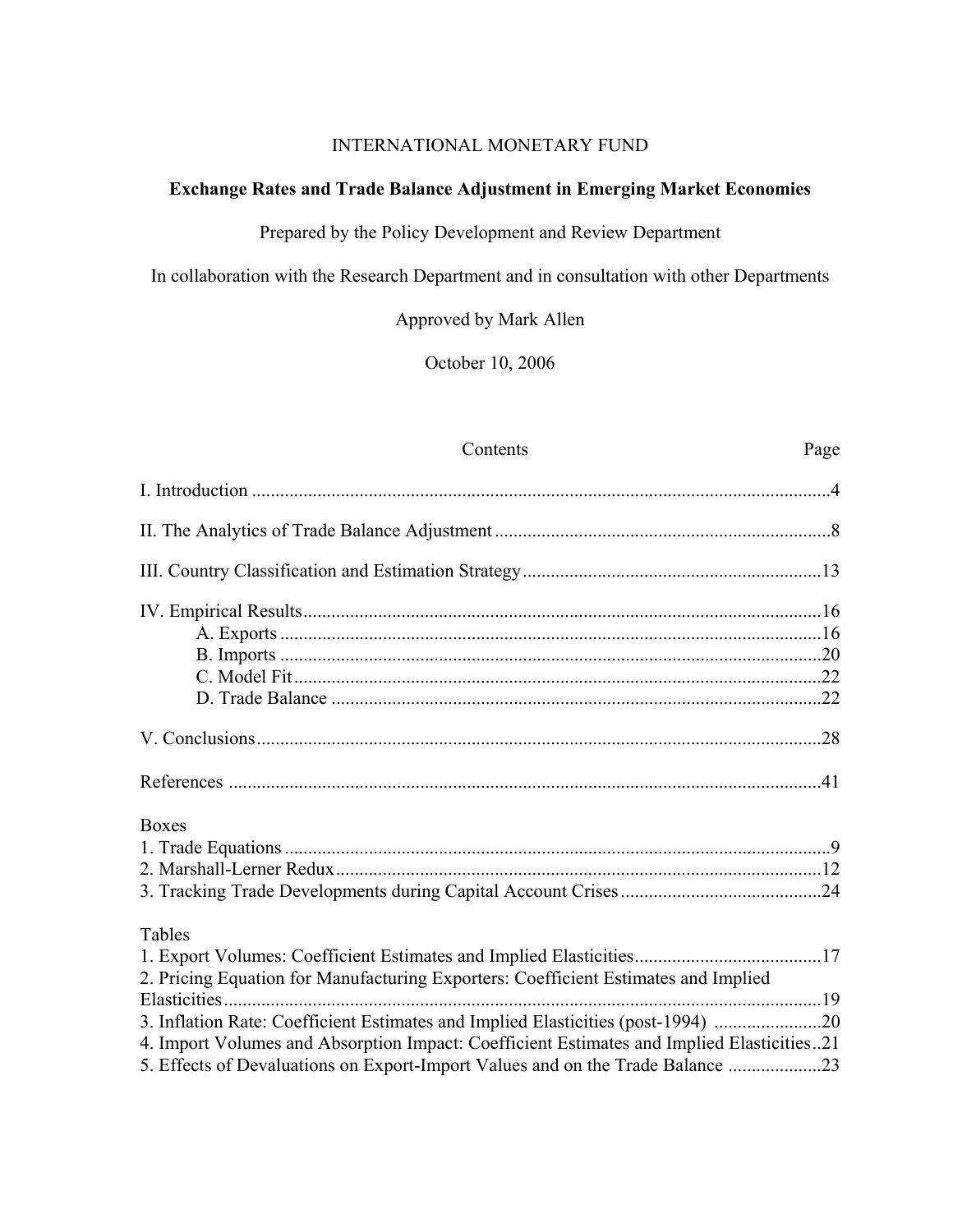INTERNATIONAL MONETARY FUND

# Exchange Rates and Trade Balance Adjustment in Emerging Market Economies

Prepared by the Policy Development and Review Department

In collaboration with the Research Department and in consultation with other Departments

Approved by Mark Allen

October 10, 2006

| Contents | Page |
|---|---|
| I. Introduction | 4 |
| II. The Analytics of Trade Balance Adjustment | 8 |
| III. Country Classification and Estimation Strategy | 13 |
| IV. Empirical Results | 16 |
| A. Exports | 16 |
| B. Imports | 20 |
| C. Model Fit | 22 |
| D. Trade Balance | 22 |
| V. Conclusions | 28 |
| References | 41 |
| **Boxes** | |
| 1. Trade Equations | 9 |
| 2. Marshall-Lerner Redux | 12 |
| 3. Tracking Trade Developments during Capital Account Crises | 24 |
| **Tables** | |
| 1. Export Volumes: Coefficient Estimates and Implied Elasticities | 17 |
| 2. Pricing Equation for Manufacturing Exporters: Coefficient Estimates and Implied Elasticities | 19 |
| 3. Inflation Rate: Coefficient Estimates and Implied Elasticities (post-1994) | 20 |
| 4. Import Volumes and Absorption Impact: Coefficient Estimates and Implied Elasticities | 21 |
| 5. Effects of Devaluations on Export-Import Values and on the Trade Balance | 23 |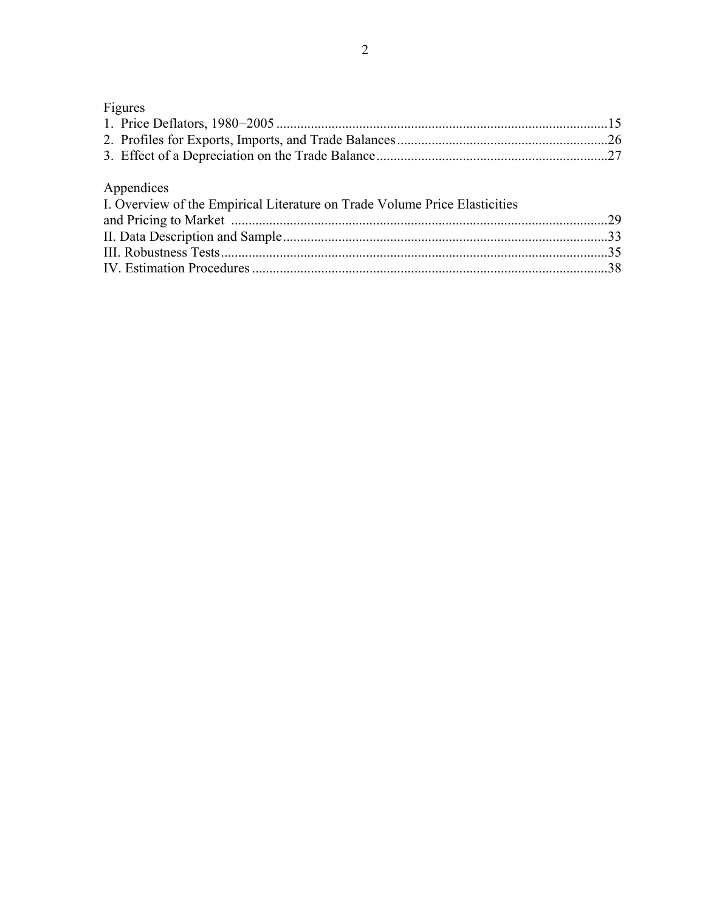Figures

1. Price Deflators, 1980−2005 ..............................................................................................15
2. Profiles for Exports, Imports, and Trade Balances ............................................................26
3. Effect of a Depreciation on the Trade Balance ..................................................................27

Appendices

I. Overview of the Empirical Literature on Trade Volume Price Elasticities and Pricing to Market ............................................................................................................29
II. Data Description and Sample .............................................................................................33
III. Robustness Tests ...............................................................................................................35
IV. Estimation Procedures ......................................................................................................38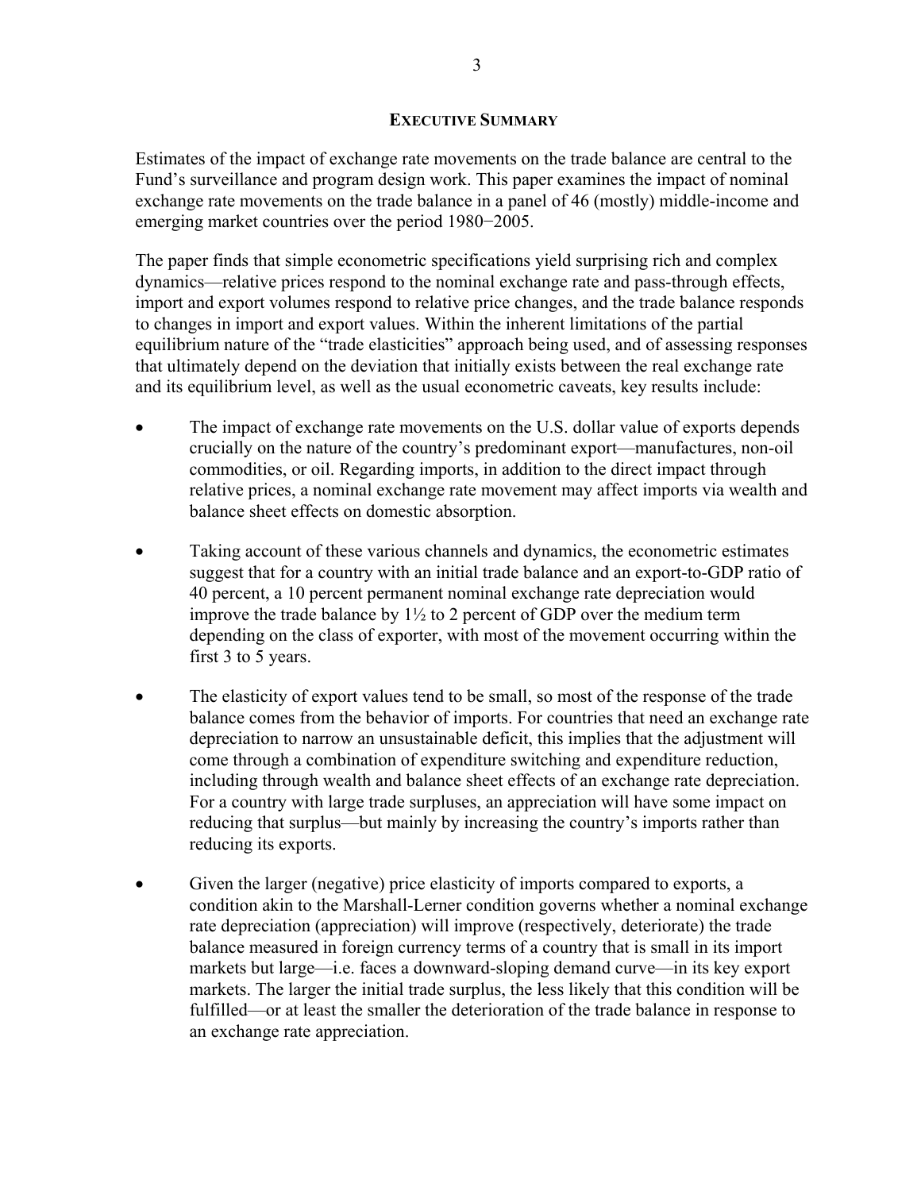## EXECUTIVE SUMMARY

Estimates of the impact of exchange rate movements on the trade balance are central to the Fund's surveillance and program design work. This paper examines the impact of nominal exchange rate movements on the trade balance in a panel of 46 (mostly) middle-income and emerging market countries over the period 1980−2005.

The paper finds that simple econometric specifications yield surprising rich and complex dynamics—relative prices respond to the nominal exchange rate and pass-through effects, import and export volumes respond to relative price changes, and the trade balance responds to changes in import and export values. Within the inherent limitations of the partial equilibrium nature of the "trade elasticities" approach being used, and of assessing responses that ultimately depend on the deviation that initially exists between the real exchange rate and its equilibrium level, as well as the usual econometric caveats, key results include:

- The impact of exchange rate movements on the U.S. dollar value of exports depends crucially on the nature of the country's predominant export—manufactures, non-oil commodities, or oil. Regarding imports, in addition to the direct impact through relative prices, a nominal exchange rate movement may affect imports via wealth and balance sheet effects on domestic absorption.

- Taking account of these various channels and dynamics, the econometric estimates suggest that for a country with an initial trade balance and an export-to-GDP ratio of 40 percent, a 10 percent permanent nominal exchange rate depreciation would improve the trade balance by 1½ to 2 percent of GDP over the medium term depending on the class of exporter, with most of the movement occurring within the first 3 to 5 years.

- The elasticity of export values tend to be small, so most of the response of the trade balance comes from the behavior of imports. For countries that need an exchange rate depreciation to narrow an unsustainable deficit, this implies that the adjustment will come through a combination of expenditure switching and expenditure reduction, including through wealth and balance sheet effects of an exchange rate depreciation. For a country with large trade surpluses, an appreciation will have some impact on reducing that surplus—but mainly by increasing the country's imports rather than reducing its exports.

- Given the larger (negative) price elasticity of imports compared to exports, a condition akin to the Marshall-Lerner condition governs whether a nominal exchange rate depreciation (appreciation) will improve (respectively, deteriorate) the trade balance measured in foreign currency terms of a country that is small in its import markets but large—i.e. faces a downward-sloping demand curve—in its key export markets. The larger the initial trade surplus, the less likely that this condition will be fulfilled—or at least the smaller the deterioration of the trade balance in response to an exchange rate appreciation.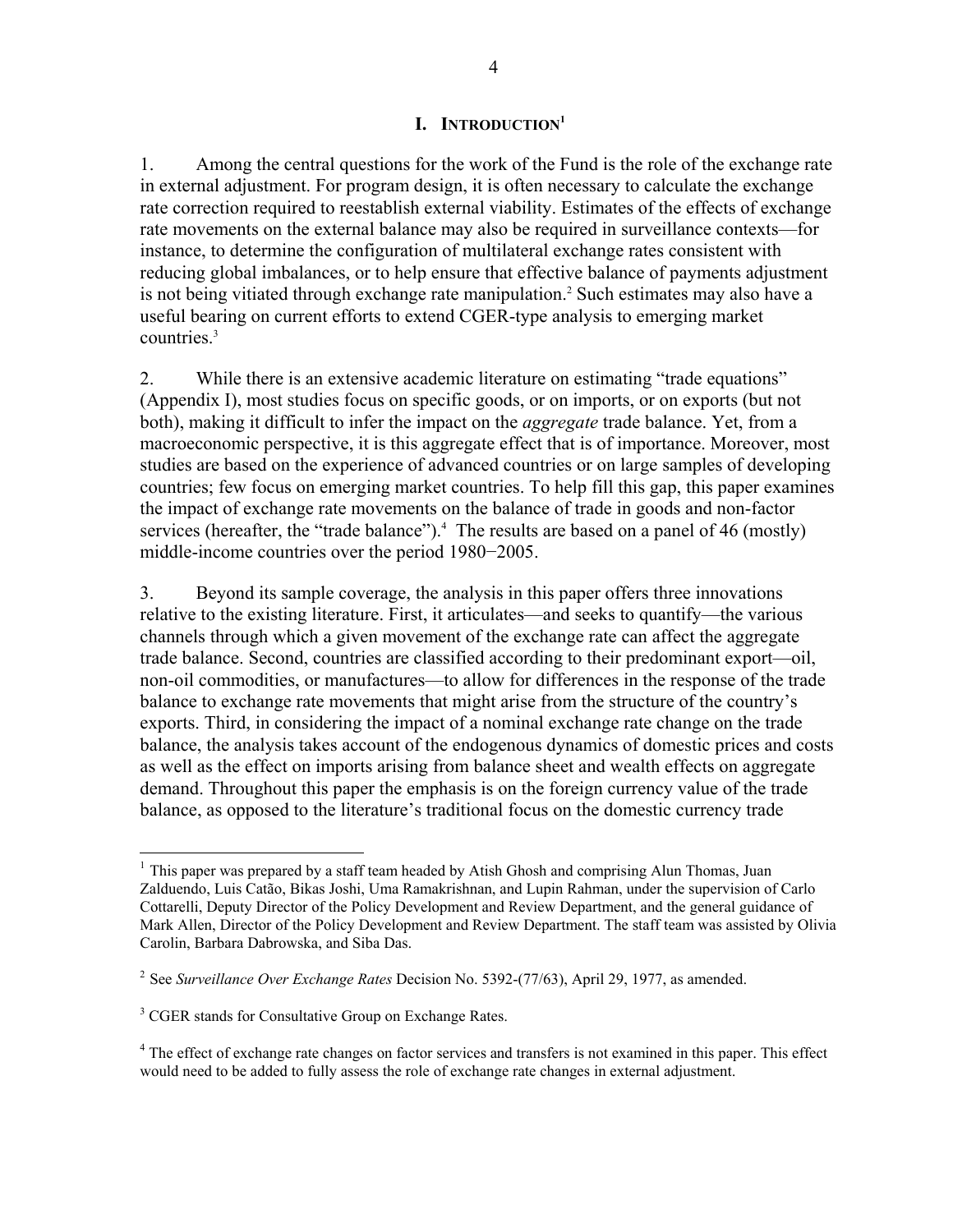# I. INTRODUCTION[1]

1. Among the central questions for the work of the Fund is the role of the exchange rate in external adjustment. For program design, it is often necessary to calculate the exchange rate correction required to reestablish external viability. Estimates of the effects of exchange rate movements on the external balance may also be required in surveillance contexts—for instance, to determine the configuration of multilateral exchange rates consistent with reducing global imbalances, or to help ensure that effective balance of payments adjustment is not being vitiated through exchange rate manipulation.[2] Such estimates may also have a useful bearing on current efforts to extend CGER-type analysis to emerging market countries.[3]

2. While there is an extensive academic literature on estimating "trade equations" (Appendix I), most studies focus on specific goods, or on imports, or on exports (but not both), making it difficult to infer the impact on the *aggregate* trade balance. Yet, from a macroeconomic perspective, it is this aggregate effect that is of importance. Moreover, most studies are based on the experience of advanced countries or on large samples of developing countries; few focus on emerging market countries. To help fill this gap, this paper examines the impact of exchange rate movements on the balance of trade in goods and non-factor services (hereafter, the "trade balance").[4] The results are based on a panel of 46 (mostly) middle-income countries over the period 1980−2005.

3. Beyond its sample coverage, the analysis in this paper offers three innovations relative to the existing literature. First, it articulates—and seeks to quantify—the various channels through which a given movement of the exchange rate can affect the aggregate trade balance. Second, countries are classified according to their predominant export—oil, non-oil commodities, or manufactures—to allow for differences in the response of the trade balance to exchange rate movements that might arise from the structure of the country's exports. Third, in considering the impact of a nominal exchange rate change on the trade balance, the analysis takes account of the endogenous dynamics of domestic prices and costs as well as the effect on imports arising from balance sheet and wealth effects on aggregate demand. Throughout this paper the emphasis is on the foreign currency value of the trade balance, as opposed to the literature's traditional focus on the domestic currency trade

---

[1] This paper was prepared by a staff team headed by Atish Ghosh and comprising Alun Thomas, Juan Zalduendo, Luis Catão, Bikas Joshi, Uma Ramakrishnan, and Lupin Rahman, under the supervision of Carlo Cottarelli, Deputy Director of the Policy Development and Review Department, and the general guidance of Mark Allen, Director of the Policy Development and Review Department. The staff team was assisted by Olivia Carolin, Barbara Dabrowska, and Siba Das.

[2] See *Surveillance Over Exchange Rates* Decision No. 5392-(77/63), April 29, 1977, as amended.

[3] CGER stands for Consultative Group on Exchange Rates.

[4] The effect of exchange rate changes on factor services and transfers is not examined in this paper. This effect would need to be added to fully assess the role of exchange rate changes in external adjustment.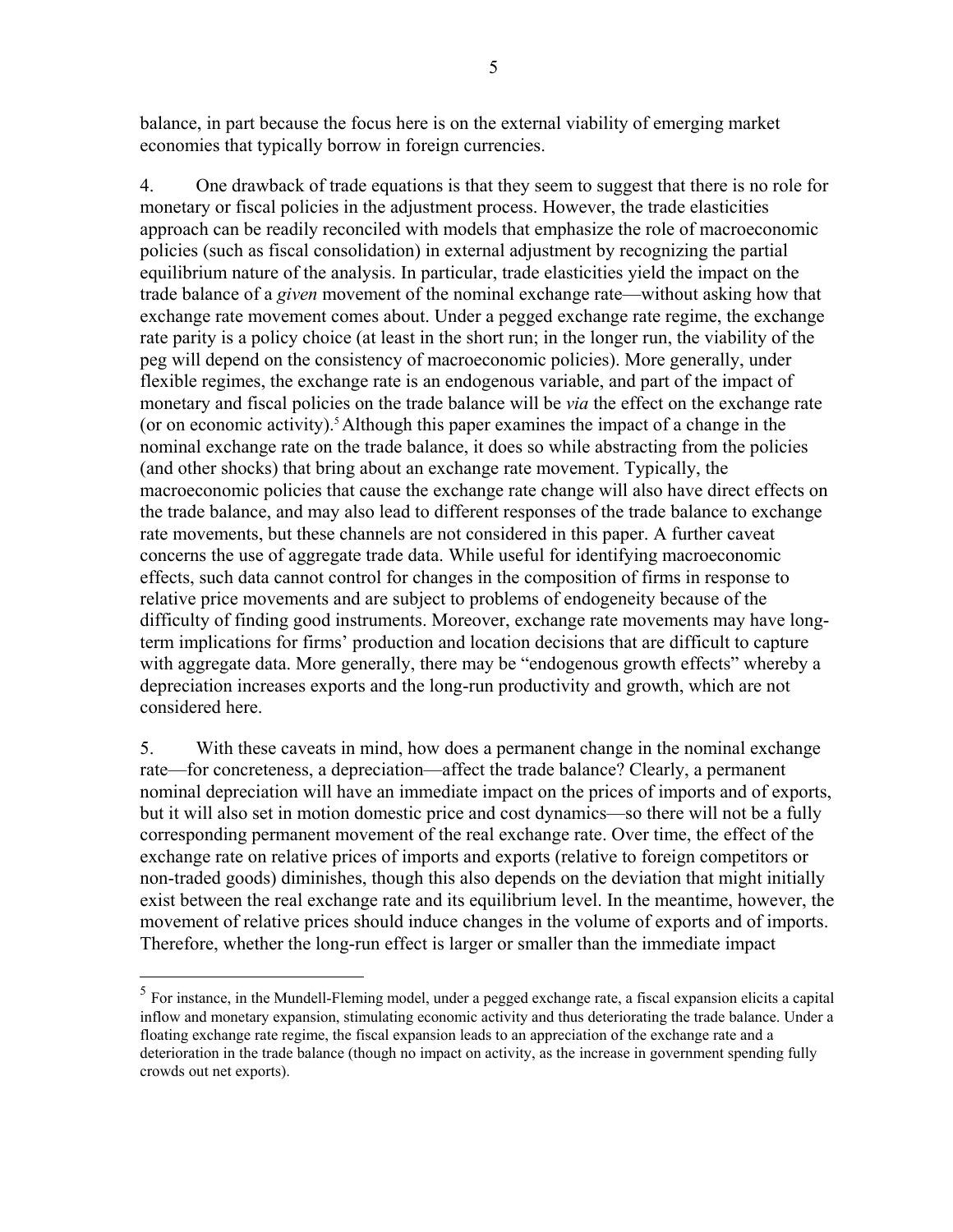balance, in part because the focus here is on the external viability of emerging market economies that typically borrow in foreign currencies.

4. One drawback of trade equations is that they seem to suggest that there is no role for monetary or fiscal policies in the adjustment process. However, the trade elasticities approach can be readily reconciled with models that emphasize the role of macroeconomic policies (such as fiscal consolidation) in external adjustment by recognizing the partial equilibrium nature of the analysis. In particular, trade elasticities yield the impact on the trade balance of a *given* movement of the nominal exchange rate—without asking how that exchange rate movement comes about. Under a pegged exchange rate regime, the exchange rate parity is a policy choice (at least in the short run; in the longer run, the viability of the peg will depend on the consistency of macroeconomic policies). More generally, under flexible regimes, the exchange rate is an endogenous variable, and part of the impact of monetary and fiscal policies on the trade balance will be *via* the effect on the exchange rate (or on economic activity).[5] Although this paper examines the impact of a change in the nominal exchange rate on the trade balance, it does so while abstracting from the policies (and other shocks) that bring about an exchange rate movement. Typically, the macroeconomic policies that cause the exchange rate change will also have direct effects on the trade balance, and may also lead to different responses of the trade balance to exchange rate movements, but these channels are not considered in this paper. A further caveat concerns the use of aggregate trade data. While useful for identifying macroeconomic effects, such data cannot control for changes in the composition of firms in response to relative price movements and are subject to problems of endogeneity because of the difficulty of finding good instruments. Moreover, exchange rate movements may have long-term implications for firms' production and location decisions that are difficult to capture with aggregate data. More generally, there may be "endogenous growth effects" whereby a depreciation increases exports and the long-run productivity and growth, which are not considered here.

5. With these caveats in mind, how does a permanent change in the nominal exchange rate—for concreteness, a depreciation—affect the trade balance? Clearly, a permanent nominal depreciation will have an immediate impact on the prices of imports and of exports, but it will also set in motion domestic price and cost dynamics—so there will not be a fully corresponding permanent movement of the real exchange rate. Over time, the effect of the exchange rate on relative prices of imports and exports (relative to foreign competitors or non-traded goods) diminishes, though this also depends on the deviation that might initially exist between the real exchange rate and its equilibrium level. In the meantime, however, the movement of relative prices should induce changes in the volume of exports and of imports. Therefore, whether the long-run effect is larger or smaller than the immediate impact

[5] For instance, in the Mundell-Fleming model, under a pegged exchange rate, a fiscal expansion elicits a capital inflow and monetary expansion, stimulating economic activity and thus deteriorating the trade balance. Under a floating exchange rate regime, the fiscal expansion leads to an appreciation of the exchange rate and a deterioration in the trade balance (though no impact on activity, as the increase in government spending fully crowds out net exports).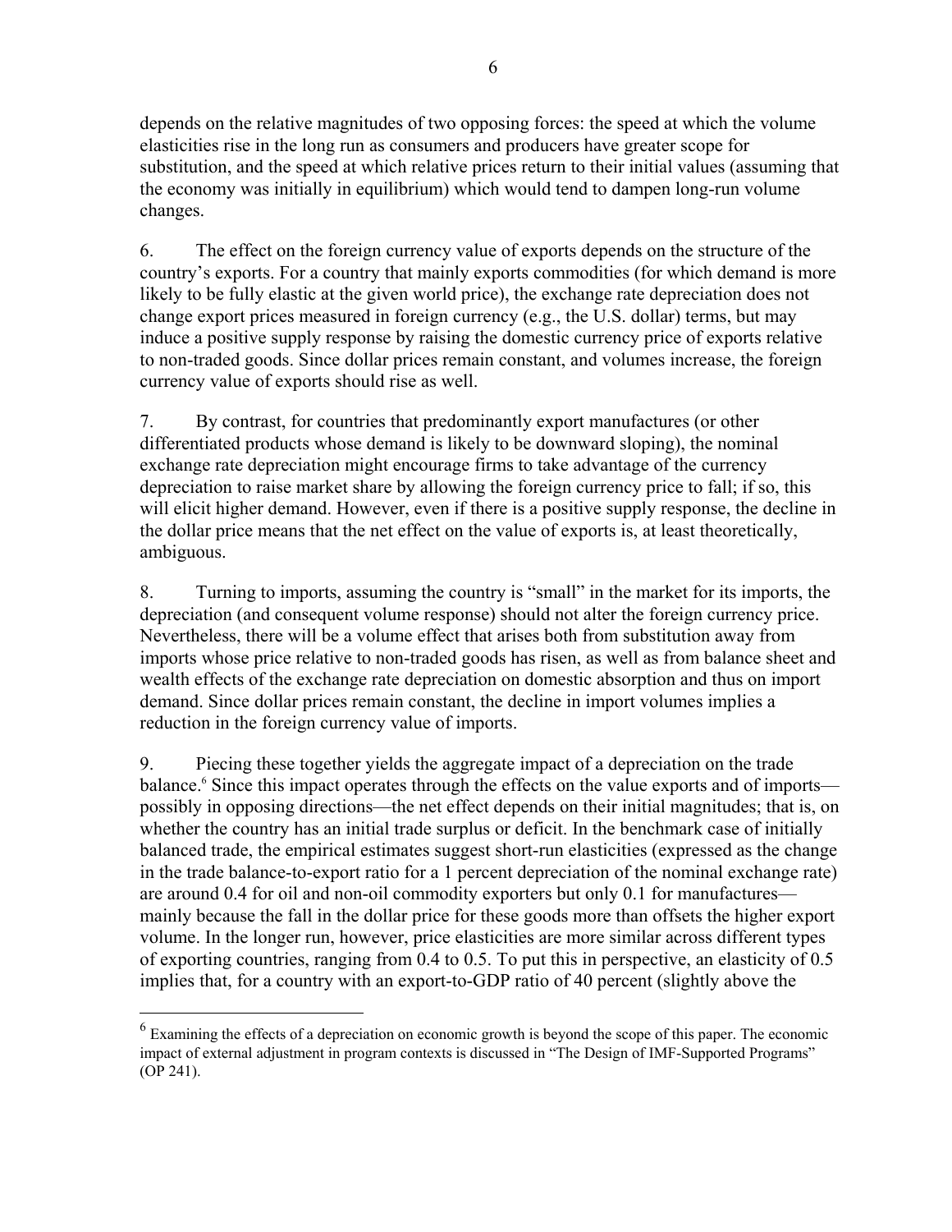depends on the relative magnitudes of two opposing forces: the speed at which the volume elasticities rise in the long run as consumers and producers have greater scope for substitution, and the speed at which relative prices return to their initial values (assuming that the economy was initially in equilibrium) which would tend to dampen long-run volume changes.

6. The effect on the foreign currency value of exports depends on the structure of the country's exports. For a country that mainly exports commodities (for which demand is more likely to be fully elastic at the given world price), the exchange rate depreciation does not change export prices measured in foreign currency (e.g., the U.S. dollar) terms, but may induce a positive supply response by raising the domestic currency price of exports relative to non-traded goods. Since dollar prices remain constant, and volumes increase, the foreign currency value of exports should rise as well.

7. By contrast, for countries that predominantly export manufactures (or other differentiated products whose demand is likely to be downward sloping), the nominal exchange rate depreciation might encourage firms to take advantage of the currency depreciation to raise market share by allowing the foreign currency price to fall; if so, this will elicit higher demand. However, even if there is a positive supply response, the decline in the dollar price means that the net effect on the value of exports is, at least theoretically, ambiguous.

8. Turning to imports, assuming the country is "small" in the market for its imports, the depreciation (and consequent volume response) should not alter the foreign currency price. Nevertheless, there will be a volume effect that arises both from substitution away from imports whose price relative to non-traded goods has risen, as well as from balance sheet and wealth effects of the exchange rate depreciation on domestic absorption and thus on import demand. Since dollar prices remain constant, the decline in import volumes implies a reduction in the foreign currency value of imports.

9. Piecing these together yields the aggregate impact of a depreciation on the trade balance.[6] Since this impact operates through the effects on the value exports and of imports—possibly in opposing directions—the net effect depends on their initial magnitudes; that is, on whether the country has an initial trade surplus or deficit. In the benchmark case of initially balanced trade, the empirical estimates suggest short-run elasticities (expressed as the change in the trade balance-to-export ratio for a 1 percent depreciation of the nominal exchange rate) are around 0.4 for oil and non-oil commodity exporters but only 0.1 for manufactures—mainly because the fall in the dollar price for these goods more than offsets the higher export volume. In the longer run, however, price elasticities are more similar across different types of exporting countries, ranging from 0.4 to 0.5. To put this in perspective, an elasticity of 0.5 implies that, for a country with an export-to-GDP ratio of 40 percent (slightly above the

[6] Examining the effects of a depreciation on economic growth is beyond the scope of this paper. The economic impact of external adjustment in program contexts is discussed in "The Design of IMF-Supported Programs" (OP 241).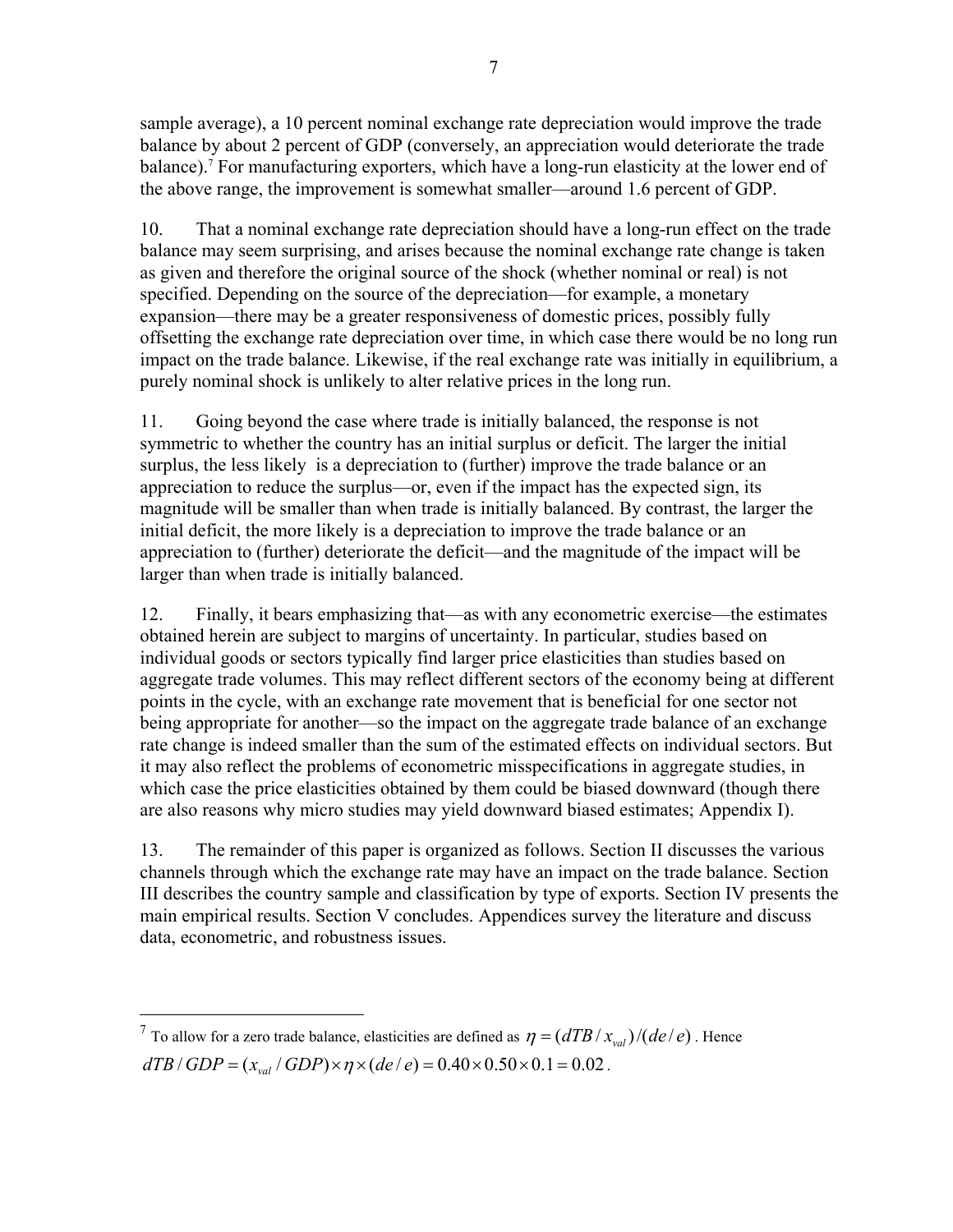sample average), a 10 percent nominal exchange rate depreciation would improve the trade balance by about 2 percent of GDP (conversely, an appreciation would deteriorate the trade balance).[7] For manufacturing exporters, which have a long-run elasticity at the lower end of the above range, the improvement is somewhat smaller—around 1.6 percent of GDP.

10. That a nominal exchange rate depreciation should have a long-run effect on the trade balance may seem surprising, and arises because the nominal exchange rate change is taken as given and therefore the original source of the shock (whether nominal or real) is not specified. Depending on the source of the depreciation—for example, a monetary expansion—there may be a greater responsiveness of domestic prices, possibly fully offsetting the exchange rate depreciation over time, in which case there would be no long run impact on the trade balance. Likewise, if the real exchange rate was initially in equilibrium, a purely nominal shock is unlikely to alter relative prices in the long run.

11. Going beyond the case where trade is initially balanced, the response is not symmetric to whether the country has an initial surplus or deficit. The larger the initial surplus, the less likely is a depreciation to (further) improve the trade balance or an appreciation to reduce the surplus—or, even if the impact has the expected sign, its magnitude will be smaller than when trade is initially balanced. By contrast, the larger the initial deficit, the more likely is a depreciation to improve the trade balance or an appreciation to (further) deteriorate the deficit—and the magnitude of the impact will be larger than when trade is initially balanced.

12. Finally, it bears emphasizing that—as with any econometric exercise—the estimates obtained herein are subject to margins of uncertainty. In particular, studies based on individual goods or sectors typically find larger price elasticities than studies based on aggregate trade volumes. This may reflect different sectors of the economy being at different points in the cycle, with an exchange rate movement that is beneficial for one sector not being appropriate for another—so the impact on the aggregate trade balance of an exchange rate change is indeed smaller than the sum of the estimated effects on individual sectors. But it may also reflect the problems of econometric misspecifications in aggregate studies, in which case the price elasticities obtained by them could be biased downward (though there are also reasons why micro studies may yield downward biased estimates; Appendix I).

13. The remainder of this paper is organized as follows. Section II discusses the various channels through which the exchange rate may have an impact on the trade balance. Section III describes the country sample and classification by type of exports. Section IV presents the main empirical results. Section V concludes. Appendices survey the literature and discuss data, econometric, and robustness issues.

---

[7] To allow for a zero trade balance, elasticities are defined as $\eta = (dTB / x_{val})/(de/e)$. Hence $dTB / GDP = (x_{val} / GDP) \times \eta \times (de/e) = 0.40 \times 0.50 \times 0.1 = 0.02$.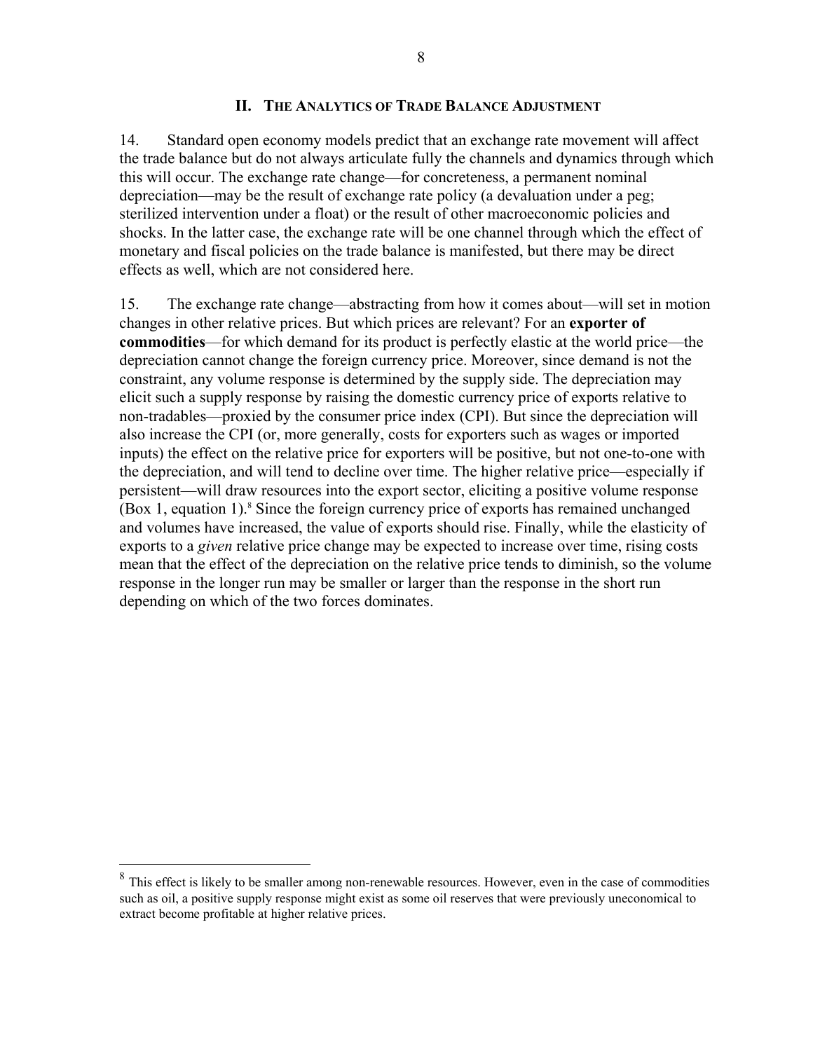## II. The Analytics of Trade Balance Adjustment

14. Standard open economy models predict that an exchange rate movement will affect the trade balance but do not always articulate fully the channels and dynamics through which this will occur. The exchange rate change—for concreteness, a permanent nominal depreciation—may be the result of exchange rate policy (a devaluation under a peg; sterilized intervention under a float) or the result of other macroeconomic policies and shocks. In the latter case, the exchange rate will be one channel through which the effect of monetary and fiscal policies on the trade balance is manifested, but there may be direct effects as well, which are not considered here.

15. The exchange rate change—abstracting from how it comes about—will set in motion changes in other relative prices. But which prices are relevant? For an **exporter of commodities**—for which demand for its product is perfectly elastic at the world price—the depreciation cannot change the foreign currency price. Moreover, since demand is not the constraint, any volume response is determined by the supply side. The depreciation may elicit such a supply response by raising the domestic currency price of exports relative to non-tradables—proxied by the consumer price index (CPI). But since the depreciation will also increase the CPI (or, more generally, costs for exporters such as wages or imported inputs) the effect on the relative price for exporters will be positive, but not one-to-one with the depreciation, and will tend to decline over time. The higher relative price—especially if persistent—will draw resources into the export sector, eliciting a positive volume response (Box 1, equation 1).[8] Since the foreign currency price of exports has remained unchanged and volumes have increased, the value of exports should rise. Finally, while the elasticity of exports to a *given* relative price change may be expected to increase over time, rising costs mean that the effect of the depreciation on the relative price tends to diminish, so the volume response in the longer run may be smaller or larger than the response in the short run depending on which of the two forces dominates.

[8] This effect is likely to be smaller among non-renewable resources. However, even in the case of commodities such as oil, a positive supply response might exist as some oil reserves that were previously uneconomical to extract become profitable at higher relative prices.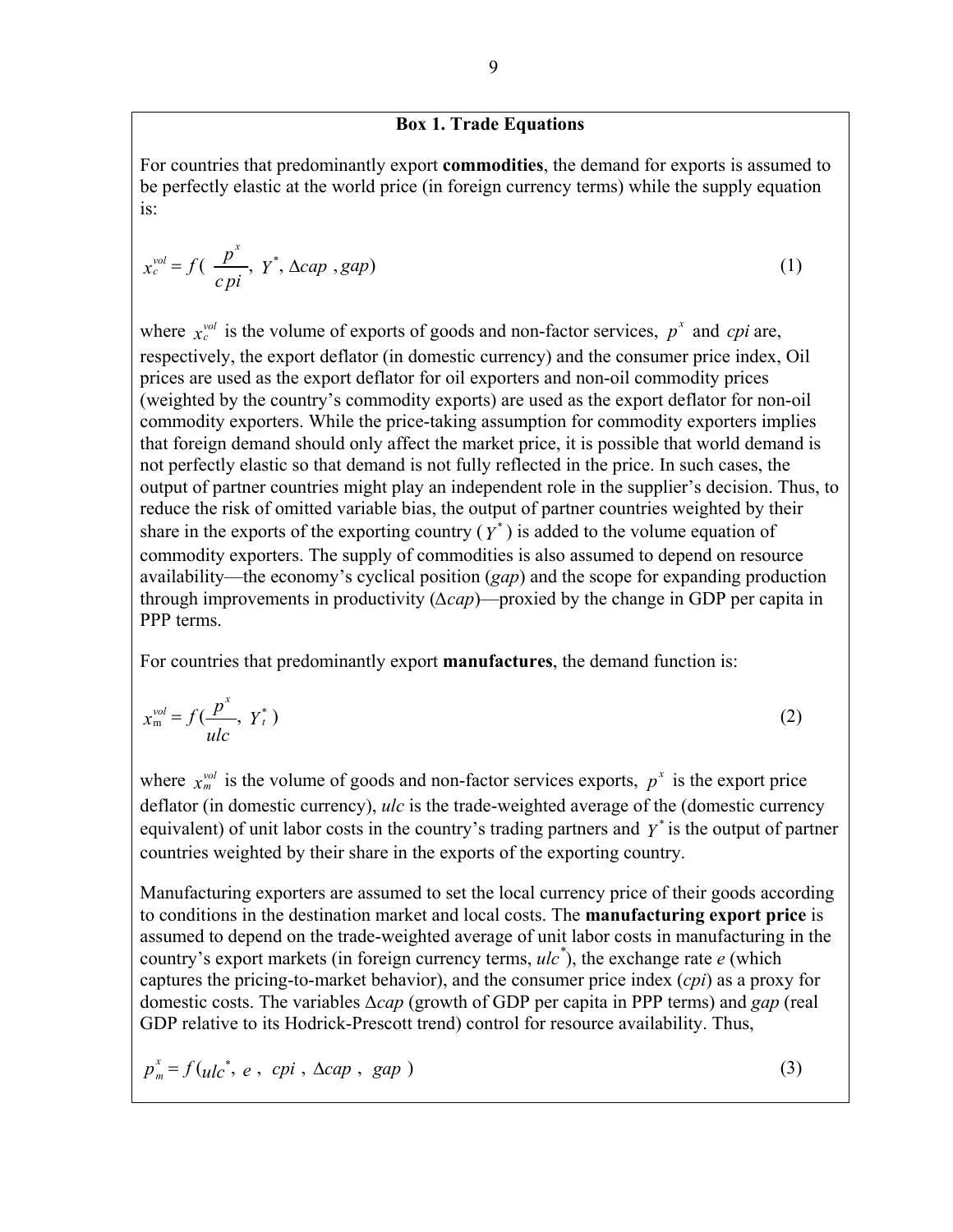### Box 1. Trade Equations

For countries that predominantly export **commodities**, the demand for exports is assumed to be perfectly elastic at the world price (in foreign currency terms) while the supply equation is:

$$x_c^{vol} = f\left(\frac{p^x}{cpi},\ Y^*,\ \Delta cap\ ,gap\right) \tag{1}$$

where $x_c^{vol}$ is the volume of exports of goods and non-factor services, $p^x$ and $cpi$ are, respectively, the export deflator (in domestic currency) and the consumer price index, Oil prices are used as the export deflator for oil exporters and non-oil commodity prices (weighted by the country's commodity exports) are used as the export deflator for non-oil commodity exporters. While the price-taking assumption for commodity exporters implies that foreign demand should only affect the market price, it is possible that world demand is not perfectly elastic so that demand is not fully reflected in the price. In such cases, the output of partner countries might play an independent role in the supplier's decision. Thus, to reduce the risk of omitted variable bias, the output of partner countries weighted by their share in the exports of the exporting country ($Y^*$) is added to the volume equation of commodity exporters. The supply of commodities is also assumed to depend on resource availability—the economy's cyclical position (*gap*) and the scope for expanding production through improvements in productivity ($\Delta cap$)—proxied by the change in GDP per capita in PPP terms.

For countries that predominantly export **manufactures**, the demand function is:

$$x_{\mathrm{m}}^{vol} = f\left(\frac{p^x}{ulc},\ Y_t^*\right) \tag{2}$$

where $x_m^{vol}$ is the volume of goods and non-factor services exports, $p^x$ is the export price deflator (in domestic currency), *ulc* is the trade-weighted average of the (domestic currency equivalent) of unit labor costs in the country's trading partners and $Y^*$ is the output of partner countries weighted by their share in the exports of the exporting country.

Manufacturing exporters are assumed to set the local currency price of their goods according to conditions in the destination market and local costs. The **manufacturing export price** is assumed to depend on the trade-weighted average of unit labor costs in manufacturing in the country's export markets (in foreign currency terms, $ulc^*$), the exchange rate *e* (which captures the pricing-to-market behavior), and the consumer price index (*cpi*) as a proxy for domestic costs. The variables $\Delta cap$ (growth of GDP per capita in PPP terms) and *gap* (real GDP relative to its Hodrick-Prescott trend) control for resource availability. Thus,

$$p_m^x = f(ulc^*,\ e\ ,\ cpi\ ,\ \Delta cap\ ,\ gap\ ) \tag{3}$$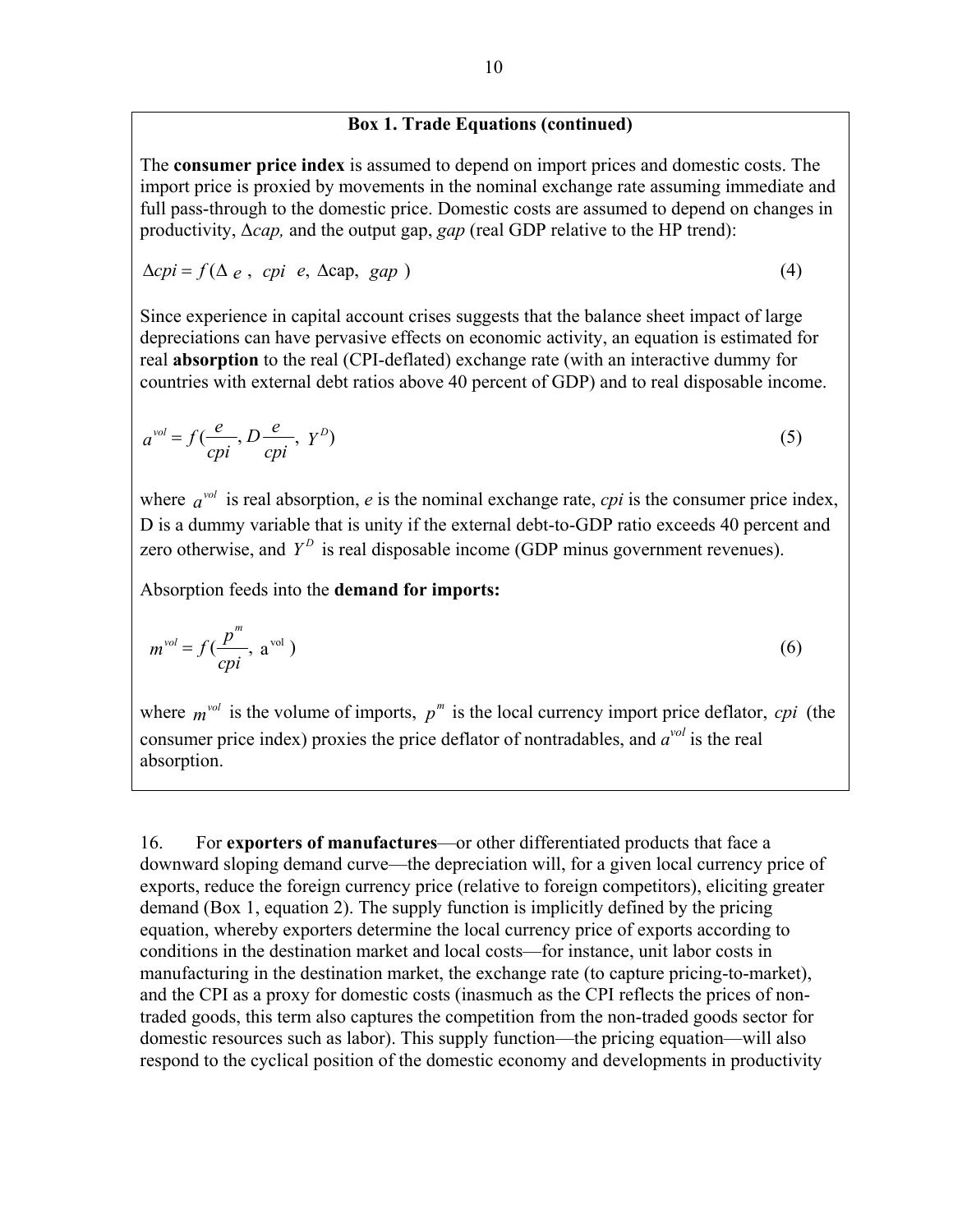**Box 1. Trade Equations (continued)**

The **consumer price index** is assumed to depend on import prices and domestic costs. The import price is proxied by movements in the nominal exchange rate assuming immediate and full pass-through to the domestic price. Domestic costs are assumed to depend on changes in productivity, $\Delta cap$, and the output gap, *gap* (real GDP relative to the HP trend):

$$\Delta cpi = f(\Delta e, \ cpi \ \ e, \ \Delta \text{cap}, \ gap) \tag{4}$$

Since experience in capital account crises suggests that the balance sheet impact of large depreciations can have pervasive effects on economic activity, an equation is estimated for real **absorption** to the real (CPI-deflated) exchange rate (with an interactive dummy for countries with external debt ratios above 40 percent of GDP) and to real disposable income.

$$a^{vol} = f(\frac{e}{cpi}, D\frac{e}{cpi}, \ Y^{D}) \tag{5}$$

where $a^{vol}$ is real absorption, *e* is the nominal exchange rate, *cpi* is the consumer price index, D is a dummy variable that is unity if the external debt-to-GDP ratio exceeds 40 percent and zero otherwise, and $Y^{D}$ is real disposable income (GDP minus government revenues).

Absorption feeds into the **demand for imports:**

$$m^{vol} = f(\frac{p^{m}}{cpi}, \ \text{a}^{\text{vol}}) \tag{6}$$

where $m^{vol}$ is the volume of imports, $p^{m}$ is the local currency import price deflator, *cpi* (the consumer price index) proxies the price deflator of nontradables, and $a^{vol}$ is the real absorption.

16. For **exporters of manufactures**—or other differentiated products that face a downward sloping demand curve—the depreciation will, for a given local currency price of exports, reduce the foreign currency price (relative to foreign competitors), eliciting greater demand (Box 1, equation 2). The supply function is implicitly defined by the pricing equation, whereby exporters determine the local currency price of exports according to conditions in the destination market and local costs—for instance, unit labor costs in manufacturing in the destination market, the exchange rate (to capture pricing-to-market), and the CPI as a proxy for domestic costs (inasmuch as the CPI reflects the prices of non-traded goods, this term also captures the competition from the non-traded goods sector for domestic resources such as labor). This supply function—the pricing equation—will also respond to the cyclical position of the domestic economy and developments in productivity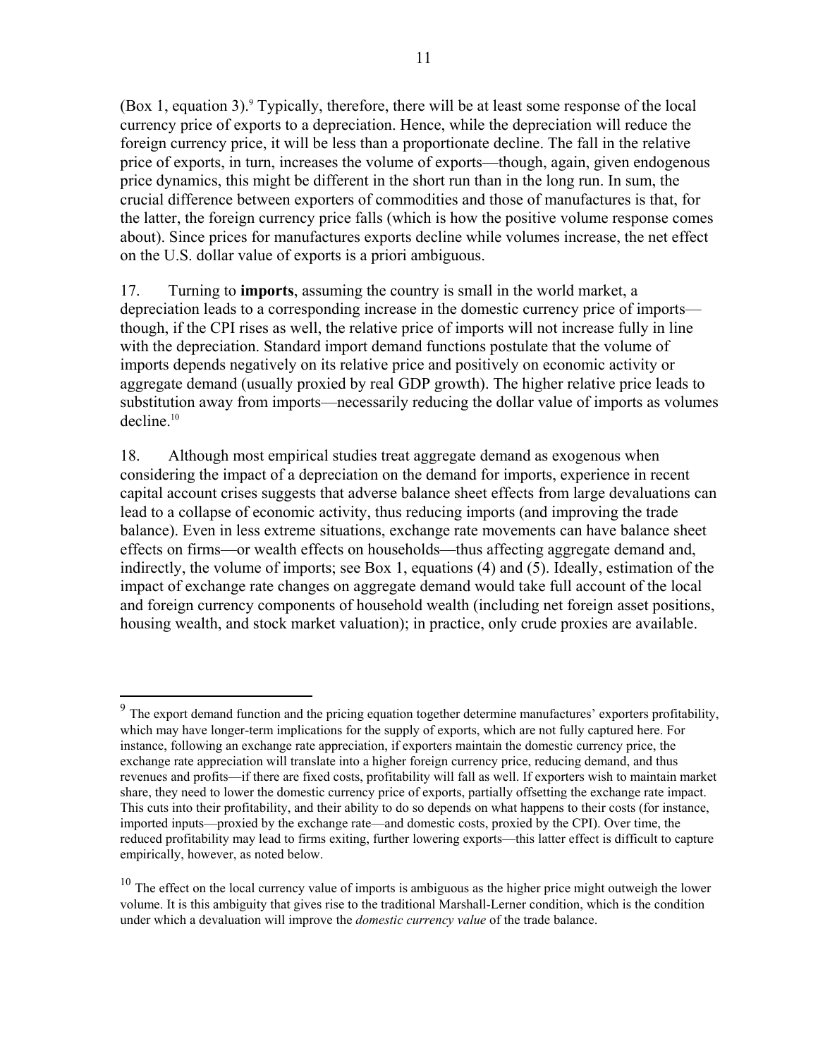(Box 1, equation 3).[9] Typically, therefore, there will be at least some response of the local currency price of exports to a depreciation. Hence, while the depreciation will reduce the foreign currency price, it will be less than a proportionate decline. The fall in the relative price of exports, in turn, increases the volume of exports—though, again, given endogenous price dynamics, this might be different in the short run than in the long run. In sum, the crucial difference between exporters of commodities and those of manufactures is that, for the latter, the foreign currency price falls (which is how the positive volume response comes about). Since prices for manufactures exports decline while volumes increase, the net effect on the U.S. dollar value of exports is a priori ambiguous.

17. Turning to **imports**, assuming the country is small in the world market, a depreciation leads to a corresponding increase in the domestic currency price of imports—though, if the CPI rises as well, the relative price of imports will not increase fully in line with the depreciation. Standard import demand functions postulate that the volume of imports depends negatively on its relative price and positively on economic activity or aggregate demand (usually proxied by real GDP growth). The higher relative price leads to substitution away from imports—necessarily reducing the dollar value of imports as volumes decline.[10]

18. Although most empirical studies treat aggregate demand as exogenous when considering the impact of a depreciation on the demand for imports, experience in recent capital account crises suggests that adverse balance sheet effects from large devaluations can lead to a collapse of economic activity, thus reducing imports (and improving the trade balance). Even in less extreme situations, exchange rate movements can have balance sheet effects on firms—or wealth effects on households—thus affecting aggregate demand and, indirectly, the volume of imports; see Box 1, equations (4) and (5). Ideally, estimation of the impact of exchange rate changes on aggregate demand would take full account of the local and foreign currency components of household wealth (including net foreign asset positions, housing wealth, and stock market valuation); in practice, only crude proxies are available.

---

[9] The export demand function and the pricing equation together determine manufactures' exporters profitability, which may have longer-term implications for the supply of exports, which are not fully captured here. For instance, following an exchange rate appreciation, if exporters maintain the domestic currency price, the exchange rate appreciation will translate into a higher foreign currency price, reducing demand, and thus revenues and profits—if there are fixed costs, profitability will fall as well. If exporters wish to maintain market share, they need to lower the domestic currency price of exports, partially offsetting the exchange rate impact. This cuts into their profitability, and their ability to do so depends on what happens to their costs (for instance, imported inputs—proxied by the exchange rate—and domestic costs, proxied by the CPI). Over time, the reduced profitability may lead to firms exiting, further lowering exports—this latter effect is difficult to capture empirically, however, as noted below.

[10] The effect on the local currency value of imports is ambiguous as the higher price might outweigh the lower volume. It is this ambiguity that gives rise to the traditional Marshall-Lerner condition, which is the condition under which a devaluation will improve the *domestic currency value* of the trade balance.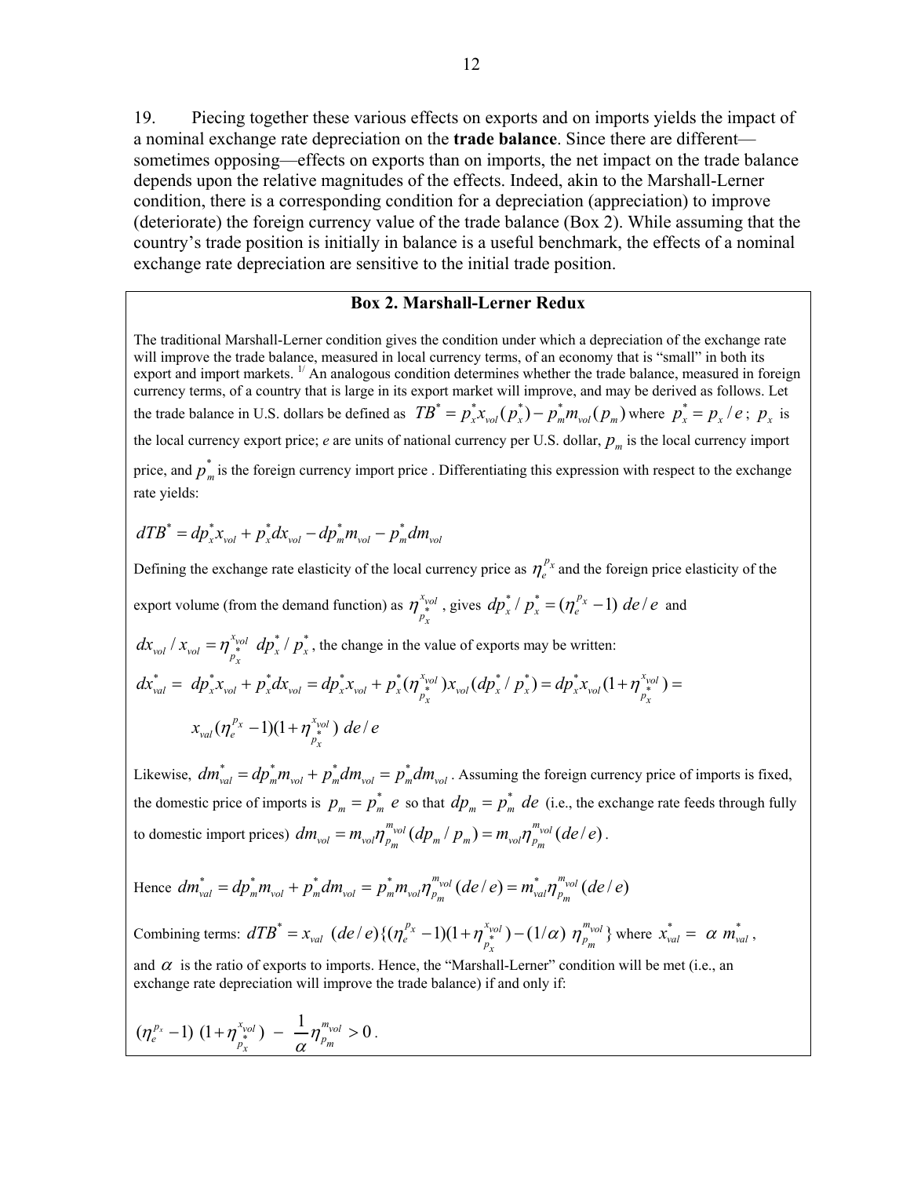19. Piecing together these various effects on exports and on imports yields the impact of a nominal exchange rate depreciation on the **trade balance**. Since there are different—sometimes opposing—effects on exports than on imports, the net impact on the trade balance depends upon the relative magnitudes of the effects. Indeed, akin to the Marshall-Lerner condition, there is a corresponding condition for a depreciation (appreciation) to improve (deteriorate) the foreign currency value of the trade balance (Box 2). While assuming that the country's trade position is initially in balance is a useful benchmark, the effects of a nominal exchange rate depreciation are sensitive to the initial trade position.

**Box 2. Marshall-Lerner Redux**

The traditional Marshall-Lerner condition gives the condition under which a depreciation of the exchange rate will improve the trade balance, measured in local currency terms, of an economy that is "small" in both its export and import markets. [1/] An analogous condition determines whether the trade balance, measured in foreign currency terms, of a country that is large in its export market will improve, and may be derived as follows. Let the trade balance in U.S. dollars be defined as $TB^* = p_x^* x_{vol}(p_x^*) - p_m^* m_{vol}(p_m)$ where $p_x^* = p_x / e$; $p_x$ is the local currency export price; $e$ are units of national currency per U.S. dollar, $p_m$ is the local currency import price, and $p_m^*$ is the foreign currency import price. Differentiating this expression with respect to the exchange rate yields:

$$dTB^* = dp_x^* x_{vol} + p_x^* dx_{vol} - dp_m^* m_{vol} - p_m^* dm_{vol}$$

Defining the exchange rate elasticity of the local currency price as $\eta_e^{p_x}$ and the foreign price elasticity of the export volume (from the demand function) as $\eta_{p_x^*}^{x_{vol}}$, gives $dp_x^* / p_x^* = (\eta_e^{p_x} - 1)\ de/e$ and $dx_{vol} / x_{vol} = \eta_{p_x^*}^{x_{vol}}\ dp_x^* / p_x^*$, the change in the value of exports may be written:

$$dx_{val}^* = dp_x^* x_{vol} + p_x^* dx_{vol} = dp_x^* x_{vol} + p_x^* (\eta_{p_x^*}^{x_{vol}}) x_{vol} (dp_x^* / p_x^*) = dp_x^* x_{vol} (1 + \eta_{p_x^*}^{x_{vol}}) =$$

$$x_{val} (\eta_e^{p_x} - 1)(1 + \eta_{p_x^*}^{x_{vol}})\ de/e$$

Likewise, $dm_{val}^* = dp_m^* m_{vol} + p_m^* dm_{vol} = p_m^* dm_{vol}$. Assuming the foreign currency price of imports is fixed, the domestic price of imports is $p_m = p_m^*\ e$ so that $dp_m = p_m^*\ de$ (i.e., the exchange rate feeds through fully to domestic import prices) $dm_{vol} = m_{vol} \eta_{p_m}^{m_{vol}} (dp_m / p_m) = m_{vol} \eta_{p_m}^{m_{vol}} (de/e)$.

Hence $dm_{val}^* = dp_m^* m_{vol} + p_m^* dm_{vol} = p_m^* m_{vol} \eta_{p_m}^{m_{vol}} (de/e) = m_{val}^* \eta_{p_m}^{m_{vol}} (de/e)$

Combining terms: $dTB^* = x_{val}\ (de/e) \{(\eta_e^{p_x} - 1)(1 + \eta_{p_x^*}^{x_{vol}}) - (1/\alpha)\ \eta_{p_m}^{m_{vol}}\}$ where $x_{val}^* = \alpha\ m_{val}^*$, and $\alpha$ is the ratio of exports to imports. Hence, the "Marshall-Lerner" condition will be met (i.e., an exchange rate depreciation will improve the trade balance) if and only if:

$$(\eta_e^{p_x} - 1)\ (1 + \eta_{p_x^*}^{x_{vol}})\ -\ \frac{1}{\alpha} \eta_{p_m}^{m_{vol}} > 0.$$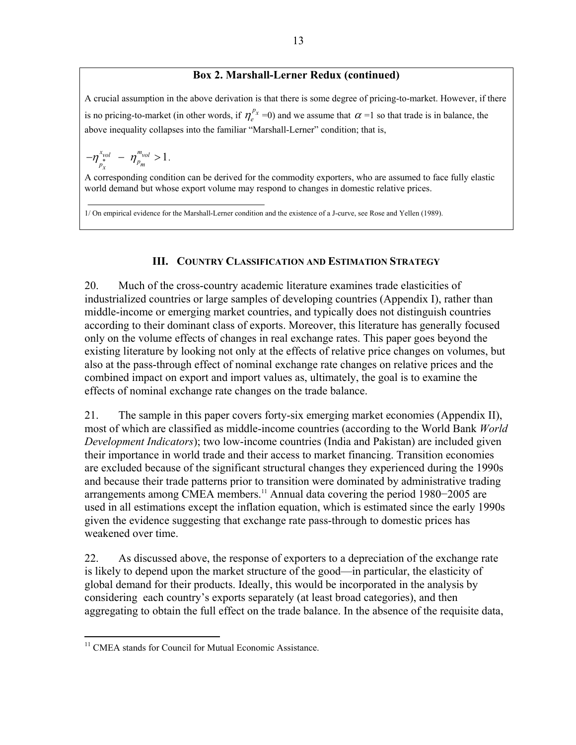**Box 2. Marshall-Lerner Redux (continued)**

A crucial assumption in the above derivation is that there is some degree of pricing-to-market. However, if there is no pricing-to-market (in other words, if $\eta_e^{p_x}=0$) and we assume that $\alpha=1$ so that trade is in balance, the above inequality collapses into the familiar "Marshall-Lerner" condition; that is,

$$-\eta_{p_x^*}^{x_{vol}} - \eta_{p_m}^{m_{vol}} > 1.$$

A corresponding condition can be derived for the commodity exporters, who are assumed to face fully elastic world demand but whose export volume may respond to changes in domestic relative prices.

1/ On empirical evidence for the Marshall-Lerner condition and the existence of a J-curve, see Rose and Yellen (1989).

## III. Country Classification and Estimation Strategy

20. Much of the cross-country academic literature examines trade elasticities of industrialized countries or large samples of developing countries (Appendix I), rather than middle-income or emerging market countries, and typically does not distinguish countries according to their dominant class of exports. Moreover, this literature has generally focused only on the volume effects of changes in real exchange rates. This paper goes beyond the existing literature by looking not only at the effects of relative price changes on volumes, but also at the pass-through effect of nominal exchange rate changes on relative prices and the combined impact on export and import values as, ultimately, the goal is to examine the effects of nominal exchange rate changes on the trade balance.

21. The sample in this paper covers forty-six emerging market economies (Appendix II), most of which are classified as middle-income countries (according to the World Bank *World Development Indicators*); two low-income countries (India and Pakistan) are included given their importance in world trade and their access to market financing. Transition economies are excluded because of the significant structural changes they experienced during the 1990s and because their trade patterns prior to transition were dominated by administrative trading arrangements among CMEA members.[11] Annual data covering the period 1980−2005 are used in all estimations except the inflation equation, which is estimated since the early 1990s given the evidence suggesting that exchange rate pass-through to domestic prices has weakened over time.

22. As discussed above, the response of exporters to a depreciation of the exchange rate is likely to depend upon the market structure of the good—in particular, the elasticity of global demand for their products. Ideally, this would be incorporated in the analysis by considering each country's exports separately (at least broad categories), and then aggregating to obtain the full effect on the trade balance. In the absence of the requisite data,

[11] CMEA stands for Council for Mutual Economic Assistance.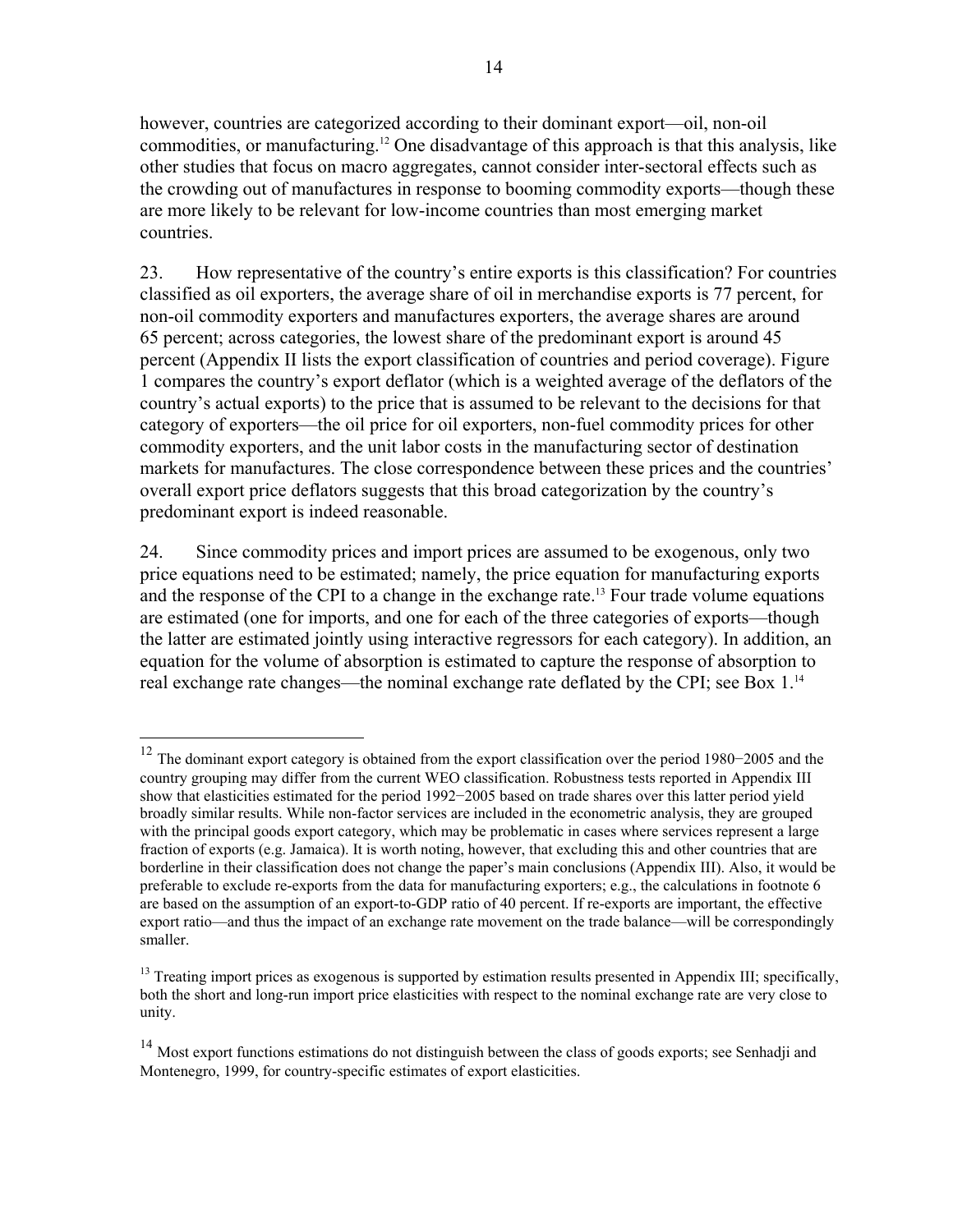however, countries are categorized according to their dominant export—oil, non-oil commodities, or manufacturing.[12] One disadvantage of this approach is that this analysis, like other studies that focus on macro aggregates, cannot consider inter-sectoral effects such as the crowding out of manufactures in response to booming commodity exports—though these are more likely to be relevant for low-income countries than most emerging market countries.

23. How representative of the country's entire exports is this classification? For countries classified as oil exporters, the average share of oil in merchandise exports is 77 percent, for non-oil commodity exporters and manufactures exporters, the average shares are around 65 percent; across categories, the lowest share of the predominant export is around 45 percent (Appendix II lists the export classification of countries and period coverage). Figure 1 compares the country's export deflator (which is a weighted average of the deflators of the country's actual exports) to the price that is assumed to be relevant to the decisions for that category of exporters—the oil price for oil exporters, non-fuel commodity prices for other commodity exporters, and the unit labor costs in the manufacturing sector of destination markets for manufactures. The close correspondence between these prices and the countries' overall export price deflators suggests that this broad categorization by the country's predominant export is indeed reasonable.

24. Since commodity prices and import prices are assumed to be exogenous, only two price equations need to be estimated; namely, the price equation for manufacturing exports and the response of the CPI to a change in the exchange rate.[13] Four trade volume equations are estimated (one for imports, and one for each of the three categories of exports—though the latter are estimated jointly using interactive regressors for each category). In addition, an equation for the volume of absorption is estimated to capture the response of absorption to real exchange rate changes—the nominal exchange rate deflated by the CPI; see Box 1.[14]

---

[12] The dominant export category is obtained from the export classification over the period 1980−2005 and the country grouping may differ from the current WEO classification. Robustness tests reported in Appendix III show that elasticities estimated for the period 1992−2005 based on trade shares over this latter period yield broadly similar results. While non-factor services are included in the econometric analysis, they are grouped with the principal goods export category, which may be problematic in cases where services represent a large fraction of exports (e.g. Jamaica). It is worth noting, however, that excluding this and other countries that are borderline in their classification does not change the paper's main conclusions (Appendix III). Also, it would be preferable to exclude re-exports from the data for manufacturing exporters; e.g., the calculations in footnote 6 are based on the assumption of an export-to-GDP ratio of 40 percent. If re-exports are important, the effective export ratio—and thus the impact of an exchange rate movement on the trade balance—will be correspondingly smaller.

[13] Treating import prices as exogenous is supported by estimation results presented in Appendix III; specifically, both the short and long-run import price elasticities with respect to the nominal exchange rate are very close to unity.

[14] Most export functions estimations do not distinguish between the class of goods exports; see Senhadji and Montenegro, 1999, for country-specific estimates of export elasticities.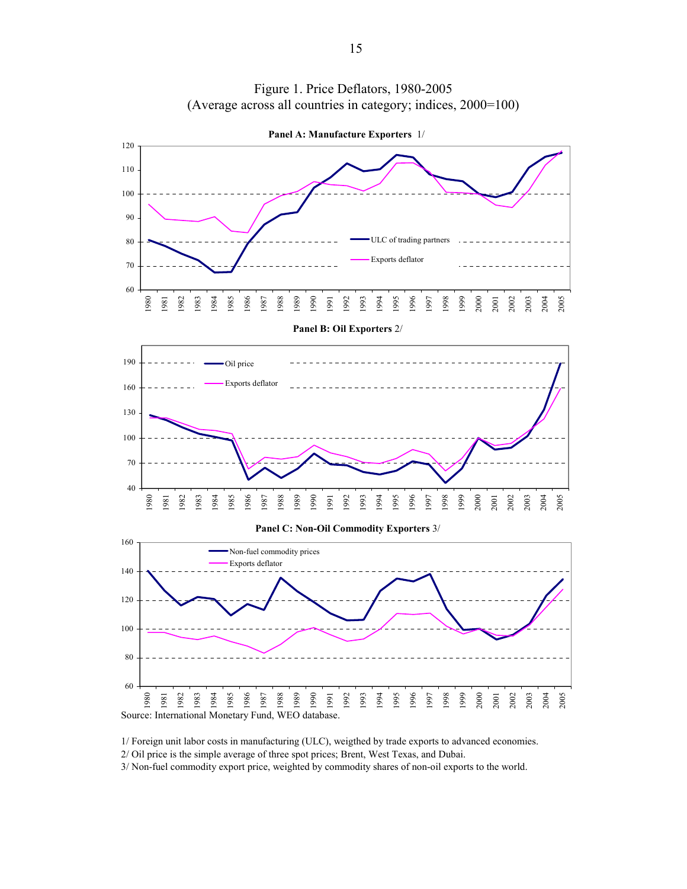Figure 1. Price Deflators, 1980-2005
(Average across all countries in category; indices, 2000=100)

**Panel A: Manufacture Exporters** 1/

**Panel B: Oil Exporters** 2/

**Panel C: Non-Oil Commodity Exporters** 3/

Source: International Monetary Fund, WEO database.

1/ Foreign unit labor costs in manufacturing (ULC), weigthed by trade exports to advanced economies.
2/ Oil price is the simple average of three spot prices; Brent, West Texas, and Dubai.
3/ Non-fuel commodity export price, weighted by commodity shares of non-oil exports to the world.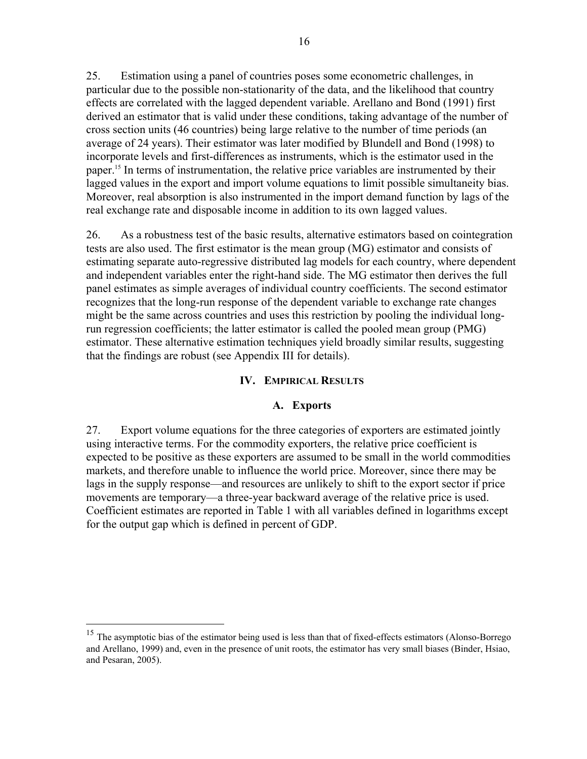25. Estimation using a panel of countries poses some econometric challenges, in particular due to the possible non-stationarity of the data, and the likelihood that country effects are correlated with the lagged dependent variable. Arellano and Bond (1991) first derived an estimator that is valid under these conditions, taking advantage of the number of cross section units (46 countries) being large relative to the number of time periods (an average of 24 years). Their estimator was later modified by Blundell and Bond (1998) to incorporate levels and first-differences as instruments, which is the estimator used in the paper.[15] In terms of instrumentation, the relative price variables are instrumented by their lagged values in the export and import volume equations to limit possible simultaneity bias. Moreover, real absorption is also instrumented in the import demand function by lags of the real exchange rate and disposable income in addition to its own lagged values.

26. As a robustness test of the basic results, alternative estimators based on cointegration tests are also used. The first estimator is the mean group (MG) estimator and consists of estimating separate auto-regressive distributed lag models for each country, where dependent and independent variables enter the right-hand side. The MG estimator then derives the full panel estimates as simple averages of individual country coefficients. The second estimator recognizes that the long-run response of the dependent variable to exchange rate changes might be the same across countries and uses this restriction by pooling the individual long-run regression coefficients; the latter estimator is called the pooled mean group (PMG) estimator. These alternative estimation techniques yield broadly similar results, suggesting that the findings are robust (see Appendix III for details).

## IV. Empirical Results

### A. Exports

27. Export volume equations for the three categories of exporters are estimated jointly using interactive terms. For the commodity exporters, the relative price coefficient is expected to be positive as these exporters are assumed to be small in the world commodities markets, and therefore unable to influence the world price. Moreover, since there may be lags in the supply response—and resources are unlikely to shift to the export sector if price movements are temporary—a three-year backward average of the relative price is used. Coefficient estimates are reported in Table 1 with all variables defined in logarithms except for the output gap which is defined in percent of GDP.

---

[15] The asymptotic bias of the estimator being used is less than that of fixed-effects estimators (Alonso-Borrego and Arellano, 1999) and, even in the presence of unit roots, the estimator has very small biases (Binder, Hsiao, and Pesaran, 2005).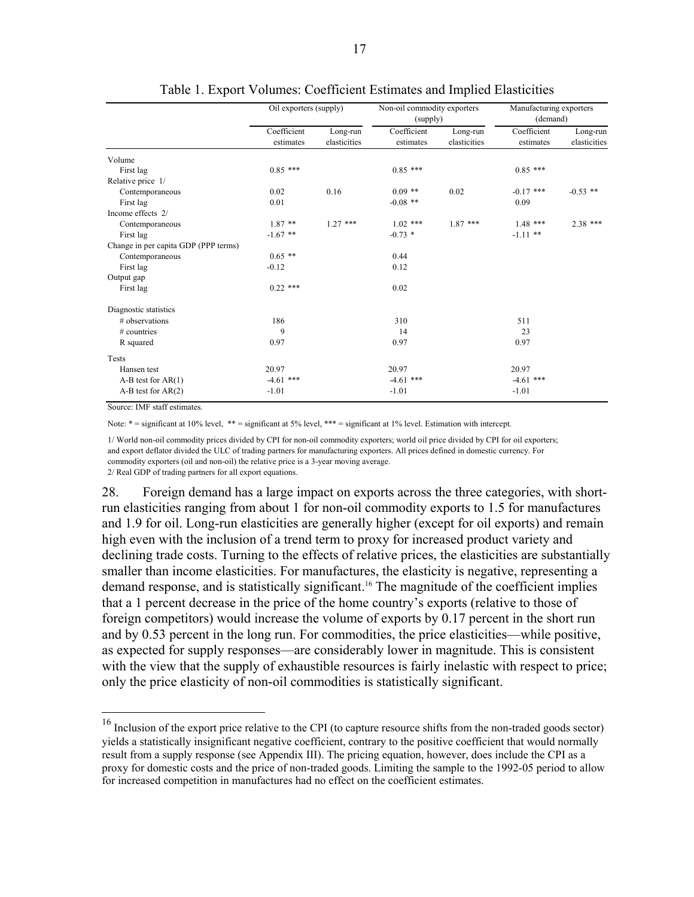Table 1. Export Volumes: Coefficient Estimates and Implied Elasticities

| | Oil exporters (supply) | | Non-oil commodity exporters (supply) | | Manufacturing exporters (demand) | |
|---|---|---|---|---|---|---|
| | Coefficient estimates | Long-run elasticities | Coefficient estimates | Long-run elasticities | Coefficient estimates | Long-run elasticities |
| Volume | | | | | | |
| First lag | 0.85 *** | | 0.85 *** | | 0.85 *** | |
| Relative price 1/ | | | | | | |
| Contemporaneous | 0.02 | 0.16 | 0.09 ** | 0.02 | -0.17 *** | -0.53 ** |
| First lag | 0.01 | | -0.08 ** | | 0.09 | |
| Income effects 2/ | | | | | | |
| Contemporaneous | 1.87 ** | 1.27 *** | 1.02 *** | 1.87 *** | 1.48 *** | 2.38 *** |
| First lag | -1.67 ** | | -0.73 * | | -1.11 ** | |
| Change in per capita GDP (PPP terms) | | | | | | |
| Contemporaneous | 0.65 ** | | 0.44 | | | |
| First lag | -0.12 | | 0.12 | | | |
| Output gap | | | | | | |
| First lag | 0.22 *** | | 0.02 | | | |
| Diagnostic statistics | | | | | | |
| # observations | 186 | | 310 | | 511 | |
| # countries | 9 | | 14 | | 23 | |
| R squared | 0.97 | | 0.97 | | 0.97 | |
| Tests | | | | | | |
| Hansen test | 20.97 | | 20.97 | | 20.97 | |
| A-B test for AR(1) | -4.61 *** | | -4.61 *** | | -4.61 *** | |
| A-B test for AR(2) | -1.01 | | -1.01 | | -1.01 | |

Source: IMF staff estimates.

Note: * = significant at 10% level, ** = significant at 5% level, *** = significant at 1% level. Estimation with intercept.

1/ World non-oil commodity prices divided by CPI for non-oil commodity exporters; world oil price divided by CPI for oil exporters; and export deflator divided the ULC of trading partners for manufacturing exporters. All prices defined in domestic currency. For commodity exporters (oil and non-oil) the relative price is a 3-year moving average.

2/ Real GDP of trading partners for all export equations.

28. Foreign demand has a large impact on exports across the three categories, with short-run elasticities ranging from about 1 for non-oil commodity exports to 1.5 for manufactures and 1.9 for oil. Long-run elasticities are generally higher (except for oil exports) and remain high even with the inclusion of a trend term to proxy for increased product variety and declining trade costs. Turning to the effects of relative prices, the elasticities are substantially smaller than income elasticities. For manufactures, the elasticity is negative, representing a demand response, and is statistically significant.[16] The magnitude of the coefficient implies that a 1 percent decrease in the price of the home country's exports (relative to those of foreign competitors) would increase the volume of exports by 0.17 percent in the short run and by 0.53 percent in the long run. For commodities, the price elasticities—while positive, as expected for supply responses—are considerably lower in magnitude. This is consistent with the view that the supply of exhaustible resources is fairly inelastic with respect to price; only the price elasticity of non-oil commodities is statistically significant.

[16] Inclusion of the export price relative to the CPI (to capture resource shifts from the non-traded goods sector) yields a statistically insignificant negative coefficient, contrary to the positive coefficient that would normally result from a supply response (see Appendix III). The pricing equation, however, does include the CPI as a proxy for domestic costs and the price of non-traded goods. Limiting the sample to the 1992-05 period to allow for increased competition in manufactures had no effect on the coefficient estimates.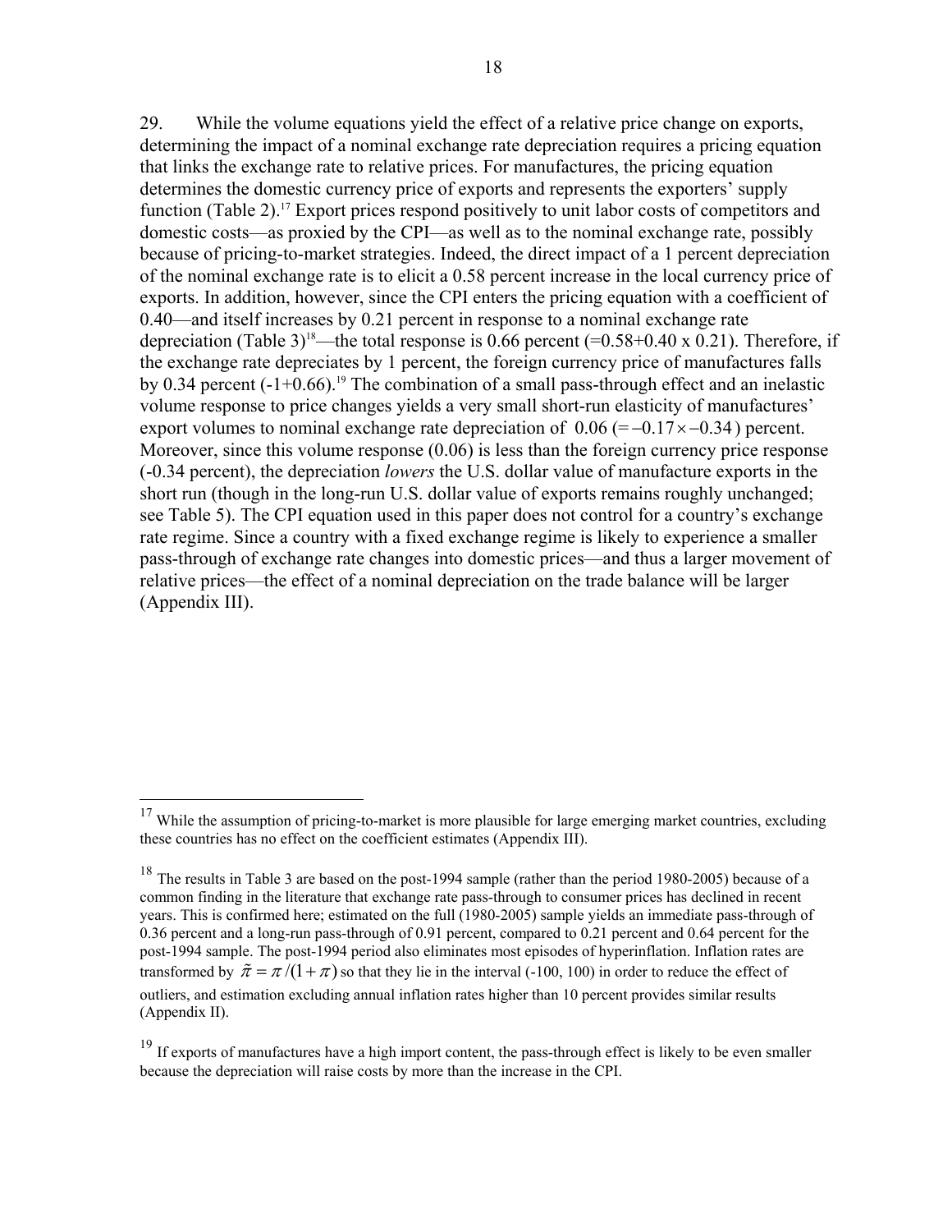29. While the volume equations yield the effect of a relative price change on exports, determining the impact of a nominal exchange rate depreciation requires a pricing equation that links the exchange rate to relative prices. For manufactures, the pricing equation determines the domestic currency price of exports and represents the exporters' supply function (Table 2).[17] Export prices respond positively to unit labor costs of competitors and domestic costs—as proxied by the CPI—as well as to the nominal exchange rate, possibly because of pricing-to-market strategies. Indeed, the direct impact of a 1 percent depreciation of the nominal exchange rate is to elicit a 0.58 percent increase in the local currency price of exports. In addition, however, since the CPI enters the pricing equation with a coefficient of 0.40—and itself increases by 0.21 percent in response to a nominal exchange rate depreciation (Table 3)[18]—the total response is 0.66 percent (=0.58+0.40 x 0.21). Therefore, if the exchange rate depreciates by 1 percent, the foreign currency price of manufactures falls by 0.34 percent (-1+0.66).[19] The combination of a small pass-through effect and an inelastic volume response to price changes yields a very small short-run elasticity of manufactures' export volumes to nominal exchange rate depreciation of 0.06 ($= -0.17 \times -0.34$) percent. Moreover, since this volume response (0.06) is less than the foreign currency price response (-0.34 percent), the depreciation *lowers* the U.S. dollar value of manufacture exports in the short run (though in the long-run U.S. dollar value of exports remains roughly unchanged; see Table 5). The CPI equation used in this paper does not control for a country's exchange rate regime. Since a country with a fixed exchange regime is likely to experience a smaller pass-through of exchange rate changes into domestic prices—and thus a larger movement of relative prices—the effect of a nominal depreciation on the trade balance will be larger (Appendix III).

---

[17] While the assumption of pricing-to-market is more plausible for large emerging market countries, excluding these countries has no effect on the coefficient estimates (Appendix III).

[18] The results in Table 3 are based on the post-1994 sample (rather than the period 1980-2005) because of a common finding in the literature that exchange rate pass-through to consumer prices has declined in recent years. This is confirmed here; estimated on the full (1980-2005) sample yields an immediate pass-through of 0.36 percent and a long-run pass-through of 0.91 percent, compared to 0.21 percent and 0.64 percent for the post-1994 sample. The post-1994 period also eliminates most episodes of hyperinflation. Inflation rates are transformed by $\tilde{\pi} = \pi / (1 + \pi)$ so that they lie in the interval (-100, 100) in order to reduce the effect of outliers, and estimation excluding annual inflation rates higher than 10 percent provides similar results (Appendix II).

[19] If exports of manufactures have a high import content, the pass-through effect is likely to be even smaller because the depreciation will raise costs by more than the increase in the CPI.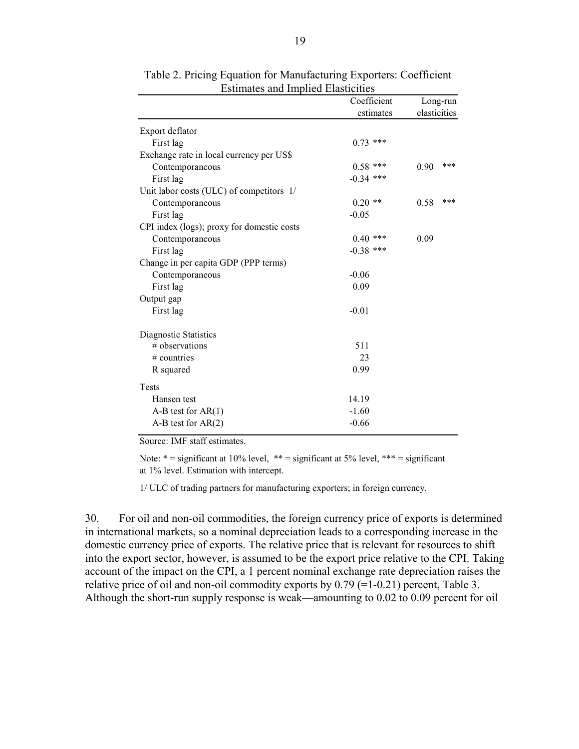Table 2. Pricing Equation for Manufacturing Exporters: Coefficient Estimates and Implied Elasticities

| | Coefficient estimates | Long-run elasticities |
|---|---|---|
| Export deflator | | |
| First lag | 0.73 *** | |
| Exchange rate in local currency per US$ | | |
| Contemporaneous | 0.58 *** | 0.90 *** |
| First lag | -0.34 *** | |
| Unit labor costs (ULC) of competitors 1/ | | |
| Contemporaneous | 0.20 ** | 0.58 *** |
| First lag | -0.05 | |
| CPI index (logs); proxy for domestic costs | | |
| Contemporaneous | 0.40 *** | 0.09 |
| First lag | -0.38 *** | |
| Change in per capita GDP (PPP terms) | | |
| Contemporaneous | -0.06 | |
| First lag | 0.09 | |
| Output gap | | |
| First lag | -0.01 | |
| Diagnostic Statistics | | |
| # observations | 511 | |
| # countries | 23 | |
| R squared | 0.99 | |
| Tests | | |
| Hansen test | 14.19 | |
| A-B test for AR(1) | -1.60 | |
| A-B test for AR(2) | -0.66 | |

Source: IMF staff estimates.

Note: * = significant at 10% level, ** = significant at 5% level, *** = significant at 1% level. Estimation with intercept.

1/ ULC of trading partners for manufacturing exporters; in foreign currency.

30. For oil and non-oil commodities, the foreign currency price of exports is determined in international markets, so a nominal depreciation leads to a corresponding increase in the domestic currency price of exports. The relative price that is relevant for resources to shift into the export sector, however, is assumed to be the export price relative to the CPI. Taking account of the impact on the CPI, a 1 percent nominal exchange rate depreciation raises the relative price of oil and non-oil commodity exports by 0.79 (=1-0.21) percent, Table 3. Although the short-run supply response is weak—amounting to 0.02 to 0.09 percent for oil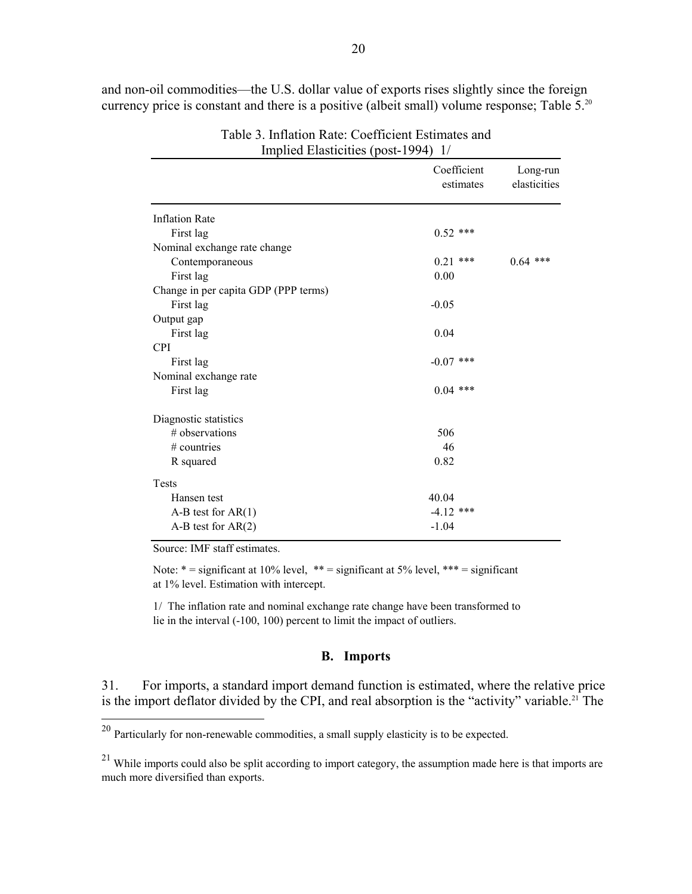and non-oil commodities—the U.S. dollar value of exports rises slightly since the foreign currency price is constant and there is a positive (albeit small) volume response; Table 5.[20]

Table 3. Inflation Rate: Coefficient Estimates and Implied Elasticities (post-1994) 1/

| | Coefficient estimates | Long-run elasticities |
|---|---|---|
| Inflation Rate | | |
| First lag | 0.52 *** | |
| Nominal exchange rate change | | |
| Contemporaneous | 0.21 *** | 0.64 *** |
| First lag | 0.00 | |
| Change in per capita GDP (PPP terms) | | |
| First lag | -0.05 | |
| Output gap | | |
| First lag | 0.04 | |
| CPI | | |
| First lag | -0.07 *** | |
| Nominal exchange rate | | |
| First lag | 0.04 *** | |
| | | |
| Diagnostic statistics | | |
| # observations | 506 | |
| # countries | 46 | |
| R squared | 0.82 | |
| Tests | | |
| Hansen test | 40.04 | |
| A-B test for AR(1) | -4.12 *** | |
| A-B test for AR(2) | -1.04 | |

Source: IMF staff estimates.

Note: * = significant at 10% level, ** = significant at 5% level, *** = significant at 1% level. Estimation with intercept.

1/ The inflation rate and nominal exchange rate change have been transformed to lie in the interval (-100, 100) percent to limit the impact of outliers.

## B. Imports

31. For imports, a standard import demand function is estimated, where the relative price is the import deflator divided by the CPI, and real absorption is the "activity" variable.[21] The

[20] Particularly for non-renewable commodities, a small supply elasticity is to be expected.

[21] While imports could also be split according to import category, the assumption made here is that imports are much more diversified than exports.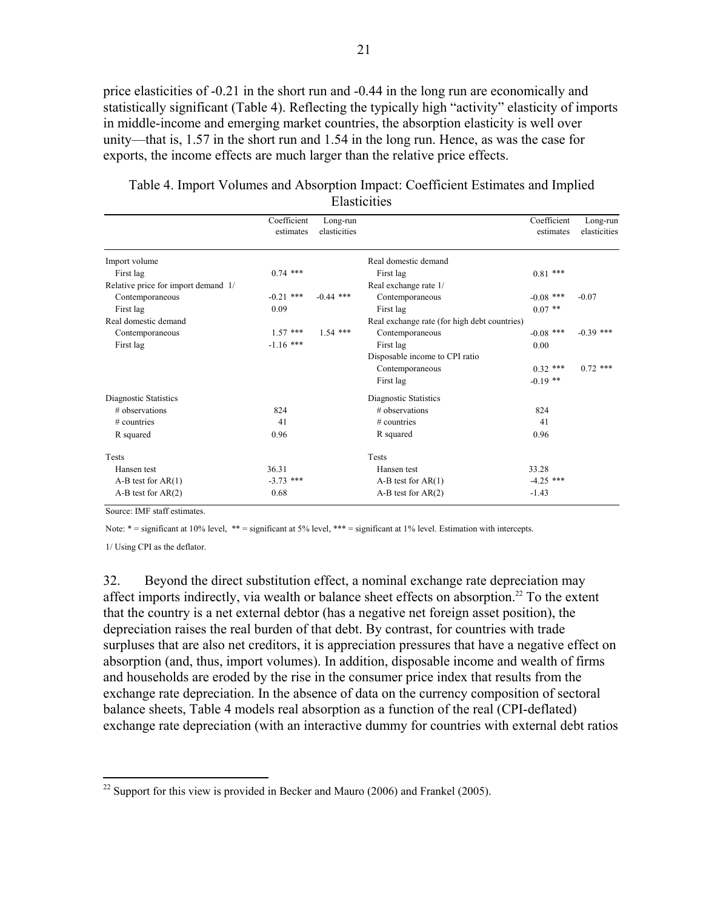price elasticities of -0.21 in the short run and -0.44 in the long run are economically and statistically significant (Table 4). Reflecting the typically high "activity" elasticity of imports in middle-income and emerging market countries, the absorption elasticity is well over unity—that is, 1.57 in the short run and 1.54 in the long run. Hence, as was the case for exports, the income effects are much larger than the relative price effects.

Table 4. Import Volumes and Absorption Impact: Coefficient Estimates and Implied Elasticities

| | Coefficient estimates | Long-run elasticities | | Coefficient estimates | Long-run elasticities |
|---|---|---|---|---|---|
| Import volume | | | Real domestic demand | | |
| First lag | 0.74 *** | | First lag | 0.81 *** | |
| Relative price for import demand 1/ | | | Real exchange rate 1/ | | |
| Contemporaneous | -0.21 *** | -0.44 *** | Contemporaneous | -0.08 *** | -0.07 |
| First lag | 0.09 | | First lag | 0.07 ** | |
| Real domestic demand | | | Real exchange rate (for high debt countries) | | |
| Contemporaneous | 1.57 *** | 1.54 *** | Contemporaneous | -0.08 *** | -0.39 *** |
| First lag | -1.16 *** | | First lag | 0.00 | |
| | | | Disposable income to CPI ratio | | |
| | | | Contemporaneous | 0.32 *** | 0.72 *** |
| | | | First lag | -0.19 ** | |
| Diagnostic Statistics | | | Diagnostic Statistics | | |
| # observations | 824 | | # observations | 824 | |
| # countries | 41 | | # countries | 41 | |
| R squared | 0.96 | | R squared | 0.96 | |
| Tests | | | Tests | | |
| Hansen test | 36.31 | | Hansen test | 33.28 | |
| A-B test for AR(1) | -3.73 *** | | A-B test for AR(1) | -4.25 *** | |
| A-B test for AR(2) | 0.68 | | A-B test for AR(2) | -1.43 | |

Source: IMF staff estimates.

Note: * = significant at 10% level, ** = significant at 5% level, *** = significant at 1% level. Estimation with intercepts.

1/ Using CPI as the deflator.

32. Beyond the direct substitution effect, a nominal exchange rate depreciation may affect imports indirectly, via wealth or balance sheet effects on absorption.[22] To the extent that the country is a net external debtor (has a negative net foreign asset position), the depreciation raises the real burden of that debt. By contrast, for countries with trade surpluses that are also net creditors, it is appreciation pressures that have a negative effect on absorption (and, thus, import volumes). In addition, disposable income and wealth of firms and households are eroded by the rise in the consumer price index that results from the exchange rate depreciation. In the absence of data on the currency composition of sectoral balance sheets, Table 4 models real absorption as a function of the real (CPI-deflated) exchange rate depreciation (with an interactive dummy for countries with external debt ratios

[22] Support for this view is provided in Becker and Mauro (2006) and Frankel (2005).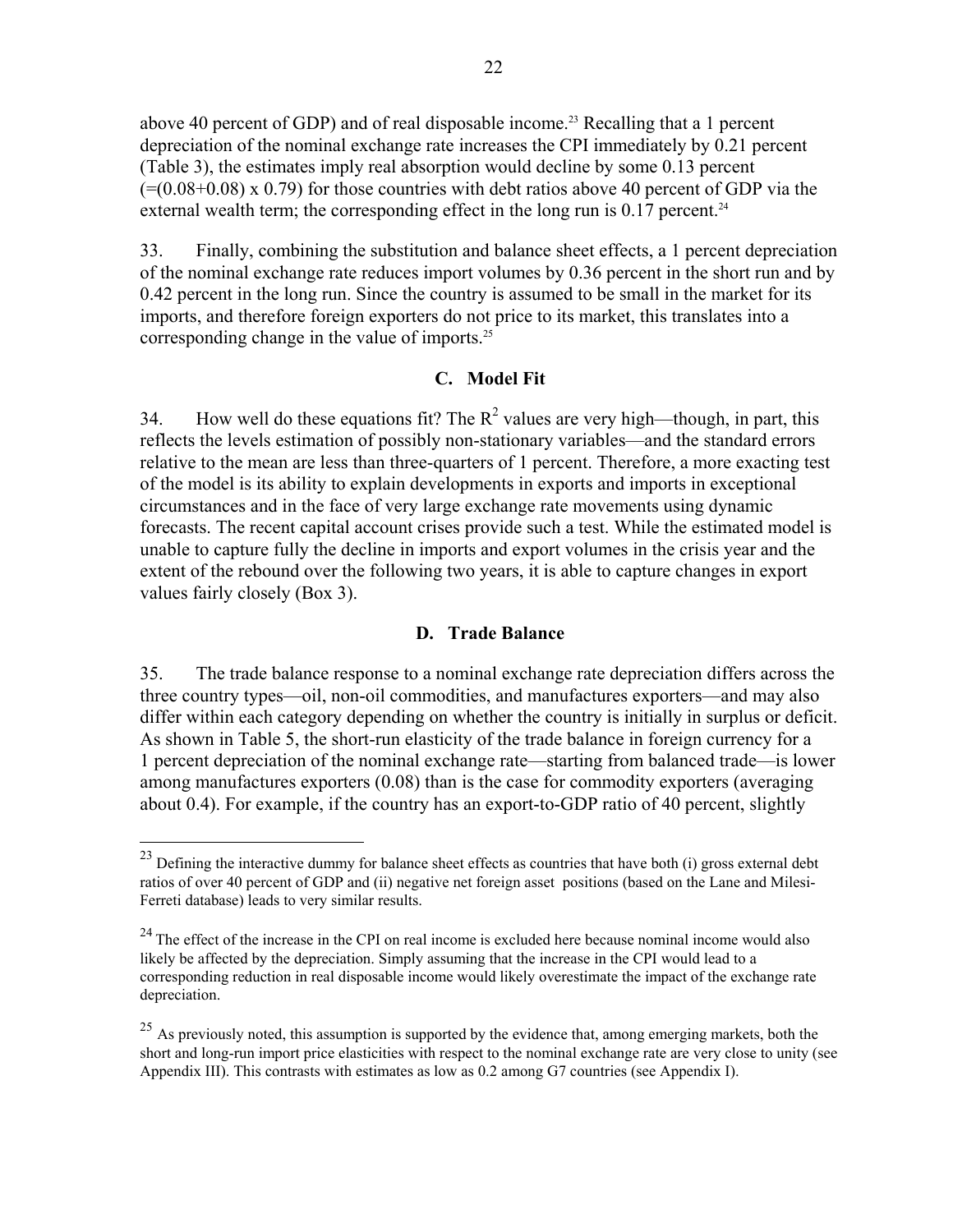above 40 percent of GDP) and of real disposable income.[23] Recalling that a 1 percent depreciation of the nominal exchange rate increases the CPI immediately by 0.21 percent (Table 3), the estimates imply real absorption would decline by some 0.13 percent (=(0.08+0.08) x 0.79) for those countries with debt ratios above 40 percent of GDP via the external wealth term; the corresponding effect in the long run is 0.17 percent.[24]

33. Finally, combining the substitution and balance sheet effects, a 1 percent depreciation of the nominal exchange rate reduces import volumes by 0.36 percent in the short run and by 0.42 percent in the long run. Since the country is assumed to be small in the market for its imports, and therefore foreign exporters do not price to its market, this translates into a corresponding change in the value of imports.[25]

### C. Model Fit

34. How well do these equations fit? The $R^2$ values are very high—though, in part, this reflects the levels estimation of possibly non-stationary variables—and the standard errors relative to the mean are less than three-quarters of 1 percent. Therefore, a more exacting test of the model is its ability to explain developments in exports and imports in exceptional circumstances and in the face of very large exchange rate movements using dynamic forecasts. The recent capital account crises provide such a test. While the estimated model is unable to capture fully the decline in imports and export volumes in the crisis year and the extent of the rebound over the following two years, it is able to capture changes in export values fairly closely (Box 3).

### D. Trade Balance

35. The trade balance response to a nominal exchange rate depreciation differs across the three country types—oil, non-oil commodities, and manufactures exporters—and may also differ within each category depending on whether the country is initially in surplus or deficit. As shown in Table 5, the short-run elasticity of the trade balance in foreign currency for a 1 percent depreciation of the nominal exchange rate—starting from balanced trade—is lower among manufactures exporters (0.08) than is the case for commodity exporters (averaging about 0.4). For example, if the country has an export-to-GDP ratio of 40 percent, slightly

---

[23] Defining the interactive dummy for balance sheet effects as countries that have both (i) gross external debt ratios of over 40 percent of GDP and (ii) negative net foreign asset positions (based on the Lane and Milesi-Ferreti database) leads to very similar results.

[24] The effect of the increase in the CPI on real income is excluded here because nominal income would also likely be affected by the depreciation. Simply assuming that the increase in the CPI would lead to a corresponding reduction in real disposable income would likely overestimate the impact of the exchange rate depreciation.

[25] As previously noted, this assumption is supported by the evidence that, among emerging markets, both the short and long-run import price elasticities with respect to the nominal exchange rate are very close to unity (see Appendix III). This contrasts with estimates as low as 0.2 among G7 countries (see Appendix I).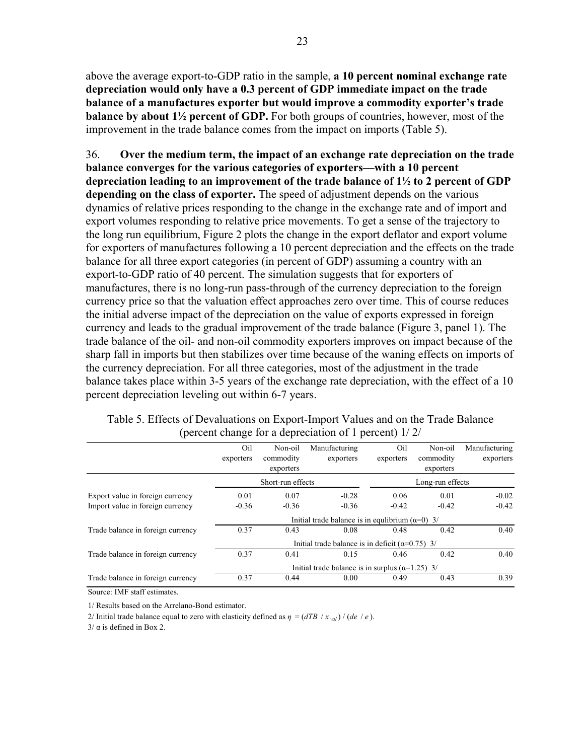above the average export-to-GDP ratio in the sample, **a 10 percent nominal exchange rate depreciation would only have a 0.3 percent of GDP immediate impact on the trade balance of a manufactures exporter but would improve a commodity exporter's trade balance by about 1½ percent of GDP.** For both groups of countries, however, most of the improvement in the trade balance comes from the impact on imports (Table 5).

36. **Over the medium term, the impact of an exchange rate depreciation on the trade balance converges for the various categories of exporters—with a 10 percent depreciation leading to an improvement of the trade balance of 1½ to 2 percent of GDP depending on the class of exporter.** The speed of adjustment depends on the various dynamics of relative prices responding to the change in the exchange rate and of import and export volumes responding to relative price movements. To get a sense of the trajectory to the long run equilibrium, Figure 2 plots the change in the export deflator and export volume for exporters of manufactures following a 10 percent depreciation and the effects on the trade balance for all three export categories (in percent of GDP) assuming a country with an export-to-GDP ratio of 40 percent. The simulation suggests that for exporters of manufactures, there is no long-run pass-through of the currency depreciation to the foreign currency price so that the valuation effect approaches zero over time. This of course reduces the initial adverse impact of the depreciation on the value of exports expressed in foreign currency and leads to the gradual improvement of the trade balance (Figure 3, panel 1). The trade balance of the oil- and non-oil commodity exporters improves on impact because of the sharp fall in imports but then stabilizes over time because of the waning effects on imports of the currency depreciation. For all three categories, most of the adjustment in the trade balance takes place within 3-5 years of the exchange rate depreciation, with the effect of a 10 percent depreciation leveling out within 6-7 years.

Table 5. Effects of Devaluations on Export-Import Values and on the Trade Balance (percent change for a depreciation of 1 percent) 1/ 2/

| | Oil exporters | Non-oil commodity exporters | Manufacturing exporters | Oil exporters | Non-oil commodity exporters | Manufacturing exporters |
|---|---|---|---|---|---|---|
| | Short-run effects | | | Long-run effects | | |
| Export value in foreign currency | 0.01 | 0.07 | -0.28 | 0.06 | 0.01 | -0.02 |
| Import value in foreign currency | -0.36 | -0.36 | -0.36 | -0.42 | -0.42 | -0.42 |
| | Initial trade balance is in equlibrium (α=0) 3/ | | | | | |
| Trade balance in foreign currency | 0.37 | 0.43 | 0.08 | 0.48 | 0.42 | 0.40 |
| | Initial trade balance is in deficit (α=0.75) 3/ | | | | | |
| Trade balance in foreign currency | 0.37 | 0.41 | 0.15 | 0.46 | 0.42 | 0.40 |
| | Initial trade balance is in surplus (α=1.25) 3/ | | | | | |
| Trade balance in foreign currency | 0.37 | 0.44 | 0.00 | 0.49 | 0.43 | 0.39 |

Source: IMF staff estimates.

1/ Results based on the Arrelano-Bond estimator.

2/ Initial trade balance equal to zero with elasticity defined as $\eta = (dTB / x_{val}) / (de / e)$.

3/ α is defined in Box 2.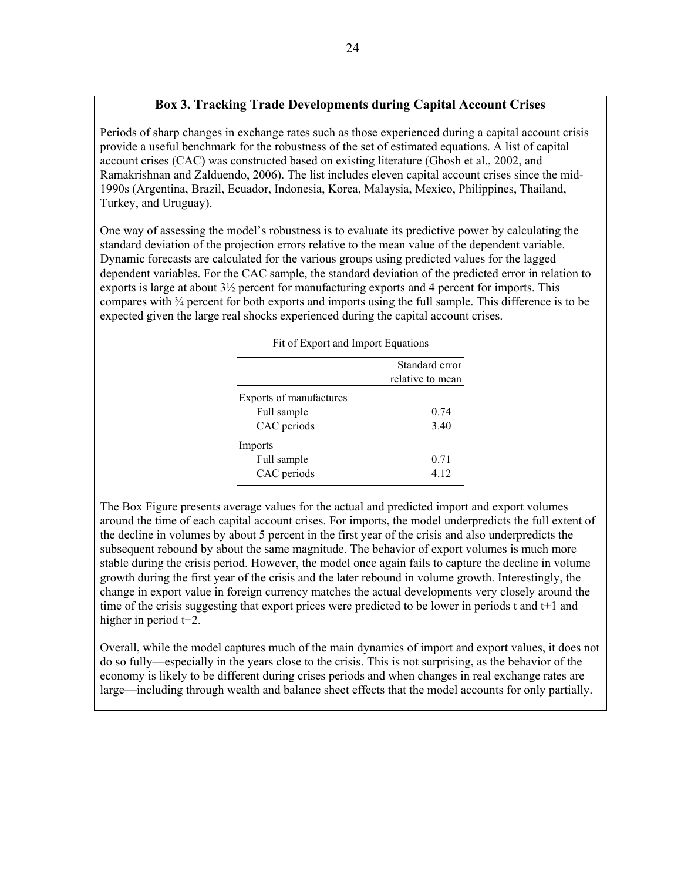## Box 3. Tracking Trade Developments during Capital Account Crises

Periods of sharp changes in exchange rates such as those experienced during a capital account crisis provide a useful benchmark for the robustness of the set of estimated equations. A list of capital account crises (CAC) was constructed based on existing literature (Ghosh et al., 2002, and Ramakrishnan and Zalduendo, 2006). The list includes eleven capital account crises since the mid-1990s (Argentina, Brazil, Ecuador, Indonesia, Korea, Malaysia, Mexico, Philippines, Thailand, Turkey, and Uruguay).

One way of assessing the model's robustness is to evaluate its predictive power by calculating the standard deviation of the projection errors relative to the mean value of the dependent variable. Dynamic forecasts are calculated for the various groups using predicted values for the lagged dependent variables. For the CAC sample, the standard deviation of the predicted error in relation to exports is large at about 3½ percent for manufacturing exports and 4 percent for imports. This compares with ¾ percent for both exports and imports using the full sample. This difference is to be expected given the large real shocks experienced during the capital account crises.

Fit of Export and Import Equations

| | Standard error relative to mean |
|---|---|
| Exports of manufactures | |
| Full sample | 0.74 |
| CAC periods | 3.40 |
| Imports | |
| Full sample | 0.71 |
| CAC periods | 4.12 |

The Box Figure presents average values for the actual and predicted import and export volumes around the time of each capital account crises. For imports, the model underpredicts the full extent of the decline in volumes by about 5 percent in the first year of the crisis and also underpredicts the subsequent rebound by about the same magnitude. The behavior of export volumes is much more stable during the crisis period. However, the model once again fails to capture the decline in volume growth during the first year of the crisis and the later rebound in volume growth. Interestingly, the change in export value in foreign currency matches the actual developments very closely around the time of the crisis suggesting that export prices were predicted to be lower in periods t and t+1 and higher in period t+2.

Overall, while the model captures much of the main dynamics of import and export values, it does not do so fully—especially in the years close to the crisis. This is not surprising, as the behavior of the economy is likely to be different during crises periods and when changes in real exchange rates are large—including through wealth and balance sheet effects that the model accounts for only partially.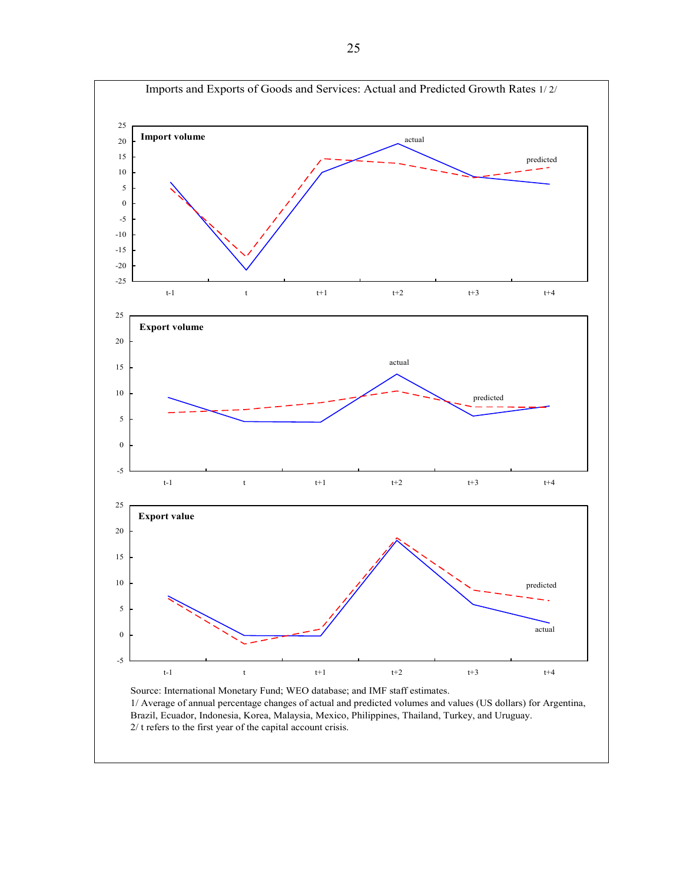Imports and Exports of Goods and Services: Actual and Predicted Growth Rates 1/ 2/

**Import volume**

**Export volume**

**Export value**

Source: International Monetary Fund; WEO database; and IMF staff estimates.
1/ Average of annual percentage changes of actual and predicted volumes and values (US dollars) for Argentina, Brazil, Ecuador, Indonesia, Korea, Malaysia, Mexico, Philippines, Thailand, Turkey, and Uruguay.
2/ t refers to the first year of the capital account crisis.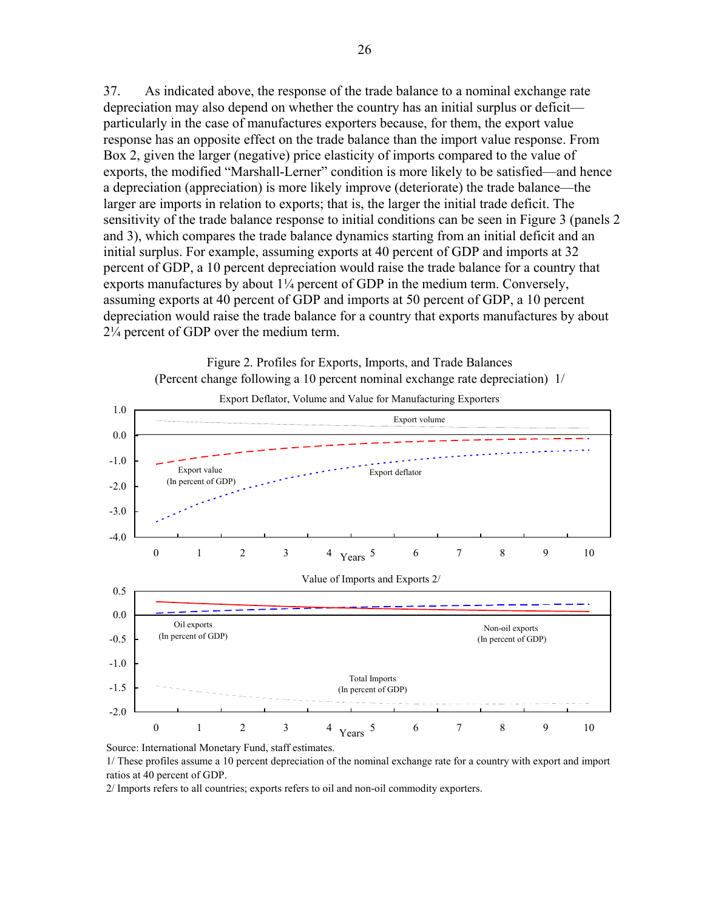37. As indicated above, the response of the trade balance to a nominal exchange rate depreciation may also depend on whether the country has an initial surplus or deficit—particularly in the case of manufactures exporters because, for them, the export value response has an opposite effect on the trade balance than the import value response. From Box 2, given the larger (negative) price elasticity of imports compared to the value of exports, the modified "Marshall-Lerner" condition is more likely to be satisfied—and hence a depreciation (appreciation) is more likely improve (deteriorate) the trade balance—the larger are imports in relation to exports; that is, the larger the initial trade deficit. The sensitivity of the trade balance response to initial conditions can be seen in Figure 3 (panels 2 and 3), which compares the trade balance dynamics starting from an initial deficit and an initial surplus. For example, assuming exports at 40 percent of GDP and imports at 32 percent of GDP, a 10 percent depreciation would raise the trade balance for a country that exports manufactures by about 1¼ percent of GDP in the medium term. Conversely, assuming exports at 40 percent of GDP and imports at 50 percent of GDP, a 10 percent depreciation would raise the trade balance for a country that exports manufactures by about 2¼ percent of GDP over the medium term.

Figure 2. Profiles for Exports, Imports, and Trade Balances
(Percent change following a 10 percent nominal exchange rate depreciation) 1/

Export Deflator, Volume and Value for Manufacturing Exporters

Value of Imports and Exports 2/

Source: International Monetary Fund, staff estimates.

1/ These profiles assume a 10 percent depreciation of the nominal exchange rate for a country with export and import ratios at 40 percent of GDP.

2/ Imports refers to all countries; exports refers to oil and non-oil commodity exporters.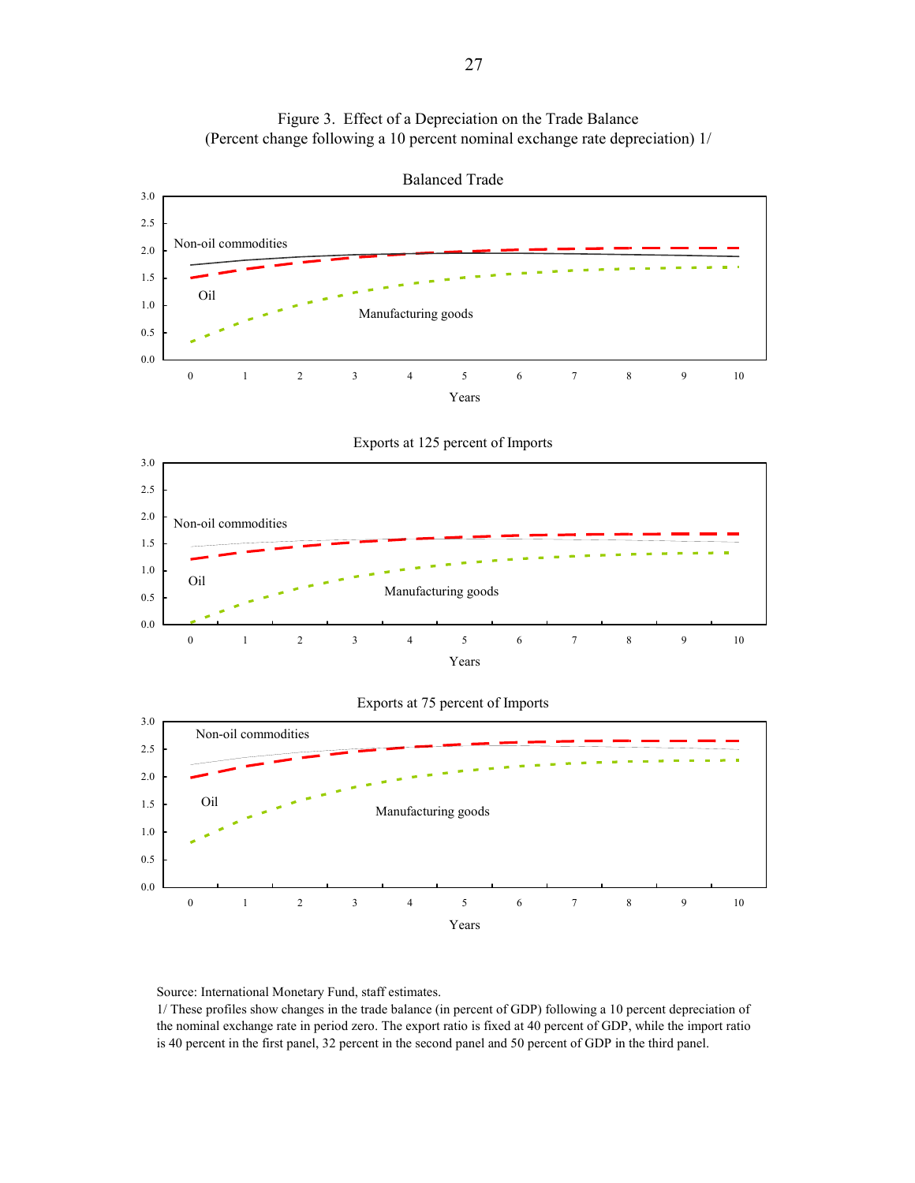Figure 3. Effect of a Depreciation on the Trade Balance
(Percent change following a 10 percent nominal exchange rate depreciation) 1/

Balanced Trade

Exports at 125 percent of Imports

Exports at 75 percent of Imports

Source: International Monetary Fund, staff estimates.

1/ These profiles show changes in the trade balance (in percent of GDP) following a 10 percent depreciation of the nominal exchange rate in period zero. The export ratio is fixed at 40 percent of GDP, while the import ratio is 40 percent in the first panel, 32 percent in the second panel and 50 percent of GDP in the third panel.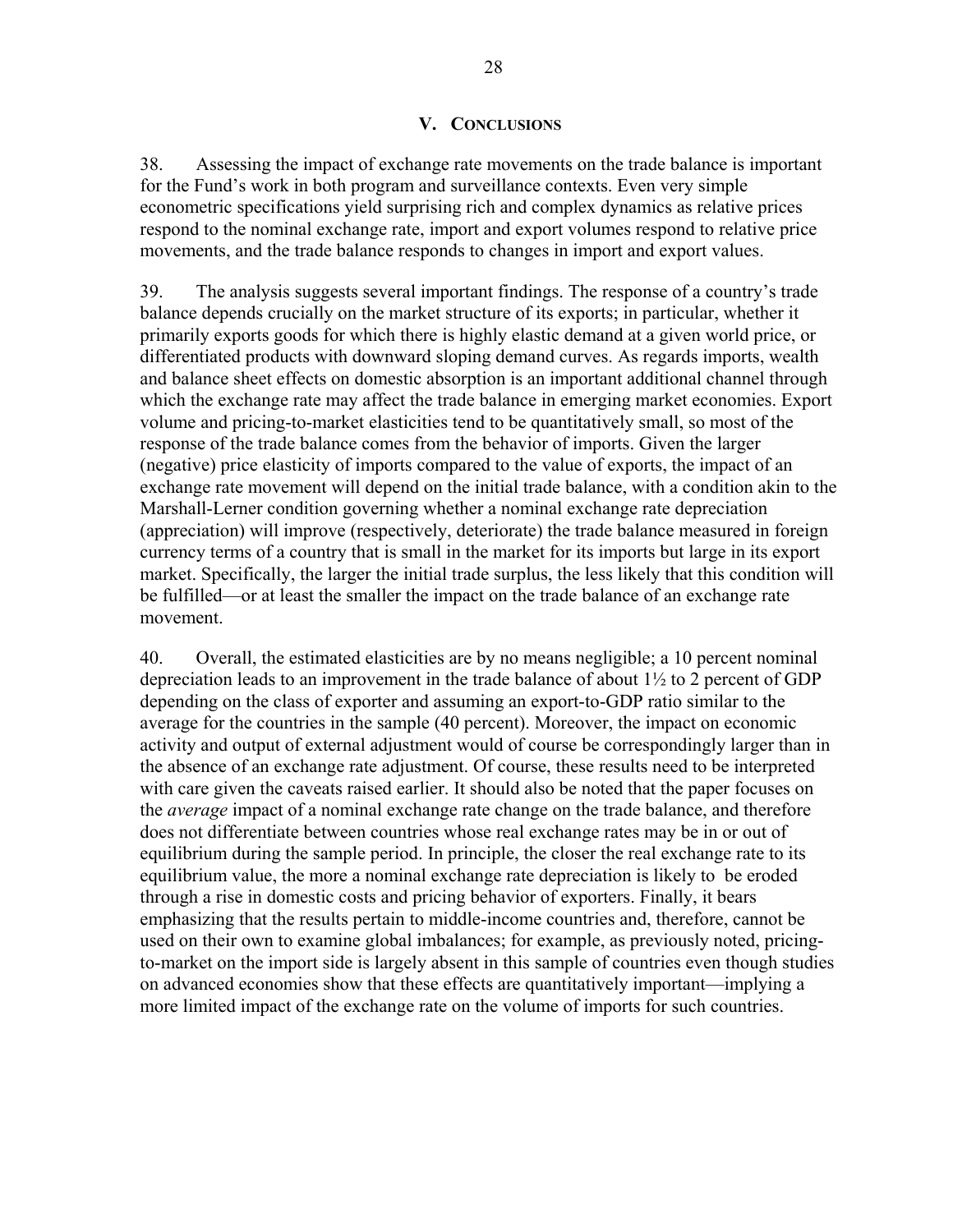## V. Conclusions

38. Assessing the impact of exchange rate movements on the trade balance is important for the Fund's work in both program and surveillance contexts. Even very simple econometric specifications yield surprising rich and complex dynamics as relative prices respond to the nominal exchange rate, import and export volumes respond to relative price movements, and the trade balance responds to changes in import and export values.

39. The analysis suggests several important findings. The response of a country's trade balance depends crucially on the market structure of its exports; in particular, whether it primarily exports goods for which there is highly elastic demand at a given world price, or differentiated products with downward sloping demand curves. As regards imports, wealth and balance sheet effects on domestic absorption is an important additional channel through which the exchange rate may affect the trade balance in emerging market economies. Export volume and pricing-to-market elasticities tend to be quantitatively small, so most of the response of the trade balance comes from the behavior of imports. Given the larger (negative) price elasticity of imports compared to the value of exports, the impact of an exchange rate movement will depend on the initial trade balance, with a condition akin to the Marshall-Lerner condition governing whether a nominal exchange rate depreciation (appreciation) will improve (respectively, deteriorate) the trade balance measured in foreign currency terms of a country that is small in the market for its imports but large in its export market. Specifically, the larger the initial trade surplus, the less likely that this condition will be fulfilled—or at least the smaller the impact on the trade balance of an exchange rate movement.

40. Overall, the estimated elasticities are by no means negligible; a 10 percent nominal depreciation leads to an improvement in the trade balance of about 1½ to 2 percent of GDP depending on the class of exporter and assuming an export-to-GDP ratio similar to the average for the countries in the sample (40 percent). Moreover, the impact on economic activity and output of external adjustment would of course be correspondingly larger than in the absence of an exchange rate adjustment. Of course, these results need to be interpreted with care given the caveats raised earlier. It should also be noted that the paper focuses on the *average* impact of a nominal exchange rate change on the trade balance, and therefore does not differentiate between countries whose real exchange rates may be in or out of equilibrium during the sample period. In principle, the closer the real exchange rate to its equilibrium value, the more a nominal exchange rate depreciation is likely to be eroded through a rise in domestic costs and pricing behavior of exporters. Finally, it bears emphasizing that the results pertain to middle-income countries and, therefore, cannot be used on their own to examine global imbalances; for example, as previously noted, pricing-to-market on the import side is largely absent in this sample of countries even though studies on advanced economies show that these effects are quantitatively important—implying a more limited impact of the exchange rate on the volume of imports for such countries.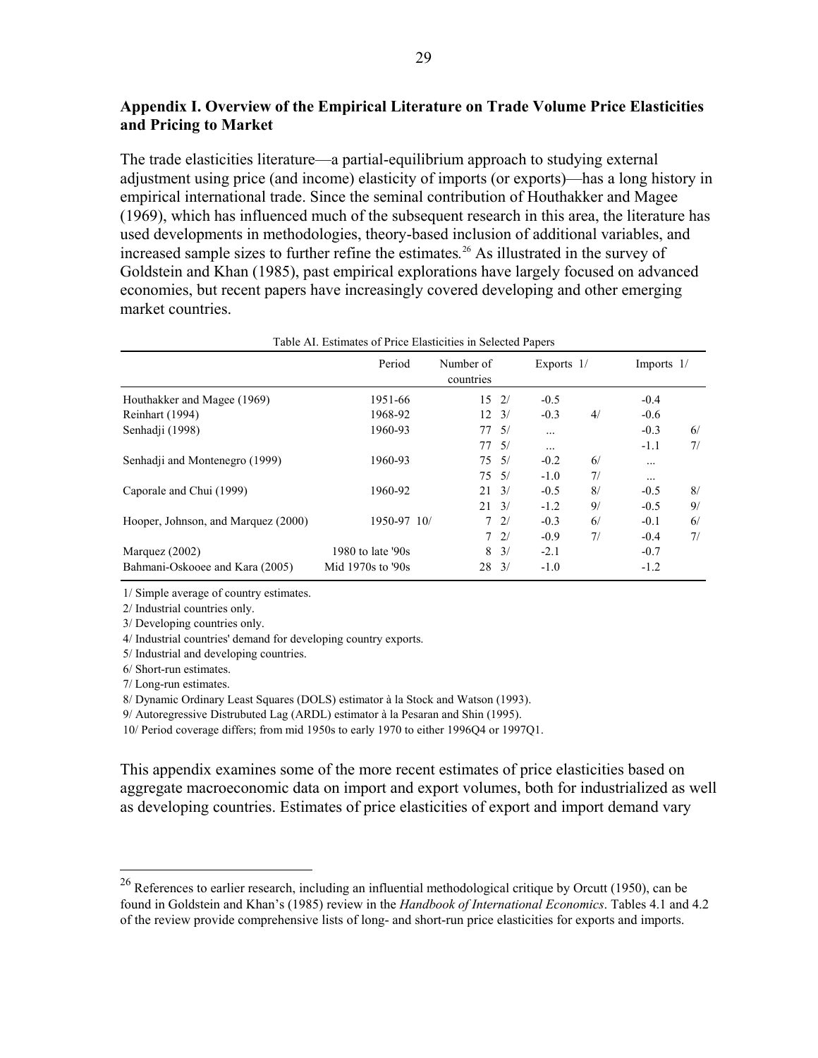## Appendix I. Overview of the Empirical Literature on Trade Volume Price Elasticities and Pricing to Market

The trade elasticities literature—a partial-equilibrium approach to studying external adjustment using price (and income) elasticity of imports (or exports)—has a long history in empirical international trade. Since the seminal contribution of Houthakker and Magee (1969), which has influenced much of the subsequent research in this area, the literature has used developments in methodologies, theory-based inclusion of additional variables, and increased sample sizes to further refine the estimates.[26] As illustrated in the survey of Goldstein and Khan (1985), past empirical explorations have largely focused on advanced economies, but recent papers have increasingly covered developing and other emerging market countries.

Table AI. Estimates of Price Elasticities in Selected Papers

| | Period | Number of countries | | Exports 1/ | | Imports 1/ | |
|---|---|---|---|---|---|---|---|
| Houthakker and Magee (1969) | 1951-66 | 15 | 2/ | -0.5 | | -0.4 | |
| Reinhart (1994) | 1968-92 | 12 | 3/ | -0.3 | 4/ | -0.6 | |
| Senhadji (1998) | 1960-93 | 77 | 5/ | ... | | -0.3 | 6/ |
| | | 77 | 5/ | ... | | -1.1 | 7/ |
| Senhadji and Montenegro (1999) | 1960-93 | 75 | 5/ | -0.2 | 6/ | ... | |
| | | 75 | 5/ | -1.0 | 7/ | ... | |
| Caporale and Chui (1999) | 1960-92 | 21 | 3/ | -0.5 | 8/ | -0.5 | 8/ |
| | | 21 | 3/ | -1.2 | 9/ | -0.5 | 9/ |
| Hooper, Johnson, and Marquez (2000) | 1950-97 10/ | 7 | 2/ | -0.3 | 6/ | -0.1 | 6/ |
| | | 7 | 2/ | -0.9 | 7/ | -0.4 | 7/ |
| Marquez (2002) | 1980 to late '90s | 8 | 3/ | -2.1 | | -0.7 | |
| Bahmani-Oskooee and Kara (2005) | Mid 1970s to '90s | 28 | 3/ | -1.0 | | -1.2 | |

1/ Simple average of country estimates.

2/ Industrial countries only.

3/ Developing countries only.

4/ Industrial countries' demand for developing country exports.

5/ Industrial and developing countries.

6/ Short-run estimates.

7/ Long-run estimates.

8/ Dynamic Ordinary Least Squares (DOLS) estimator à la Stock and Watson (1993).

9/ Autoregressive Distrubuted Lag (ARDL) estimator à la Pesaran and Shin (1995).

10/ Period coverage differs; from mid 1950s to early 1970 to either 1996Q4 or 1997Q1.

This appendix examines some of the more recent estimates of price elasticities based on aggregate macroeconomic data on import and export volumes, both for industrialized as well as developing countries. Estimates of price elasticities of export and import demand vary

[26] References to earlier research, including an influential methodological critique by Orcutt (1950), can be found in Goldstein and Khan's (1985) review in the *Handbook of International Economics*. Tables 4.1 and 4.2 of the review provide comprehensive lists of long- and short-run price elasticities for exports and imports.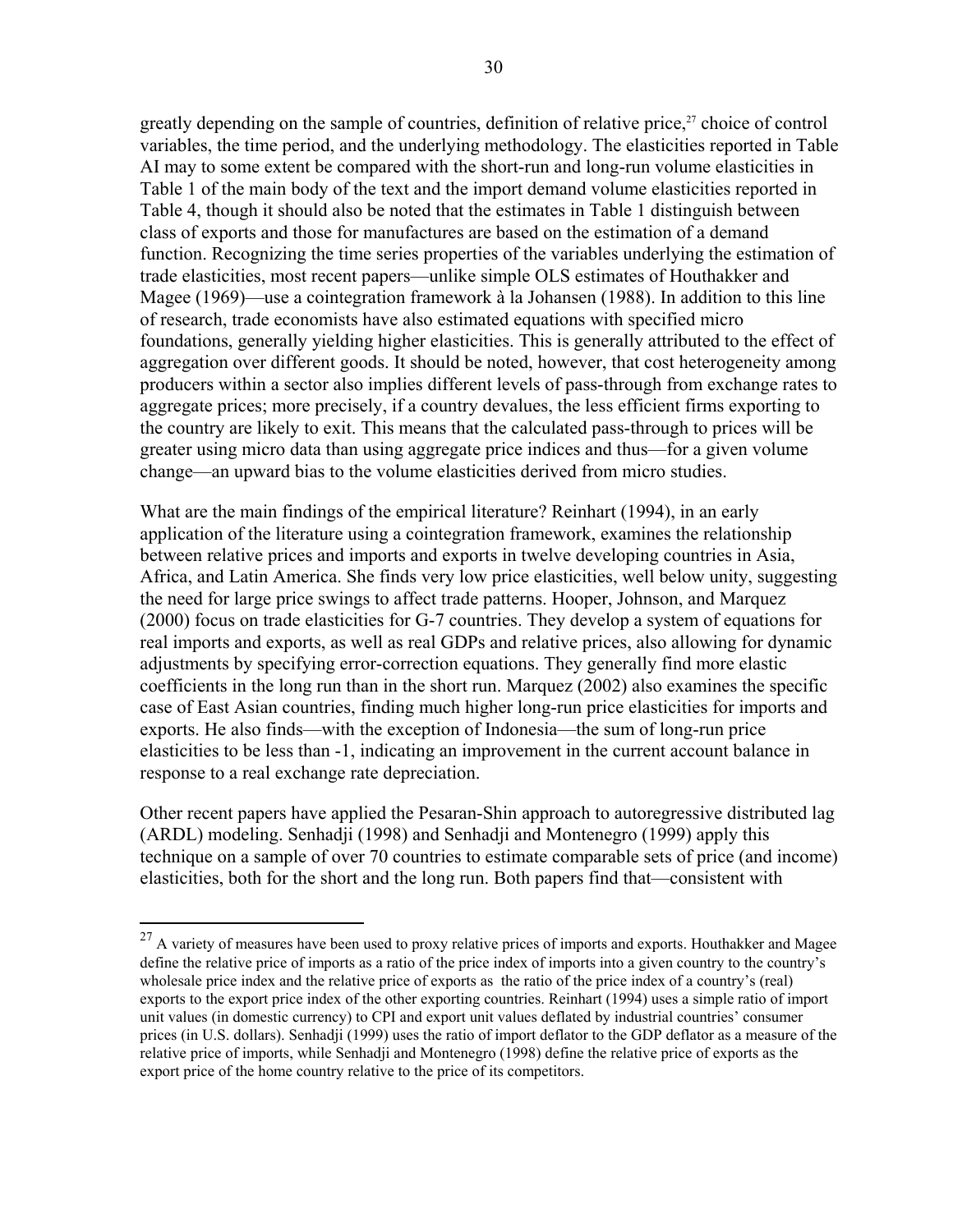greatly depending on the sample of countries, definition of relative price,[27] choice of control variables, the time period, and the underlying methodology. The elasticities reported in Table AI may to some extent be compared with the short-run and long-run volume elasticities in Table 1 of the main body of the text and the import demand volume elasticities reported in Table 4, though it should also be noted that the estimates in Table 1 distinguish between class of exports and those for manufactures are based on the estimation of a demand function. Recognizing the time series properties of the variables underlying the estimation of trade elasticities, most recent papers—unlike simple OLS estimates of Houthakker and Magee (1969)—use a cointegration framework à la Johansen (1988). In addition to this line of research, trade economists have also estimated equations with specified micro foundations, generally yielding higher elasticities. This is generally attributed to the effect of aggregation over different goods. It should be noted, however, that cost heterogeneity among producers within a sector also implies different levels of pass-through from exchange rates to aggregate prices; more precisely, if a country devalues, the less efficient firms exporting to the country are likely to exit. This means that the calculated pass-through to prices will be greater using micro data than using aggregate price indices and thus—for a given volume change—an upward bias to the volume elasticities derived from micro studies.

What are the main findings of the empirical literature? Reinhart (1994), in an early application of the literature using a cointegration framework, examines the relationship between relative prices and imports and exports in twelve developing countries in Asia, Africa, and Latin America. She finds very low price elasticities, well below unity, suggesting the need for large price swings to affect trade patterns. Hooper, Johnson, and Marquez (2000) focus on trade elasticities for G-7 countries. They develop a system of equations for real imports and exports, as well as real GDPs and relative prices, also allowing for dynamic adjustments by specifying error-correction equations. They generally find more elastic coefficients in the long run than in the short run. Marquez (2002) also examines the specific case of East Asian countries, finding much higher long-run price elasticities for imports and exports. He also finds—with the exception of Indonesia—the sum of long-run price elasticities to be less than -1, indicating an improvement in the current account balance in response to a real exchange rate depreciation.

Other recent papers have applied the Pesaran-Shin approach to autoregressive distributed lag (ARDL) modeling. Senhadji (1998) and Senhadji and Montenegro (1999) apply this technique on a sample of over 70 countries to estimate comparable sets of price (and income) elasticities, both for the short and the long run. Both papers find that—consistent with

---

[27] A variety of measures have been used to proxy relative prices of imports and exports. Houthakker and Magee define the relative price of imports as a ratio of the price index of imports into a given country to the country's wholesale price index and the relative price of exports as the ratio of the price index of a country's (real) exports to the export price index of the other exporting countries. Reinhart (1994) uses a simple ratio of import unit values (in domestic currency) to CPI and export unit values deflated by industrial countries' consumer prices (in U.S. dollars). Senhadji (1999) uses the ratio of import deflator to the GDP deflator as a measure of the relative price of imports, while Senhadji and Montenegro (1998) define the relative price of exports as the export price of the home country relative to the price of its competitors.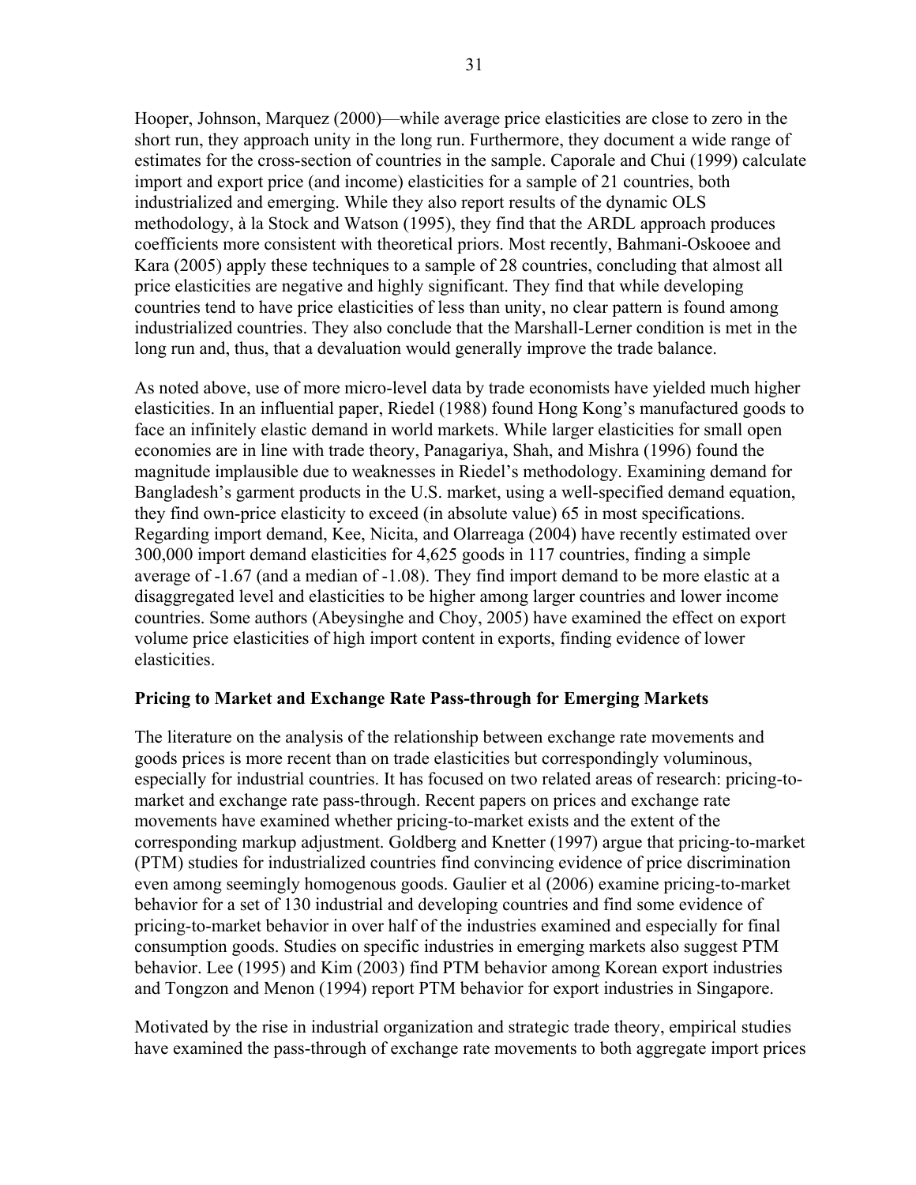Hooper, Johnson, Marquez (2000)—while average price elasticities are close to zero in the short run, they approach unity in the long run. Furthermore, they document a wide range of estimates for the cross-section of countries in the sample. Caporale and Chui (1999) calculate import and export price (and income) elasticities for a sample of 21 countries, both industrialized and emerging. While they also report results of the dynamic OLS methodology, à la Stock and Watson (1995), they find that the ARDL approach produces coefficients more consistent with theoretical priors. Most recently, Bahmani-Oskooee and Kara (2005) apply these techniques to a sample of 28 countries, concluding that almost all price elasticities are negative and highly significant. They find that while developing countries tend to have price elasticities of less than unity, no clear pattern is found among industrialized countries. They also conclude that the Marshall-Lerner condition is met in the long run and, thus, that a devaluation would generally improve the trade balance.

As noted above, use of more micro-level data by trade economists have yielded much higher elasticities. In an influential paper, Riedel (1988) found Hong Kong's manufactured goods to face an infinitely elastic demand in world markets. While larger elasticities for small open economies are in line with trade theory, Panagariya, Shah, and Mishra (1996) found the magnitude implausible due to weaknesses in Riedel's methodology. Examining demand for Bangladesh's garment products in the U.S. market, using a well-specified demand equation, they find own-price elasticity to exceed (in absolute value) 65 in most specifications. Regarding import demand, Kee, Nicita, and Olarreaga (2004) have recently estimated over 300,000 import demand elasticities for 4,625 goods in 117 countries, finding a simple average of -1.67 (and a median of -1.08). They find import demand to be more elastic at a disaggregated level and elasticities to be higher among larger countries and lower income countries. Some authors (Abeysinghe and Choy, 2005) have examined the effect on export volume price elasticities of high import content in exports, finding evidence of lower elasticities.

### Pricing to Market and Exchange Rate Pass-through for Emerging Markets

The literature on the analysis of the relationship between exchange rate movements and goods prices is more recent than on trade elasticities but correspondingly voluminous, especially for industrial countries. It has focused on two related areas of research: pricing-to-market and exchange rate pass-through. Recent papers on prices and exchange rate movements have examined whether pricing-to-market exists and the extent of the corresponding markup adjustment. Goldberg and Knetter (1997) argue that pricing-to-market (PTM) studies for industrialized countries find convincing evidence of price discrimination even among seemingly homogenous goods. Gaulier et al (2006) examine pricing-to-market behavior for a set of 130 industrial and developing countries and find some evidence of pricing-to-market behavior in over half of the industries examined and especially for final consumption goods. Studies on specific industries in emerging markets also suggest PTM behavior. Lee (1995) and Kim (2003) find PTM behavior among Korean export industries and Tongzon and Menon (1994) report PTM behavior for export industries in Singapore.

Motivated by the rise in industrial organization and strategic trade theory, empirical studies have examined the pass-through of exchange rate movements to both aggregate import prices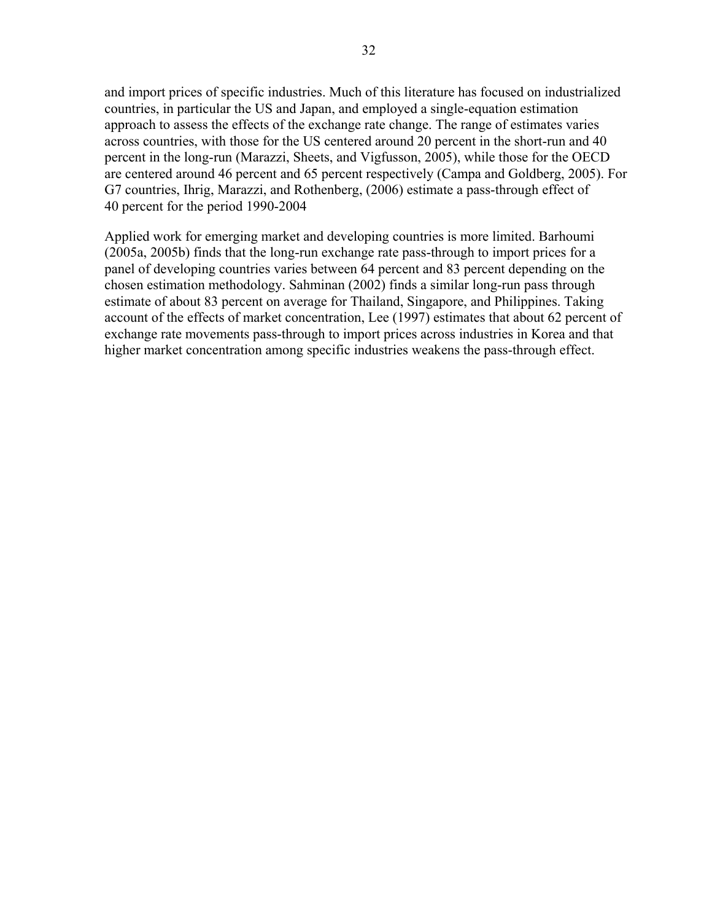and import prices of specific industries. Much of this literature has focused on industrialized countries, in particular the US and Japan, and employed a single-equation estimation approach to assess the effects of the exchange rate change. The range of estimates varies across countries, with those for the US centered around 20 percent in the short-run and 40 percent in the long-run (Marazzi, Sheets, and Vigfusson, 2005), while those for the OECD are centered around 46 percent and 65 percent respectively (Campa and Goldberg, 2005). For G7 countries, Ihrig, Marazzi, and Rothenberg, (2006) estimate a pass-through effect of 40 percent for the period 1990-2004

Applied work for emerging market and developing countries is more limited. Barhoumi (2005a, 2005b) finds that the long-run exchange rate pass-through to import prices for a panel of developing countries varies between 64 percent and 83 percent depending on the chosen estimation methodology. Sahminan (2002) finds a similar long-run pass through estimate of about 83 percent on average for Thailand, Singapore, and Philippines. Taking account of the effects of market concentration, Lee (1997) estimates that about 62 percent of exchange rate movements pass-through to import prices across industries in Korea and that higher market concentration among specific industries weakens the pass-through effect.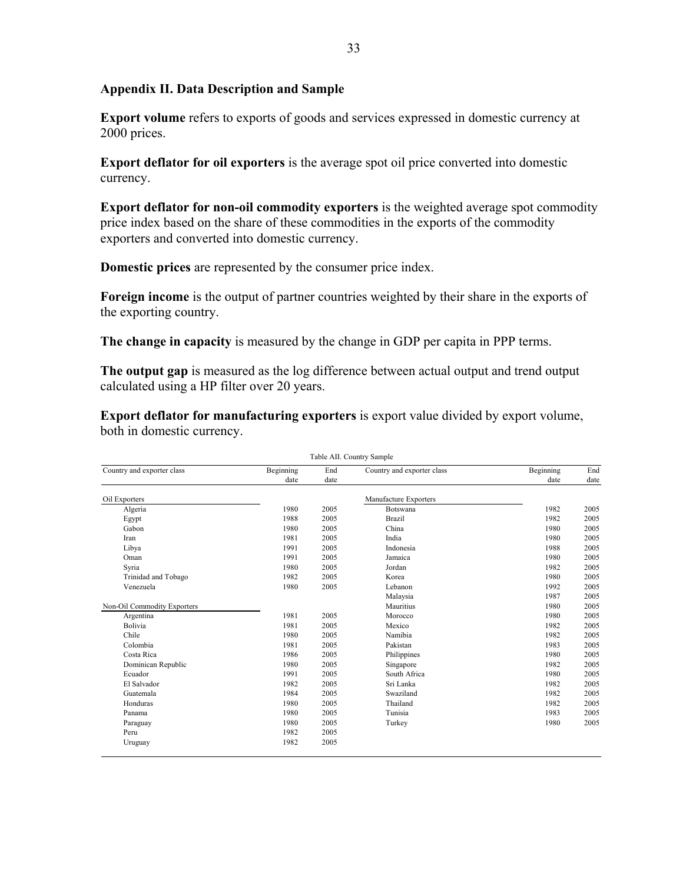## Appendix II. Data Description and Sample

**Export volume** refers to exports of goods and services expressed in domestic currency at 2000 prices.

**Export deflator for oil exporters** is the average spot oil price converted into domestic currency.

**Export deflator for non-oil commodity exporters** is the weighted average spot commodity price index based on the share of these commodities in the exports of the commodity exporters and converted into domestic currency.

**Domestic prices** are represented by the consumer price index.

**Foreign income** is the output of partner countries weighted by their share in the exports of the exporting country.

**The change in capacity** is measured by the change in GDP per capita in PPP terms.

**The output gap** is measured as the log difference between actual output and trend output calculated using a HP filter over 20 years.

**Export deflator for manufacturing exporters** is export value divided by export volume, both in domestic currency.

Table AII. Country Sample

| Country and exporter class | Beginning date | End date | Country and exporter class | Beginning date | End date |
|---|---|---|---|---|---|
| Oil Exporters | | | Manufacture Exporters | | |
| Algeria | 1980 | 2005 | Botswana | 1982 | 2005 |
| Egypt | 1988 | 2005 | Brazil | 1982 | 2005 |
| Gabon | 1980 | 2005 | China | 1980 | 2005 |
| Iran | 1981 | 2005 | India | 1980 | 2005 |
| Libya | 1991 | 2005 | Indonesia | 1988 | 2005 |
| Oman | 1991 | 2005 | Jamaica | 1980 | 2005 |
| Syria | 1980 | 2005 | Jordan | 1982 | 2005 |
| Trinidad and Tobago | 1982 | 2005 | Korea | 1980 | 2005 |
| Venezuela | 1980 | 2005 | Lebanon | 1992 | 2005 |
| | | | Malaysia | 1987 | 2005 |
| Non-Oil Commodity Exporters | | | Mauritius | 1980 | 2005 |
| Argentina | 1981 | 2005 | Morocco | 1980 | 2005 |
| Bolivia | 1981 | 2005 | Mexico | 1982 | 2005 |
| Chile | 1980 | 2005 | Namibia | 1982 | 2005 |
| Colombia | 1981 | 2005 | Pakistan | 1983 | 2005 |
| Costa Rica | 1986 | 2005 | Philippines | 1980 | 2005 |
| Dominican Republic | 1980 | 2005 | Singapore | 1982 | 2005 |
| Ecuador | 1991 | 2005 | South Africa | 1980 | 2005 |
| El Salvador | 1982 | 2005 | Sri Lanka | 1982 | 2005 |
| Guatemala | 1984 | 2005 | Swaziland | 1982 | 2005 |
| Honduras | 1980 | 2005 | Thailand | 1982 | 2005 |
| Panama | 1980 | 2005 | Tunisia | 1983 | 2005 |
| Paraguay | 1980 | 2005 | Turkey | 1980 | 2005 |
| Peru | 1982 | 2005 | | | |
| Uruguay | 1982 | 2005 | | | |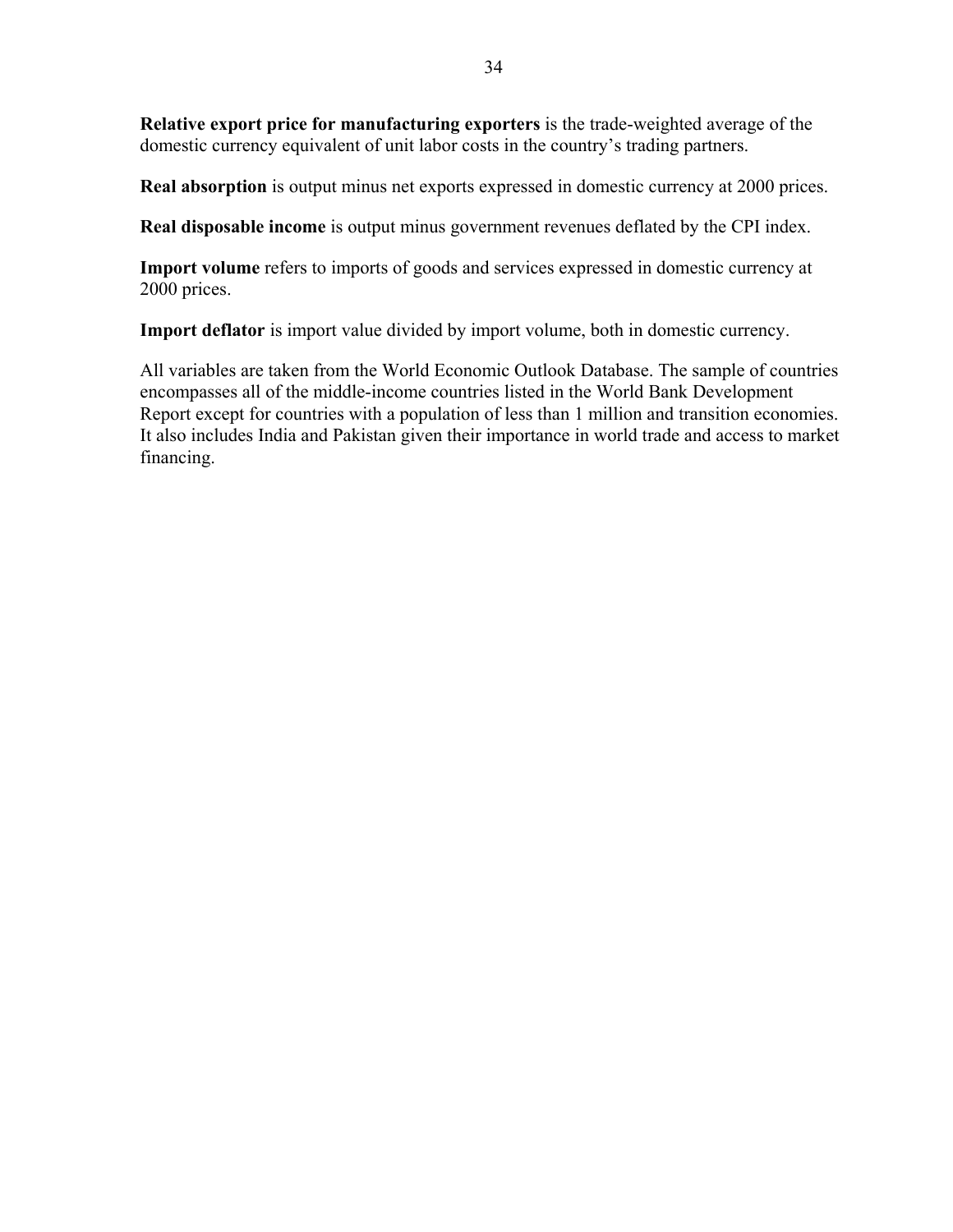**Relative export price for manufacturing exporters** is the trade-weighted average of the domestic currency equivalent of unit labor costs in the country's trading partners.

**Real absorption** is output minus net exports expressed in domestic currency at 2000 prices.

**Real disposable income** is output minus government revenues deflated by the CPI index.

**Import volume** refers to imports of goods and services expressed in domestic currency at 2000 prices.

**Import deflator** is import value divided by import volume, both in domestic currency.

All variables are taken from the World Economic Outlook Database. The sample of countries encompasses all of the middle-income countries listed in the World Bank Development Report except for countries with a population of less than 1 million and transition economies. It also includes India and Pakistan given their importance in world trade and access to market financing.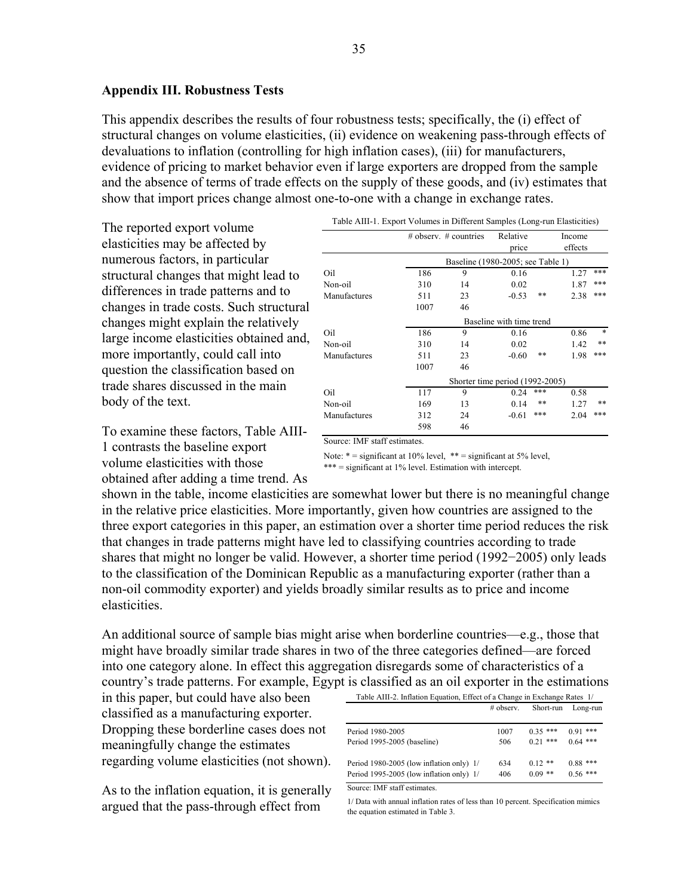## Appendix III. Robustness Tests

This appendix describes the results of four robustness tests; specifically, the (i) effect of structural changes on volume elasticities, (ii) evidence on weakening pass-through effects of devaluations to inflation (controlling for high inflation cases), (iii) for manufacturers, evidence of pricing to market behavior even if large exporters are dropped from the sample and the absence of terms of trade effects on the supply of these goods, and (iv) estimates that show that import prices change almost one-to-one with a change in exchange rates.

The reported export volume elasticities may be affected by numerous factors, in particular structural changes that might lead to differences in trade patterns and to changes in trade costs. Such structural changes might explain the relatively large income elasticities obtained and, more importantly, could call into question the classification based on trade shares discussed in the main body of the text.

Table AIII-1. Export Volumes in Different Samples (Long-run Elasticities)

| | # observ. | # countries | Relative price | | Income effects | |
|---|---|---|---|---|---|---|
| | Baseline (1980-2005; see Table 1) | | | | | |
| Oil | 186 | 9 | 0.16 | | 1.27 | *** |
| Non-oil | 310 | 14 | 0.02 | | 1.87 | *** |
| Manufactures | 511 | 23 | -0.53 | ** | 2.38 | *** |
| | 1007 | 46 | | | | |
| | Baseline with time trend | | | | | |
| Oil | 186 | 9 | 0.16 | | 0.86 | * |
| Non-oil | 310 | 14 | 0.02 | | 1.42 | ** |
| Manufactures | 511 | 23 | -0.60 | ** | 1.98 | *** |
| | 1007 | 46 | | | | |
| | Shorter time period (1992-2005) | | | | | |
| Oil | 117 | 9 | 0.24 | *** | 0.58 | |
| Non-oil | 169 | 13 | 0.14 | ** | 1.27 | ** |
| Manufactures | 312 | 24 | -0.61 | *** | 2.04 | *** |
| | 598 | 46 | | | | |

Source: IMF staff estimates.

Note: * = significant at 10% level, ** = significant at 5% level, *** = significant at 1% level. Estimation with intercept.

To examine these factors, Table AIII-1 contrasts the baseline export volume elasticities with those obtained after adding a time trend. As shown in the table, income elasticities are somewhat lower but there is no meaningful change in the relative price elasticities. More importantly, given how countries are assigned to the three export categories in this paper, an estimation over a shorter time period reduces the risk that changes in trade patterns might have led to classifying countries according to trade shares that might no longer be valid. However, a shorter time period (1992−2005) only leads to the classification of the Dominican Republic as a manufacturing exporter (rather than a non-oil commodity exporter) and yields broadly similar results as to price and income elasticities.

An additional source of sample bias might arise when borderline countries—e.g., those that might have broadly similar trade shares in two of the three categories defined—are forced into one category alone. In effect this aggregation disregards some of characteristics of a country's trade patterns. For example, Egypt is classified as an oil exporter in the estimations in this paper, but could have also been classified as a manufacturing exporter. Dropping these borderline cases does not meaningfully change the estimates regarding volume elasticities (not shown).

Table AIII-2. Inflation Equation, Effect of a Change in Exchange Rates 1/

| | # observ. | Short-run | Long-run |
|---|---|---|---|
| Period 1980-2005 | 1007 | 0.35 *** | 0.91 *** |
| Period 1995-2005 (baseline) | 506 | 0.21 *** | 0.64 *** |
| Period 1980-2005 (low inflation only) 1/ | 634 | 0.12 ** | 0.88 *** |
| Period 1995-2005 (low inflation only) 1/ | 406 | 0.09 ** | 0.56 *** |

Source: IMF staff estimates.

1/ Data with annual inflation rates of less than 10 percent. Specification mimics the equation estimated in Table 3.

As to the inflation equation, it is generally argued that the pass-through effect from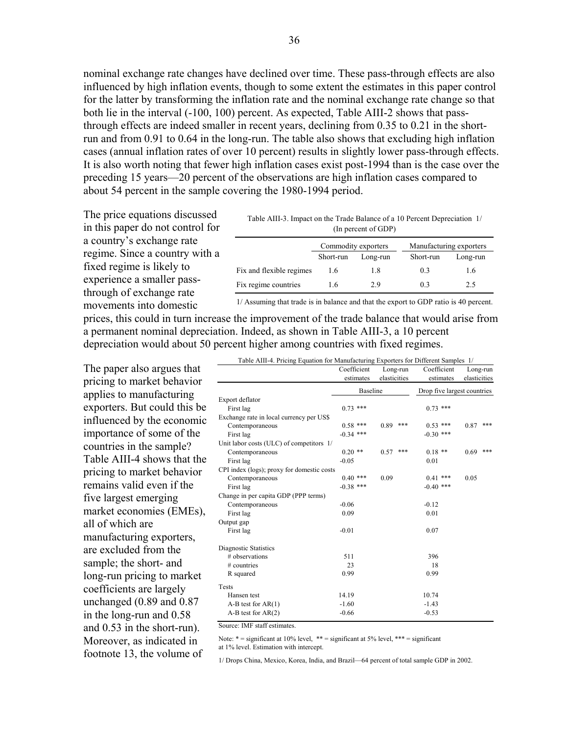nominal exchange rate changes have declined over time. These pass-through effects are also influenced by high inflation events, though to some extent the estimates in this paper control for the latter by transforming the inflation rate and the nominal exchange rate change so that both lie in the interval (-100, 100) percent. As expected, Table AIII-2 shows that pass-through effects are indeed smaller in recent years, declining from 0.35 to 0.21 in the short-run and from 0.91 to 0.64 in the long-run. The table also shows that excluding high inflation cases (annual inflation rates of over 10 percent) results in slightly lower pass-through effects. It is also worth noting that fewer high inflation cases exist post-1994 than is the case over the preceding 15 years—20 percent of the observations are high inflation cases compared to about 54 percent in the sample covering the 1980-1994 period.

The price equations discussed in this paper do not control for a country's exchange rate regime. Since a country with a fixed regime is likely to experience a smaller pass-through of exchange rate movements into domestic prices, this could in turn increase the improvement of the trade balance that would arise from a permanent nominal depreciation. Indeed, as shown in Table AIII-3, a 10 percent depreciation would about 50 percent higher among countries with fixed regimes.

Table AIII-3. Impact on the Trade Balance of a 10 Percent Depreciation 1/
(In percent of GDP)

| | Commodity exporters | | Manufacturing exporters | |
|---|---|---|---|---|
| | Short-run | Long-run | Short-run | Long-run |
| Fix and flexible regimes | 1.6 | 1.8 | 0.3 | 1.6 |
| Fix regime countries | 1.6 | 2.9 | 0.3 | 2.5 |

1/ Assuming that trade is in balance and that the export to GDP ratio is 40 percent.

The paper also argues that pricing to market behavior applies to manufacturing exporters. But could this be influenced by the economic importance of some of the countries in the sample? Table AIII-4 shows that the pricing to market behavior remains valid even if the five largest emerging market economies (EMEs), all of which are manufacturing exporters, are excluded from the sample; the short- and long-run pricing to market coefficients are largely unchanged (0.89 and 0.87 in the long-run and 0.58 and 0.53 in the short-run). Moreover, as indicated in footnote 13, the volume of

Table AIII-4. Pricing Equation for Manufacturing Exporters for Different Samples 1/

| | Coefficient estimates | Long-run elasticities | Coefficient estimates | Long-run elasticities |
|---|---|---|---|---|
| | Baseline | | Drop five largest countries | |
| Export deflator | | | | |
| First lag | 0.73 *** | | 0.73 *** | |
| Exchange rate in local currency per US$ | | | | |
| Contemporaneous | 0.58 *** | 0.89 *** | 0.53 *** | 0.87 *** |
| First lag | -0.34 *** | | -0.30 *** | |
| Unit labor costs (ULC) of competitors 1/ | | | | |
| Contemporaneous | 0.20 ** | 0.57 *** | 0.18 ** | 0.69 *** |
| First lag | -0.05 | | 0.01 | |
| CPI index (logs); proxy for domestic costs | | | | |
| Contemporaneous | 0.40 *** | 0.09 | 0.41 *** | 0.05 |
| First lag | -0.38 *** | | -0.40 *** | |
| Change in per capita GDP (PPP terms) | | | | |
| Contemporaneous | -0.06 | | -0.12 | |
| First lag | 0.09 | | 0.01 | |
| Output gap | | | | |
| First lag | -0.01 | | 0.07 | |
| Diagnostic Statistics | | | | |
| # observations | 511 | | 396 | |
| # countries | 23 | | 18 | |
| R squared | 0.99 | | 0.99 | |
| Tests | | | | |
| Hansen test | 14.19 | | 10.74 | |
| A-B test for AR(1) | -1.60 | | -1.43 | |
| A-B test for AR(2) | -0.66 | | -0.53 | |

Source: IMF staff estimates.

Note: * = significant at 10% level, ** = significant at 5% level, *** = significant at 1% level. Estimation with intercept.

1/ Drops China, Mexico, Korea, India, and Brazil—64 percent of total sample GDP in 2002.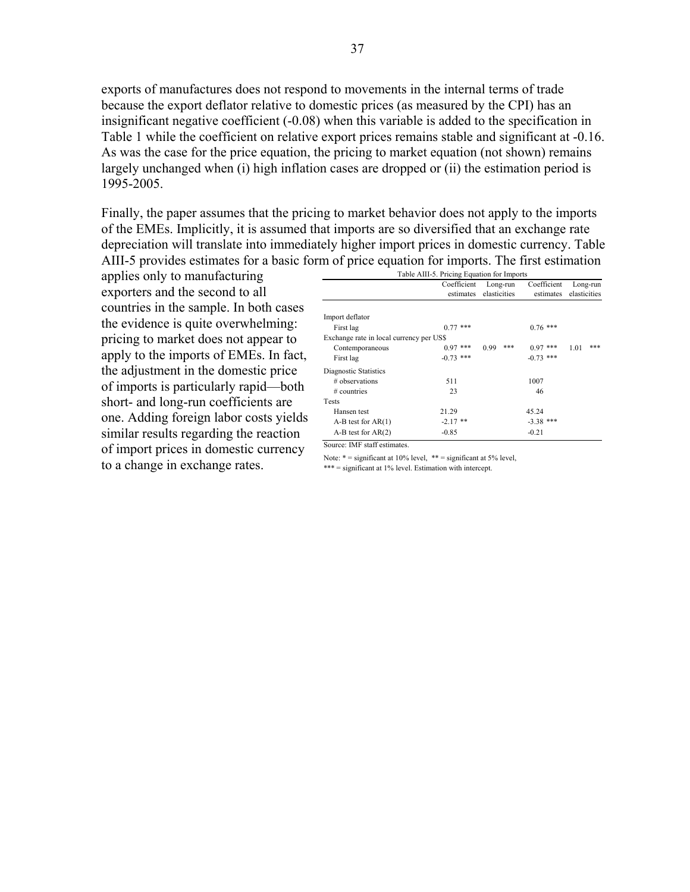exports of manufactures does not respond to movements in the internal terms of trade because the export deflator relative to domestic prices (as measured by the CPI) has an insignificant negative coefficient (-0.08) when this variable is added to the specification in Table 1 while the coefficient on relative export prices remains stable and significant at -0.16. As was the case for the price equation, the pricing to market equation (not shown) remains largely unchanged when (i) high inflation cases are dropped or (ii) the estimation period is 1995-2005.

Finally, the paper assumes that the pricing to market behavior does not apply to the imports of the EMEs. Implicitly, it is assumed that imports are so diversified that an exchange rate depreciation will translate into immediately higher import prices in domestic currency. Table AIII-5 provides estimates for a basic form of price equation for imports. The first estimation applies only to manufacturing exporters and the second to all countries in the sample. In both cases the evidence is quite overwhelming: pricing to market does not appear to apply to the imports of EMEs. In fact, the adjustment in the domestic price of imports is particularly rapid—both short- and long-run coefficients are one. Adding foreign labor costs yields similar results regarding the reaction of import prices in domestic currency to a change in exchange rates.

Table AIII-5. Pricing Equation for Imports

| | Coefficient estimates | Long-run elasticities | Coefficient estimates | Long-run elasticities |
|---|---|---|---|---|
| Import deflator | | | | |
| First lag | 0.77 *** | | 0.76 *** | |
| Exchange rate in local currency per US$ | | | | |
| Contemporaneous | 0.97 *** | 0.99 *** | 0.97 *** | 1.01 *** |
| First lag | -0.73 *** | | -0.73 *** | |
| Diagnostic Statistics | | | | |
| # observations | 511 | | 1007 | |
| # countries | 23 | | 46 | |
| Tests | | | | |
| Hansen test | 21.29 | | 45.24 | |
| A-B test for AR(1) | -2.17 ** | | -3.38 *** | |
| A-B test for AR(2) | -0.85 | | -0.21 | |

Source: IMF staff estimates.

Note: * = significant at 10% level, ** = significant at 5% level, *** = significant at 1% level. Estimation with intercept.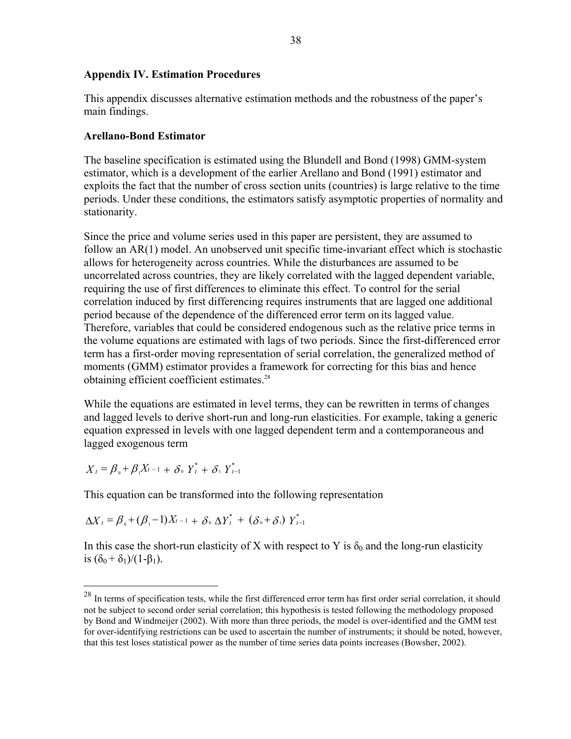## Appendix IV. Estimation Procedures

This appendix discusses alternative estimation methods and the robustness of the paper's main findings.

### Arellano-Bond Estimator

The baseline specification is estimated using the Blundell and Bond (1998) GMM-system estimator, which is a development of the earlier Arellano and Bond (1991) estimator and exploits the fact that the number of cross section units (countries) is large relative to the time periods. Under these conditions, the estimators satisfy asymptotic properties of normality and stationarity.

Since the price and volume series used in this paper are persistent, they are assumed to follow an AR(1) model. An unobserved unit specific time-invariant effect which is stochastic allows for heterogeneity across countries. While the disturbances are assumed to be uncorrelated across countries, they are likely correlated with the lagged dependent variable, requiring the use of first differences to eliminate this effect. To control for the serial correlation induced by first differencing requires instruments that are lagged one additional period because of the dependence of the differenced error term on its lagged value. Therefore, variables that could be considered endogenous such as the relative price terms in the volume equations are estimated with lags of two periods. Since the first-differenced error term has a first-order moving representation of serial correlation, the generalized method of moments (GMM) estimator provides a framework for correcting for this bias and hence obtaining efficient coefficient estimates.[28]

While the equations are estimated in level terms, they can be rewritten in terms of changes and lagged levels to derive short-run and long-run elasticities. For example, taking a generic equation expressed in levels with one lagged dependent term and a contemporaneous and lagged exogenous term

$$X_t = \beta_0 + \beta_1 X_{t-1} + \delta_0 Y_t^* + \delta_1 Y_{t-1}^*$$

This equation can be transformed into the following representation

$$\Delta X_t = \beta_0 + (\beta_1 - 1) X_{t-1} + \delta_0 \Delta Y_t^* + (\delta_0 + \delta_1) Y_{t-1}^*$$

In this case the short-run elasticity of X with respect to Y is $\delta_0$ and the long-run elasticity is $(\delta_0 + \delta_1)/(1-\beta_1)$.

---

[28] In terms of specification tests, while the first differenced error term has first order serial correlation, it should not be subject to second order serial correlation; this hypothesis is tested following the methodology proposed by Bond and Windmeijer (2002). With more than three periods, the model is over-identified and the GMM test for over-identifying restrictions can be used to ascertain the number of instruments; it should be noted, however, that this test loses statistical power as the number of time series data points increases (Bowsher, 2002).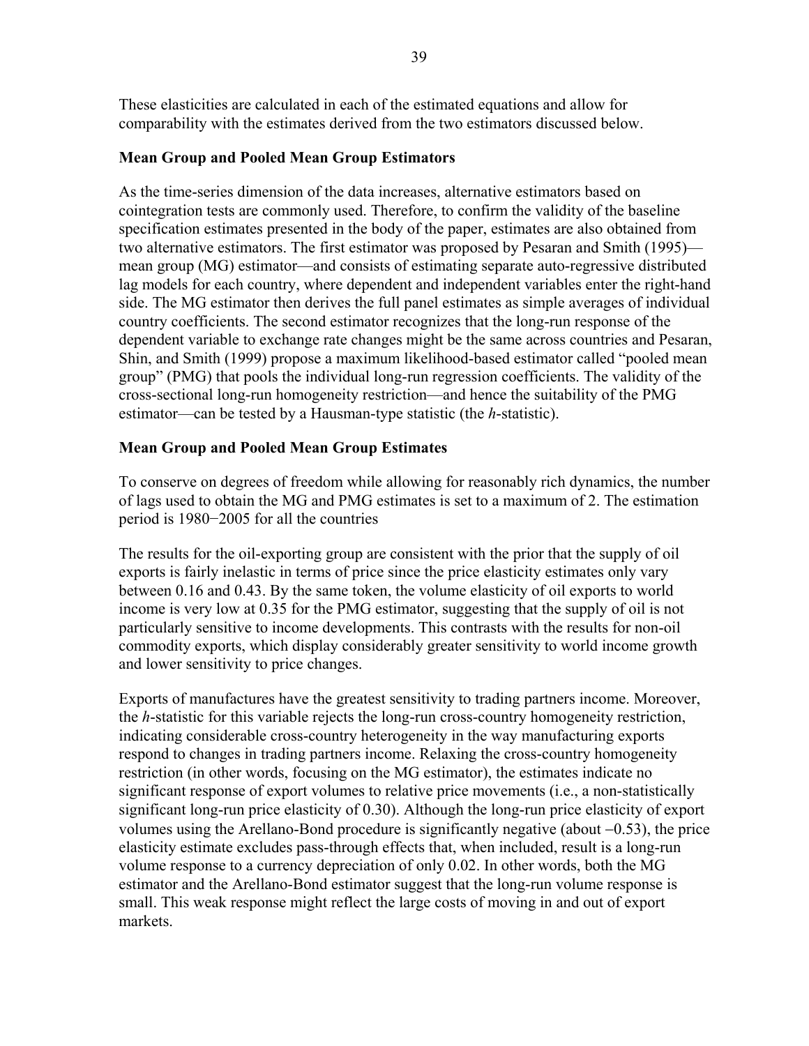These elasticities are calculated in each of the estimated equations and allow for comparability with the estimates derived from the two estimators discussed below.

**Mean Group and Pooled Mean Group Estimators**

As the time-series dimension of the data increases, alternative estimators based on cointegration tests are commonly used. Therefore, to confirm the validity of the baseline specification estimates presented in the body of the paper, estimates are also obtained from two alternative estimators. The first estimator was proposed by Pesaran and Smith (1995)—mean group (MG) estimator—and consists of estimating separate auto-regressive distributed lag models for each country, where dependent and independent variables enter the right-hand side. The MG estimator then derives the full panel estimates as simple averages of individual country coefficients. The second estimator recognizes that the long-run response of the dependent variable to exchange rate changes might be the same across countries and Pesaran, Shin, and Smith (1999) propose a maximum likelihood-based estimator called "pooled mean group" (PMG) that pools the individual long-run regression coefficients. The validity of the cross-sectional long-run homogeneity restriction—and hence the suitability of the PMG estimator—can be tested by a Hausman-type statistic (the *h*-statistic).

**Mean Group and Pooled Mean Group Estimates**

To conserve on degrees of freedom while allowing for reasonably rich dynamics, the number of lags used to obtain the MG and PMG estimates is set to a maximum of 2. The estimation period is 1980−2005 for all the countries

The results for the oil-exporting group are consistent with the prior that the supply of oil exports is fairly inelastic in terms of price since the price elasticity estimates only vary between 0.16 and 0.43. By the same token, the volume elasticity of oil exports to world income is very low at 0.35 for the PMG estimator, suggesting that the supply of oil is not particularly sensitive to income developments. This contrasts with the results for non-oil commodity exports, which display considerably greater sensitivity to world income growth and lower sensitivity to price changes.

Exports of manufactures have the greatest sensitivity to trading partners income. Moreover, the *h*-statistic for this variable rejects the long-run cross-country homogeneity restriction, indicating considerable cross-country heterogeneity in the way manufacturing exports respond to changes in trading partners income. Relaxing the cross-country homogeneity restriction (in other words, focusing on the MG estimator), the estimates indicate no significant response of export volumes to relative price movements (i.e., a non-statistically significant long-run price elasticity of 0.30). Although the long-run price elasticity of export volumes using the Arellano-Bond procedure is significantly negative (about −0.53), the price elasticity estimate excludes pass-through effects that, when included, result is a long-run volume response to a currency depreciation of only 0.02. In other words, both the MG estimator and the Arellano-Bond estimator suggest that the long-run volume response is small. This weak response might reflect the large costs of moving in and out of export markets.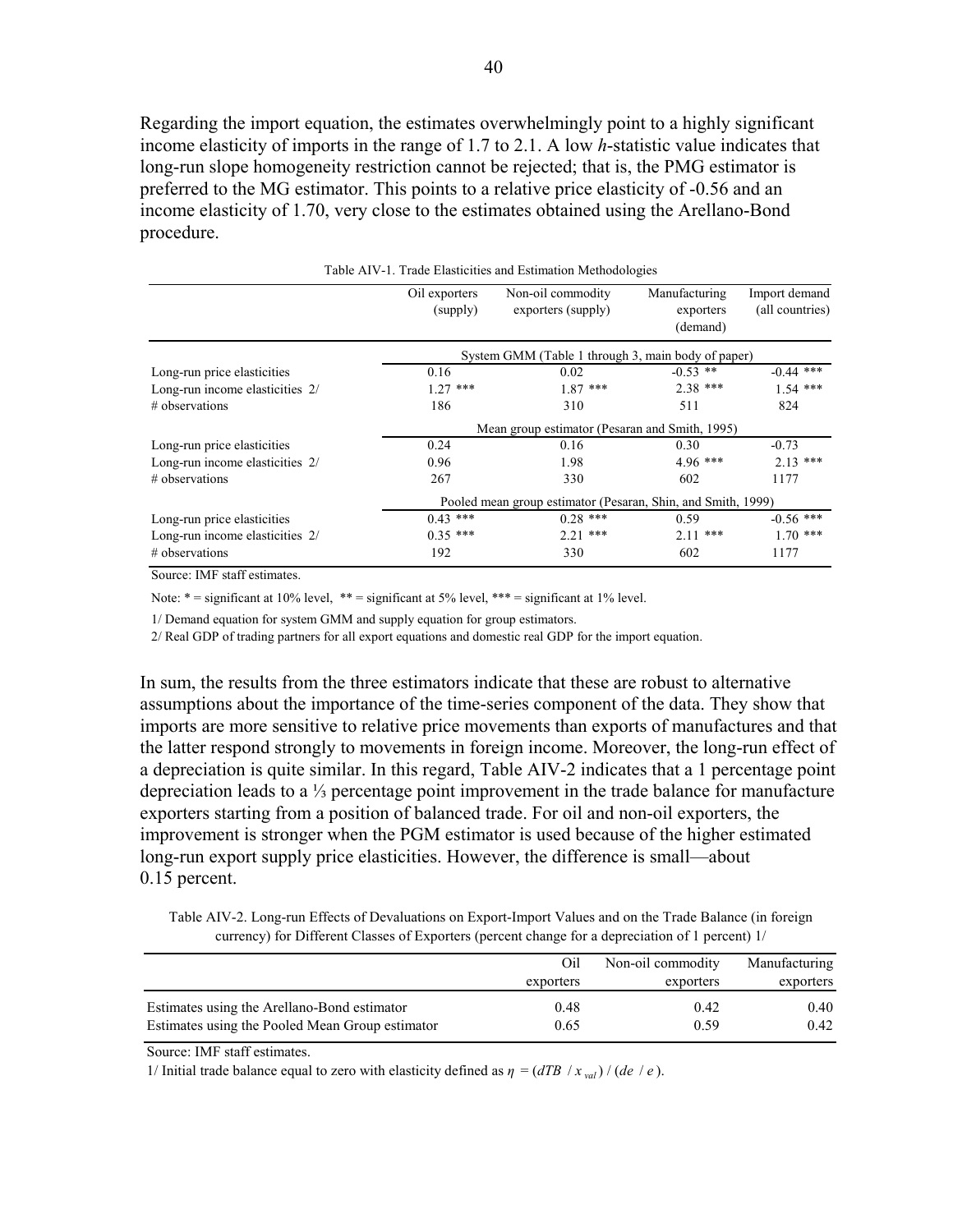Regarding the import equation, the estimates overwhelmingly point to a highly significant income elasticity of imports in the range of 1.7 to 2.1. A low *h*-statistic value indicates that long-run slope homogeneity restriction cannot be rejected; that is, the PMG estimator is preferred to the MG estimator. This points to a relative price elasticity of -0.56 and an income elasticity of 1.70, very close to the estimates obtained using the Arellano-Bond procedure.

Table AIV-1. Trade Elasticities and Estimation Methodologies

| | Oil exporters (supply) | Non-oil commodity exporters (supply) | Manufacturing exporters (demand) | Import demand (all countries) |
|---|---|---|---|---|
| | System GMM (Table 1 through 3, main body of paper) | | | |
| Long-run price elasticities | 0.16 | 0.02 | -0.53 ** | -0.44 *** |
| Long-run income elasticities 2/ | 1.27 *** | 1.87 *** | 2.38 *** | 1.54 *** |
| # observations | 186 | 310 | 511 | 824 |
| | Mean group estimator (Pesaran and Smith, 1995) | | | |
| Long-run price elasticities | 0.24 | 0.16 | 0.30 | -0.73 |
| Long-run income elasticities 2/ | 0.96 | 1.98 | 4.96 *** | 2.13 *** |
| # observations | 267 | 330 | 602 | 1177 |
| | Pooled mean group estimator (Pesaran, Shin, and Smith, 1999) | | | |
| Long-run price elasticities | 0.43 *** | 0.28 *** | 0.59 | -0.56 *** |
| Long-run income elasticities 2/ | 0.35 *** | 2.21 *** | 2.11 *** | 1.70 *** |
| # observations | 192 | 330 | 602 | 1177 |

Source: IMF staff estimates.

Note: * = significant at 10% level, ** = significant at 5% level, *** = significant at 1% level.

1/ Demand equation for system GMM and supply equation for group estimators.

2/ Real GDP of trading partners for all export equations and domestic real GDP for the import equation.

In sum, the results from the three estimators indicate that these are robust to alternative assumptions about the importance of the time-series component of the data. They show that imports are more sensitive to relative price movements than exports of manufactures and that the latter respond strongly to movements in foreign income. Moreover, the long-run effect of a depreciation is quite similar. In this regard, Table AIV-2 indicates that a 1 percentage point depreciation leads to a ⅓ percentage point improvement in the trade balance for manufacture exporters starting from a position of balanced trade. For oil and non-oil exporters, the improvement is stronger when the PGM estimator is used because of the higher estimated long-run export supply price elasticities. However, the difference is small—about 0.15 percent.

Table AIV-2. Long-run Effects of Devaluations on Export-Import Values and on the Trade Balance (in foreign currency) for Different Classes of Exporters (percent change for a depreciation of 1 percent) 1/

| | Oil exporters | Non-oil commodity exporters | Manufacturing exporters |
|---|---|---|---|
| Estimates using the Arellano-Bond estimator | 0.48 | 0.42 | 0.40 |
| Estimates using the Pooled Mean Group estimator | 0.65 | 0.59 | 0.42 |

Source: IMF staff estimates.

1/ Initial trade balance equal to zero with elasticity defined as $\eta = (dTB \,/\, x_{val}) \,/\, (de \,/\, e)$.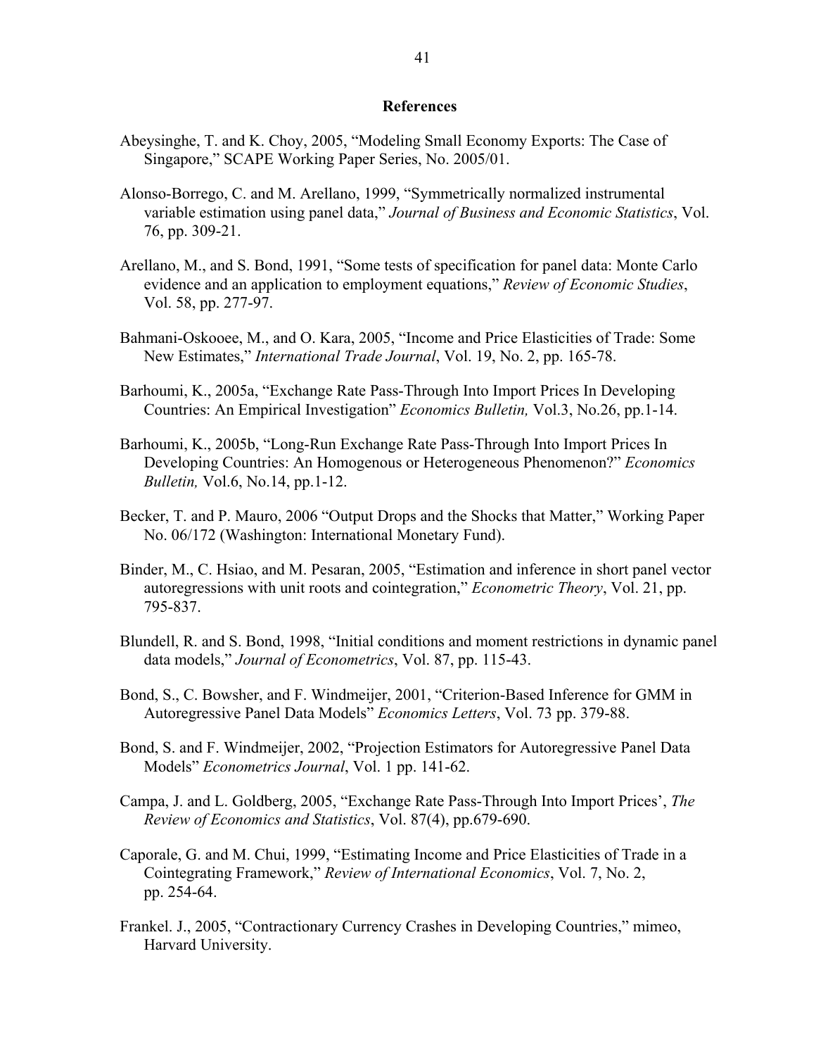## References

Abeysinghe, T. and K. Choy, 2005, "Modeling Small Economy Exports: The Case of Singapore," SCAPE Working Paper Series, No. 2005/01.

Alonso-Borrego, C. and M. Arellano, 1999, "Symmetrically normalized instrumental variable estimation using panel data," *Journal of Business and Economic Statistics*, Vol. 76, pp. 309-21.

Arellano, M., and S. Bond, 1991, "Some tests of specification for panel data: Monte Carlo evidence and an application to employment equations," *Review of Economic Studies*, Vol. 58, pp. 277-97.

Bahmani-Oskooee, M., and O. Kara, 2005, "Income and Price Elasticities of Trade: Some New Estimates," *International Trade Journal*, Vol. 19, No. 2, pp. 165-78.

Barhoumi, K., 2005a, "Exchange Rate Pass-Through Into Import Prices In Developing Countries: An Empirical Investigation" *Economics Bulletin,* Vol.3, No.26, pp.1-14.

Barhoumi, K., 2005b, "Long-Run Exchange Rate Pass-Through Into Import Prices In Developing Countries: An Homogenous or Heterogeneous Phenomenon?" *Economics Bulletin,* Vol.6, No.14, pp.1-12.

Becker, T. and P. Mauro, 2006 "Output Drops and the Shocks that Matter," Working Paper No. 06/172 (Washington: International Monetary Fund).

Binder, M., C. Hsiao, and M. Pesaran, 2005, "Estimation and inference in short panel vector autoregressions with unit roots and cointegration," *Econometric Theory*, Vol. 21, pp. 795-837.

Blundell, R. and S. Bond, 1998, "Initial conditions and moment restrictions in dynamic panel data models," *Journal of Econometrics*, Vol. 87, pp. 115-43.

Bond, S., C. Bowsher, and F. Windmeijer, 2001, "Criterion-Based Inference for GMM in Autoregressive Panel Data Models" *Economics Letters*, Vol. 73 pp. 379-88.

Bond, S. and F. Windmeijer, 2002, "Projection Estimators for Autoregressive Panel Data Models" *Econometrics Journal*, Vol. 1 pp. 141-62.

Campa, J. and L. Goldberg, 2005, "Exchange Rate Pass-Through Into Import Prices', *The Review of Economics and Statistics*, Vol. 87(4), pp.679-690.

Caporale, G. and M. Chui, 1999, "Estimating Income and Price Elasticities of Trade in a Cointegrating Framework," *Review of International Economics*, Vol. 7, No. 2, pp. 254-64.

Frankel. J., 2005, "Contractionary Currency Crashes in Developing Countries," mimeo, Harvard University.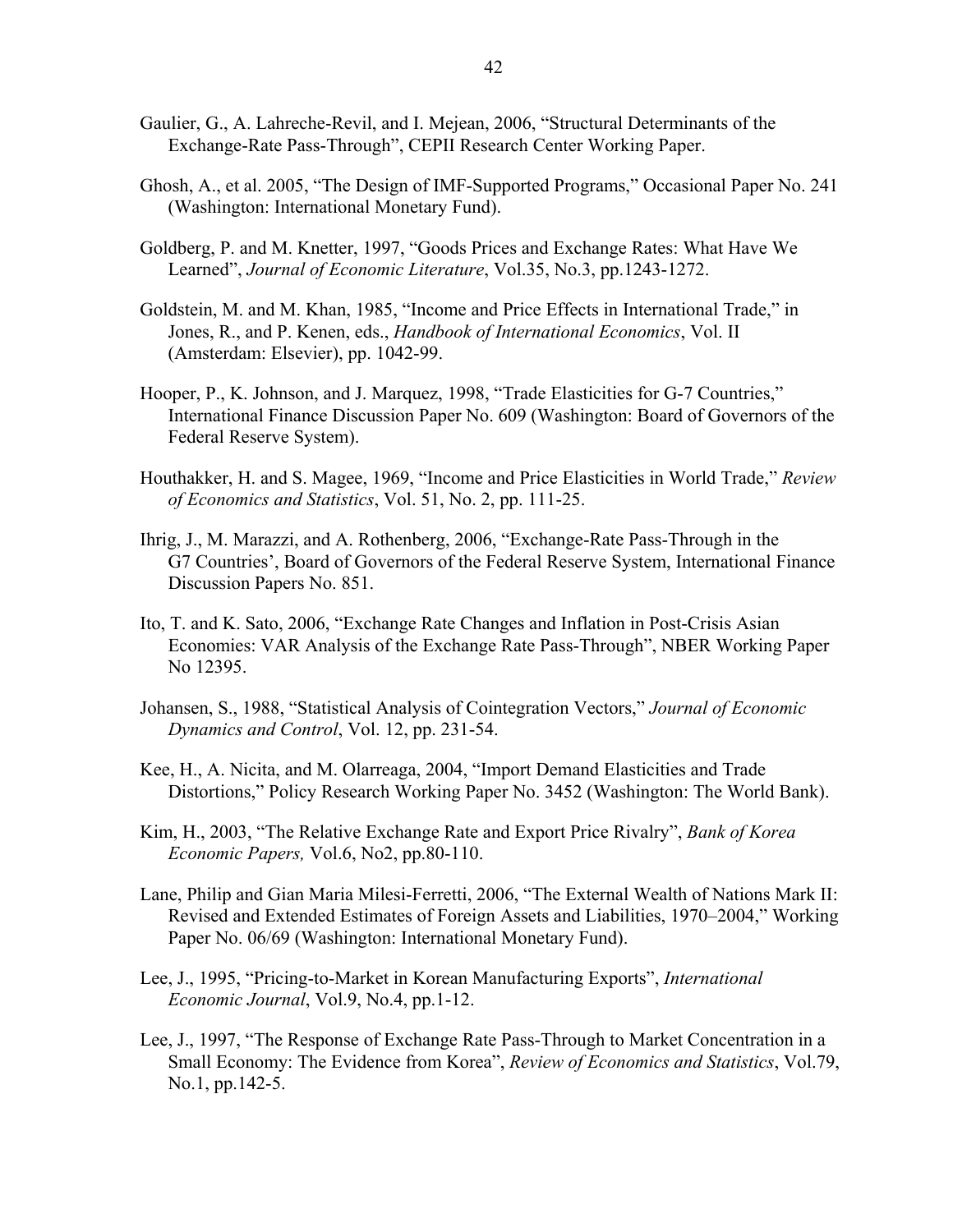Gaulier, G., A. Lahreche-Revil, and I. Mejean, 2006, "Structural Determinants of the Exchange-Rate Pass-Through", CEPII Research Center Working Paper.

Ghosh, A., et al. 2005, "The Design of IMF-Supported Programs," Occasional Paper No. 241 (Washington: International Monetary Fund).

Goldberg, P. and M. Knetter, 1997, "Goods Prices and Exchange Rates: What Have We Learned", *Journal of Economic Literature*, Vol.35, No.3, pp.1243-1272.

Goldstein, M. and M. Khan, 1985, "Income and Price Effects in International Trade," in Jones, R., and P. Kenen, eds., *Handbook of International Economics*, Vol. II (Amsterdam: Elsevier), pp. 1042-99.

Hooper, P., K. Johnson, and J. Marquez, 1998, "Trade Elasticities for G-7 Countries," International Finance Discussion Paper No. 609 (Washington: Board of Governors of the Federal Reserve System).

Houthakker, H. and S. Magee, 1969, "Income and Price Elasticities in World Trade," *Review of Economics and Statistics*, Vol. 51, No. 2, pp. 111-25.

Ihrig, J., M. Marazzi, and A. Rothenberg, 2006, "Exchange-Rate Pass-Through in the G7 Countries', Board of Governors of the Federal Reserve System, International Finance Discussion Papers No. 851.

Ito, T. and K. Sato, 2006, "Exchange Rate Changes and Inflation in Post-Crisis Asian Economies: VAR Analysis of the Exchange Rate Pass-Through", NBER Working Paper No 12395.

Johansen, S., 1988, "Statistical Analysis of Cointegration Vectors," *Journal of Economic Dynamics and Control*, Vol. 12, pp. 231-54.

Kee, H., A. Nicita, and M. Olarreaga, 2004, "Import Demand Elasticities and Trade Distortions," Policy Research Working Paper No. 3452 (Washington: The World Bank).

Kim, H., 2003, "The Relative Exchange Rate and Export Price Rivalry", *Bank of Korea Economic Papers,* Vol.6, No2, pp.80-110.

Lane, Philip and Gian Maria Milesi-Ferretti, 2006, "The External Wealth of Nations Mark II: Revised and Extended Estimates of Foreign Assets and Liabilities, 1970–2004," Working Paper No. 06/69 (Washington: International Monetary Fund).

Lee, J., 1995, "Pricing-to-Market in Korean Manufacturing Exports", *International Economic Journal*, Vol.9, No.4, pp.1-12.

Lee, J., 1997, "The Response of Exchange Rate Pass-Through to Market Concentration in a Small Economy: The Evidence from Korea", *Review of Economics and Statistics*, Vol.79, No.1, pp.142-5.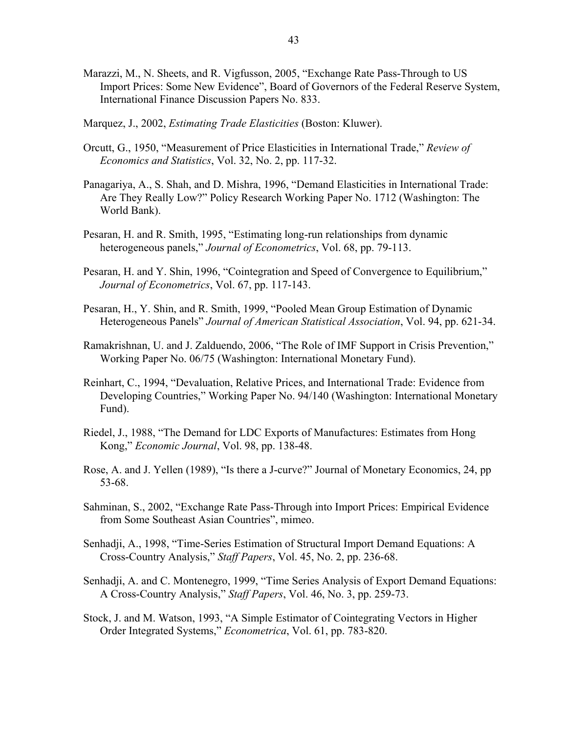Marazzi, M., N. Sheets, and R. Vigfusson, 2005, "Exchange Rate Pass-Through to US Import Prices: Some New Evidence", Board of Governors of the Federal Reserve System, International Finance Discussion Papers No. 833.

Marquez, J., 2002, *Estimating Trade Elasticities* (Boston: Kluwer).

Orcutt, G., 1950, "Measurement of Price Elasticities in International Trade," *Review of Economics and Statistics*, Vol. 32, No. 2, pp. 117-32.

Panagariya, A., S. Shah, and D. Mishra, 1996, "Demand Elasticities in International Trade: Are They Really Low?" Policy Research Working Paper No. 1712 (Washington: The World Bank).

Pesaran, H. and R. Smith, 1995, "Estimating long-run relationships from dynamic heterogeneous panels," *Journal of Econometrics*, Vol. 68, pp. 79-113.

Pesaran, H. and Y. Shin, 1996, "Cointegration and Speed of Convergence to Equilibrium," *Journal of Econometrics*, Vol. 67, pp. 117-143.

Pesaran, H., Y. Shin, and R. Smith, 1999, "Pooled Mean Group Estimation of Dynamic Heterogeneous Panels" *Journal of American Statistical Association*, Vol. 94, pp. 621-34.

Ramakrishnan, U. and J. Zalduendo, 2006, "The Role of IMF Support in Crisis Prevention," Working Paper No. 06/75 (Washington: International Monetary Fund).

Reinhart, C., 1994, "Devaluation, Relative Prices, and International Trade: Evidence from Developing Countries," Working Paper No. 94/140 (Washington: International Monetary Fund).

Riedel, J., 1988, "The Demand for LDC Exports of Manufactures: Estimates from Hong Kong," *Economic Journal*, Vol. 98, pp. 138-48.

Rose, A. and J. Yellen (1989), "Is there a J-curve?" Journal of Monetary Economics, 24, pp 53-68.

Sahminan, S., 2002, "Exchange Rate Pass-Through into Import Prices: Empirical Evidence from Some Southeast Asian Countries", mimeo.

Senhadji, A., 1998, "Time-Series Estimation of Structural Import Demand Equations: A Cross-Country Analysis," *Staff Papers*, Vol. 45, No. 2, pp. 236-68.

Senhadji, A. and C. Montenegro, 1999, "Time Series Analysis of Export Demand Equations: A Cross-Country Analysis," *Staff Papers*, Vol. 46, No. 3, pp. 259-73.

Stock, J. and M. Watson, 1993, "A Simple Estimator of Cointegrating Vectors in Higher Order Integrated Systems," *Econometrica*, Vol. 61, pp. 783-820.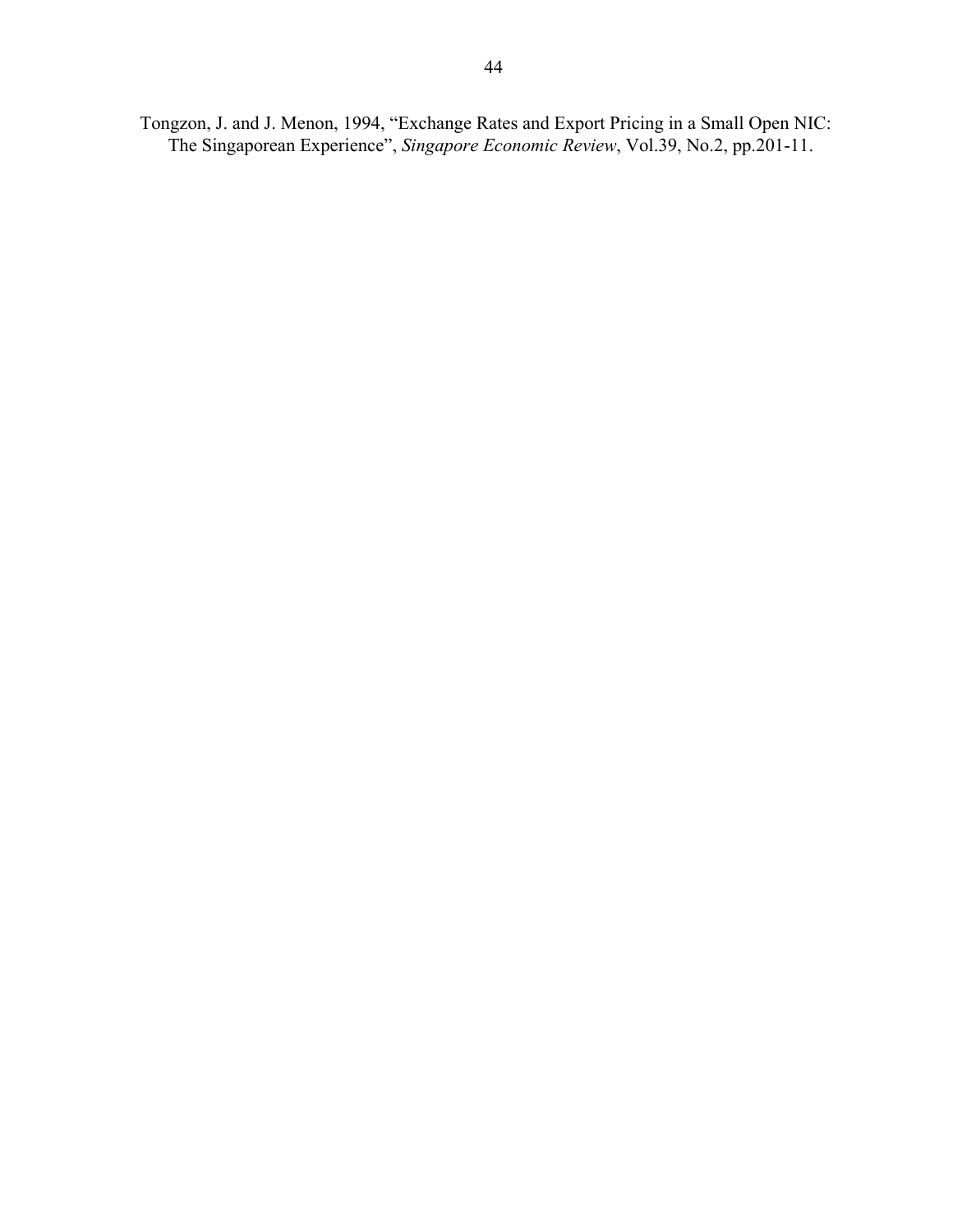Tongzon, J. and J. Menon, 1994, “Exchange Rates and Export Pricing in a Small Open NIC: The Singaporean Experience”, *Singapore Economic Review*, Vol.39, No.2, pp.201-11.